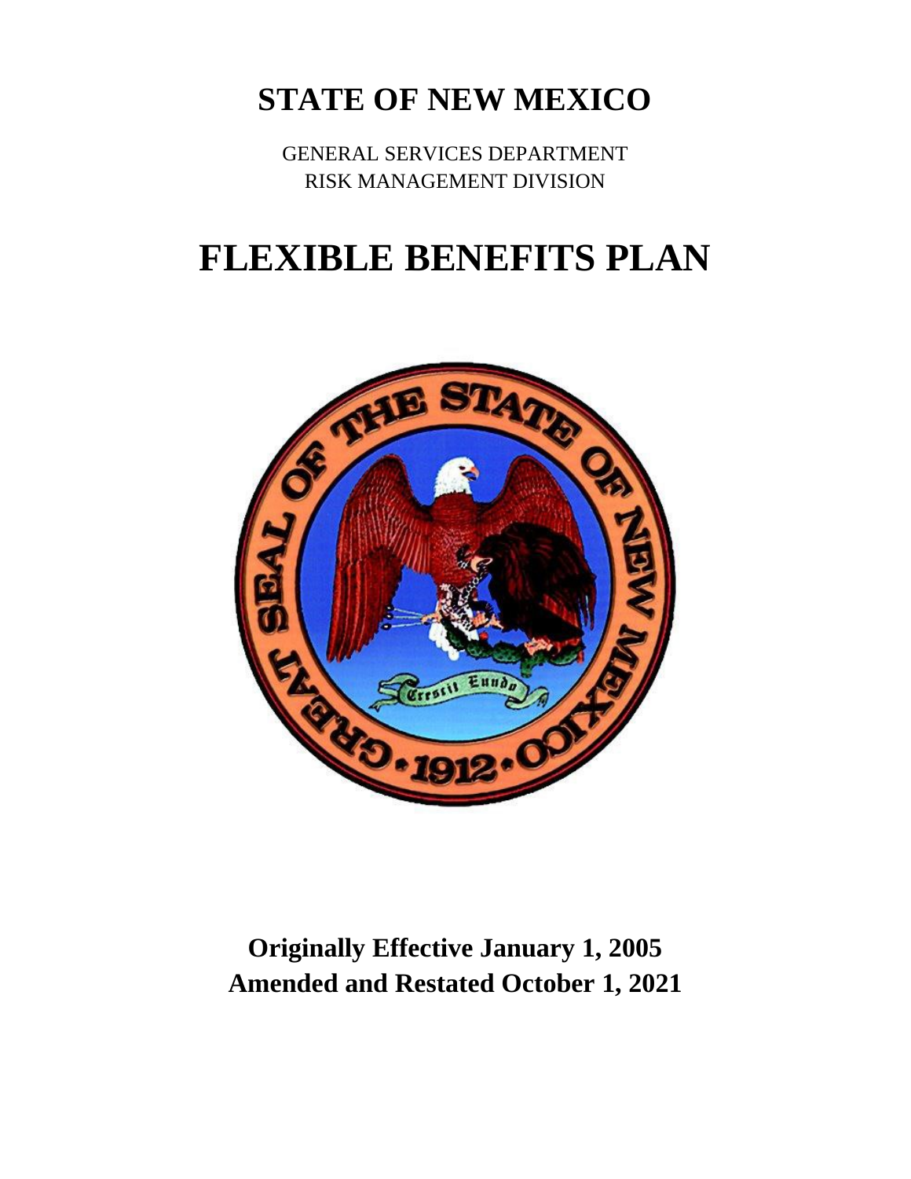# STATE OF NEW MEXICO

GENERAL SERVICES DEPARTMENT
RISK MANAGEMENT DIVISION

# FLEXIBLE BENEFITS PLAN

**Originally Effective January 1, 2005**
**Amended and Restated October 1, 2021**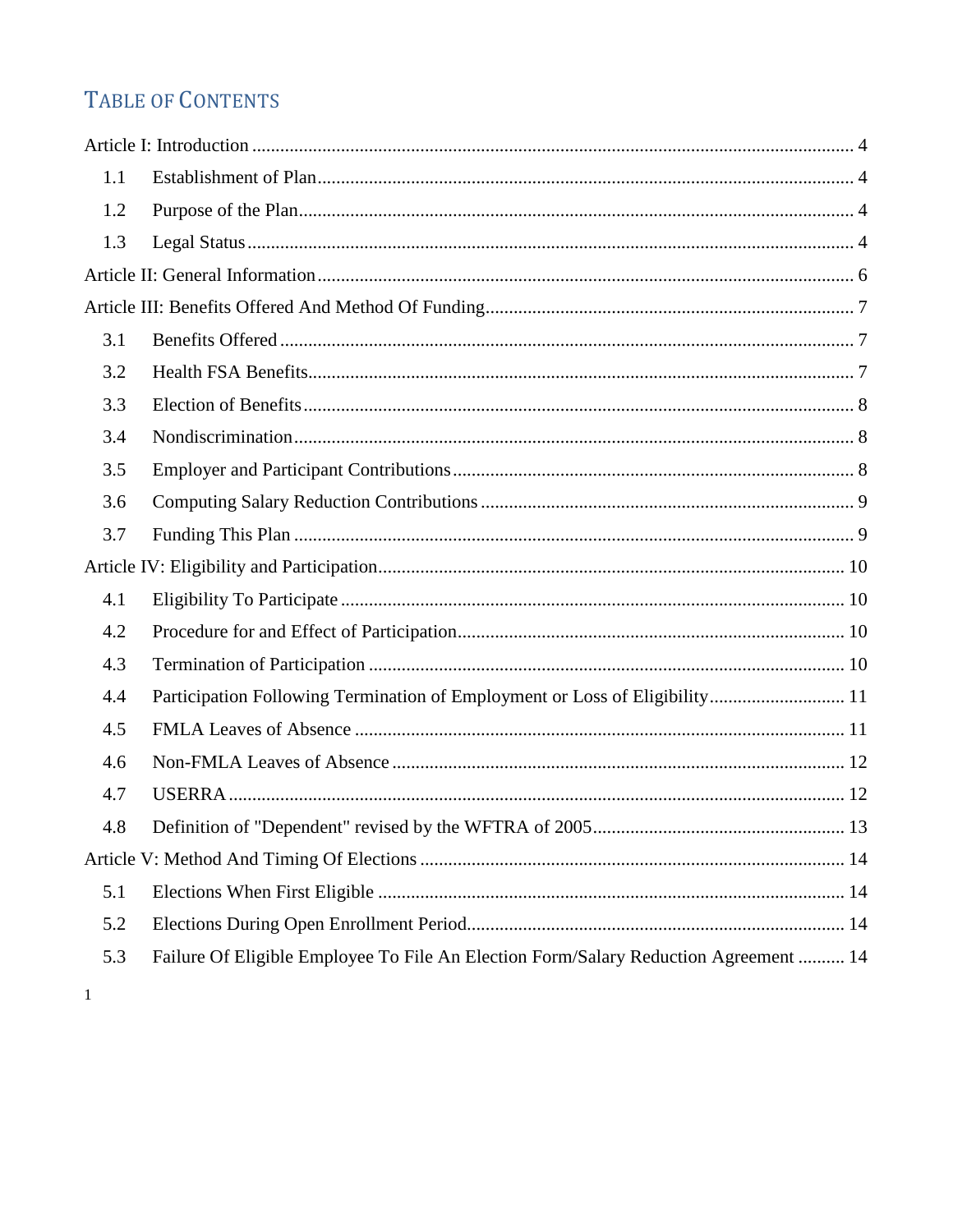## TABLE OF CONTENTS

Article I: Introduction ... 4

- 1.1 Establishment of Plan ... 4
- 1.2 Purpose of the Plan ... 4
- 1.3 Legal Status ... 4

Article II: General Information ... 6

Article III: Benefits Offered And Method Of Funding ... 7

- 3.1 Benefits Offered ... 7
- 3.2 Health FSA Benefits ... 7
- 3.3 Election of Benefits ... 8
- 3.4 Nondiscrimination ... 8
- 3.5 Employer and Participant Contributions ... 8
- 3.6 Computing Salary Reduction Contributions ... 9
- 3.7 Funding This Plan ... 9

Article IV: Eligibility and Participation ... 10

- 4.1 Eligibility To Participate ... 10
- 4.2 Procedure for and Effect of Participation ... 10
- 4.3 Termination of Participation ... 10
- 4.4 Participation Following Termination of Employment or Loss of Eligibility ... 11
- 4.5 FMLA Leaves of Absence ... 11
- 4.6 Non-FMLA Leaves of Absence ... 12
- 4.7 USERRA ... 12
- 4.8 Definition of "Dependent" revised by the WFTRA of 2005 ... 13

Article V: Method And Timing Of Elections ... 14

- 5.1 Elections When First Eligible ... 14
- 5.2 Elections During Open Enrollment Period ... 14
- 5.3 Failure Of Eligible Employee To File An Election Form/Salary Reduction Agreement ... 14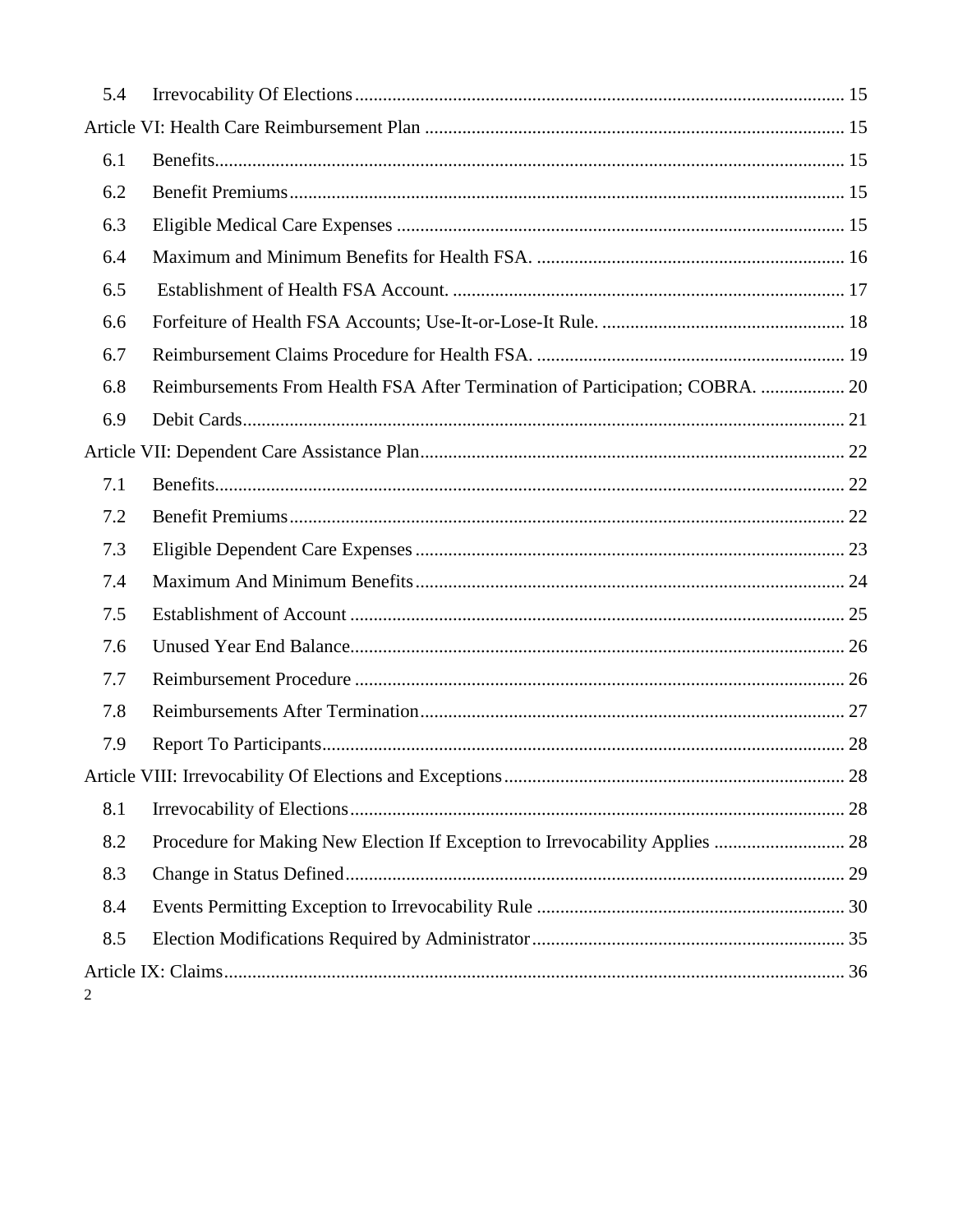5.4 Irrevocability Of Elections ........................................................................................................ 15

Article VI: Health Care Reimbursement Plan ......................................................................................... 15

6.1 Benefits...................................................................................................................................... 15

6.2 Benefit Premiums ...................................................................................................................... 15

6.3 Eligible Medical Care Expenses ................................................................................................ 15

6.4 Maximum and Minimum Benefits for Health FSA. .................................................................. 16

6.5 Establishment of Health FSA Account. .................................................................................... 17

6.6 Forfeiture of Health FSA Accounts; Use-It-or-Lose-It Rule. .................................................... 18

6.7 Reimbursement Claims Procedure for Health FSA. .................................................................. 19

6.8 Reimbursements From Health FSA After Termination of Participation; COBRA. .................. 20

6.9 Debit Cards................................................................................................................................ 21

Article VII: Dependent Care Assistance Plan .......................................................................................... 22

7.1 Benefits...................................................................................................................................... 22

7.2 Benefit Premiums ...................................................................................................................... 22

7.3 Eligible Dependent Care Expenses ............................................................................................ 23

7.4 Maximum And Minimum Benefits ............................................................................................ 24

7.5 Establishment of Account .......................................................................................................... 25

7.6 Unused Year End Balance.......................................................................................................... 26

7.7 Reimbursement Procedure ......................................................................................................... 26

7.8 Reimbursements After Termination ........................................................................................... 27

7.9 Report To Participants................................................................................................................ 28

Article VIII: Irrevocability Of Elections and Exceptions ......................................................................... 28

8.1 Irrevocability of Elections .......................................................................................................... 28

8.2 Procedure for Making New Election If Exception to Irrevocability Applies ............................ 28

8.3 Change in Status Defined ........................................................................................................... 29

8.4 Events Permitting Exception to Irrevocability Rule .................................................................. 30

8.5 Election Modifications Required by Administrator ................................................................... 35

Article IX: Claims ..................................................................................................................................... 36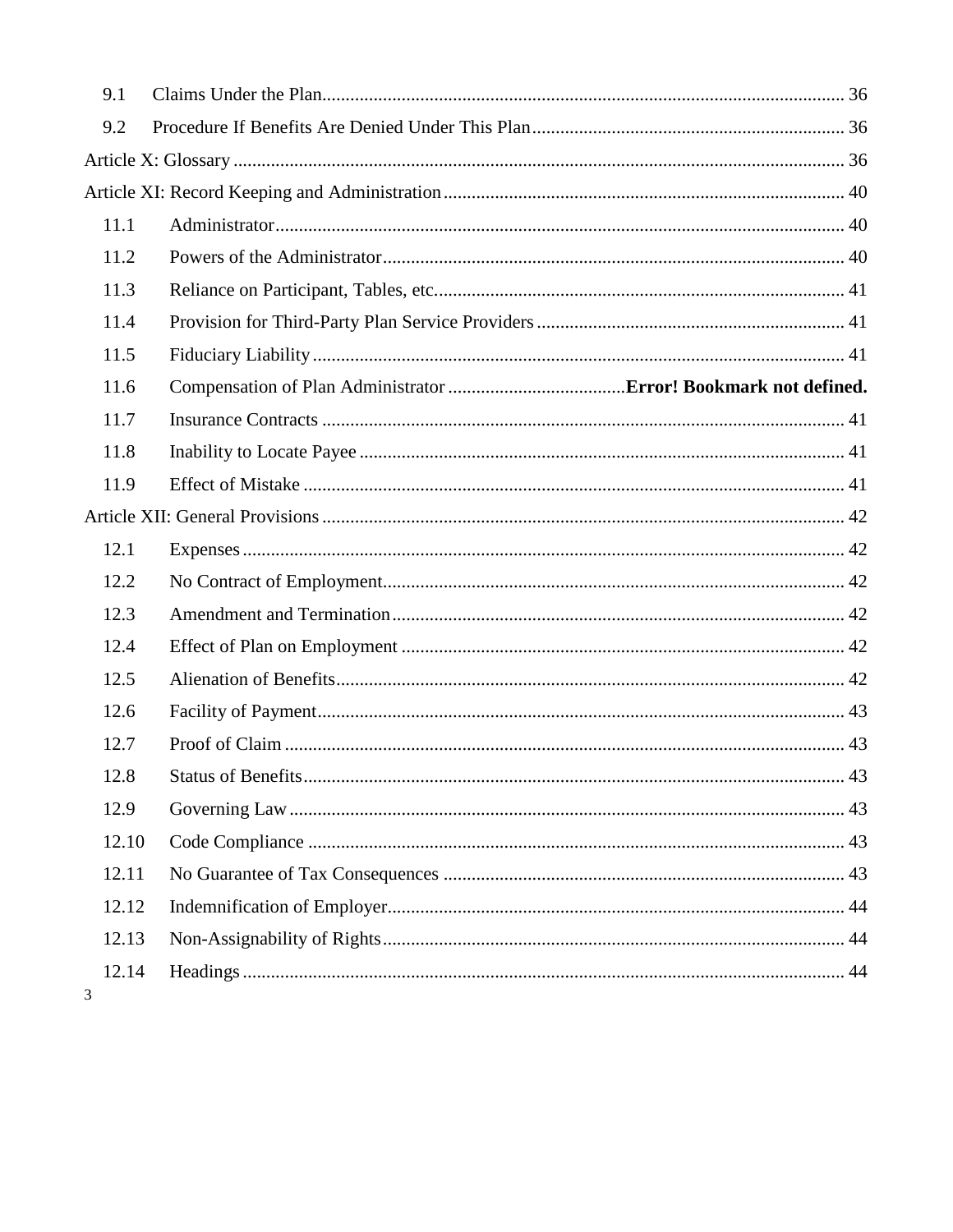9.1 Claims Under the Plan ........ 36

9.2 Procedure If Benefits Are Denied Under This Plan ........ 36

Article X: Glossary ........ 36

Article XI: Record Keeping and Administration ........ 40

11.1 Administrator ........ 40

11.2 Powers of the Administrator ........ 40

11.3 Reliance on Participant, Tables, etc. ........ 41

11.4 Provision for Third-Party Plan Service Providers ........ 41

11.5 Fiduciary Liability ........ 41

11.6 Compensation of Plan Administrator ........ **Error! Bookmark not defined.**

11.7 Insurance Contracts ........ 41

11.8 Inability to Locate Payee ........ 41

11.9 Effect of Mistake ........ 41

Article XII: General Provisions ........ 42

12.1 Expenses ........ 42

12.2 No Contract of Employment ........ 42

12.3 Amendment and Termination ........ 42

12.4 Effect of Plan on Employment ........ 42

12.5 Alienation of Benefits ........ 42

12.6 Facility of Payment ........ 43

12.7 Proof of Claim ........ 43

12.8 Status of Benefits ........ 43

12.9 Governing Law ........ 43

12.10 Code Compliance ........ 43

12.11 No Guarantee of Tax Consequences ........ 43

12.12 Indemnification of Employer ........ 44

12.13 Non-Assignability of Rights ........ 44

12.14 Headings ........ 44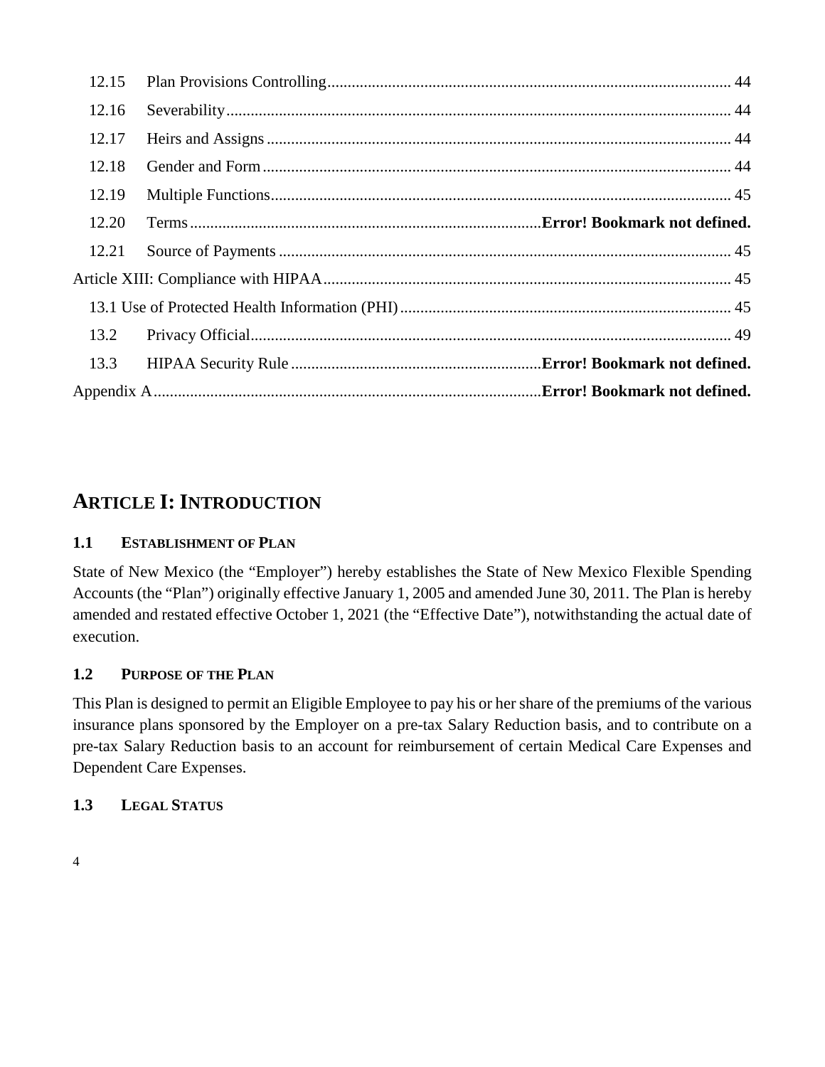| | | |
|---|---|---|
| 12.15 | Plan Provisions Controlling | 44 |
| 12.16 | Severability | 44 |
| 12.17 | Heirs and Assigns | 44 |
| 12.18 | Gender and Form | 44 |
| 12.19 | Multiple Functions | 45 |
| 12.20 | Terms | **Error! Bookmark not defined.** |
| 12.21 | Source of Payments | 45 |
| Article XIII: Compliance with HIPAA | | 45 |
| 13.1 Use of Protected Health Information (PHI) | | 45 |
| 13.2 | Privacy Official | 49 |
| 13.3 | HIPAA Security Rule | **Error! Bookmark not defined.** |
| Appendix A | | **Error! Bookmark not defined.** |

## ARTICLE I: INTRODUCTION

### 1.1 ESTABLISHMENT OF PLAN

State of New Mexico (the "Employer") hereby establishes the State of New Mexico Flexible Spending Accounts (the "Plan") originally effective January 1, 2005 and amended June 30, 2011. The Plan is hereby amended and restated effective October 1, 2021 (the "Effective Date"), notwithstanding the actual date of execution.

### 1.2 PURPOSE OF THE PLAN

This Plan is designed to permit an Eligible Employee to pay his or her share of the premiums of the various insurance plans sponsored by the Employer on a pre-tax Salary Reduction basis, and to contribute on a pre-tax Salary Reduction basis to an account for reimbursement of certain Medical Care Expenses and Dependent Care Expenses.

### 1.3 LEGAL STATUS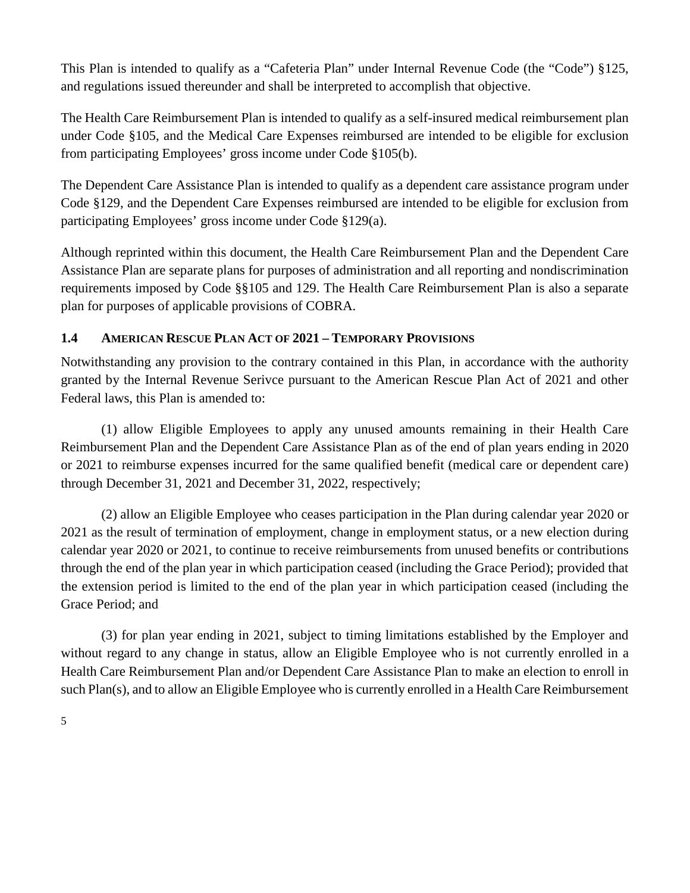This Plan is intended to qualify as a "Cafeteria Plan" under Internal Revenue Code (the "Code") §125, and regulations issued thereunder and shall be interpreted to accomplish that objective.

The Health Care Reimbursement Plan is intended to qualify as a self-insured medical reimbursement plan under Code §105, and the Medical Care Expenses reimbursed are intended to be eligible for exclusion from participating Employees' gross income under Code §105(b).

The Dependent Care Assistance Plan is intended to qualify as a dependent care assistance program under Code §129, and the Dependent Care Expenses reimbursed are intended to be eligible for exclusion from participating Employees' gross income under Code §129(a).

Although reprinted within this document, the Health Care Reimbursement Plan and the Dependent Care Assistance Plan are separate plans for purposes of administration and all reporting and nondiscrimination requirements imposed by Code §§105 and 129. The Health Care Reimbursement Plan is also a separate plan for purposes of applicable provisions of COBRA.

### 1.4 AMERICAN RESCUE PLAN ACT OF 2021 – TEMPORARY PROVISIONS

Notwithstanding any provision to the contrary contained in this Plan, in accordance with the authority granted by the Internal Revenue Serivce pursuant to the American Rescue Plan Act of 2021 and other Federal laws, this Plan is amended to:

(1) allow Eligible Employees to apply any unused amounts remaining in their Health Care Reimbursement Plan and the Dependent Care Assistance Plan as of the end of plan years ending in 2020 or 2021 to reimburse expenses incurred for the same qualified benefit (medical care or dependent care) through December 31, 2021 and December 31, 2022, respectively;

(2) allow an Eligible Employee who ceases participation in the Plan during calendar year 2020 or 2021 as the result of termination of employment, change in employment status, or a new election during calendar year 2020 or 2021, to continue to receive reimbursements from unused benefits or contributions through the end of the plan year in which participation ceased (including the Grace Period); provided that the extension period is limited to the end of the plan year in which participation ceased (including the Grace Period; and

(3) for plan year ending in 2021, subject to timing limitations established by the Employer and without regard to any change in status, allow an Eligible Employee who is not currently enrolled in a Health Care Reimbursement Plan and/or Dependent Care Assistance Plan to make an election to enroll in such Plan(s), and to allow an Eligible Employee who is currently enrolled in a Health Care Reimbursement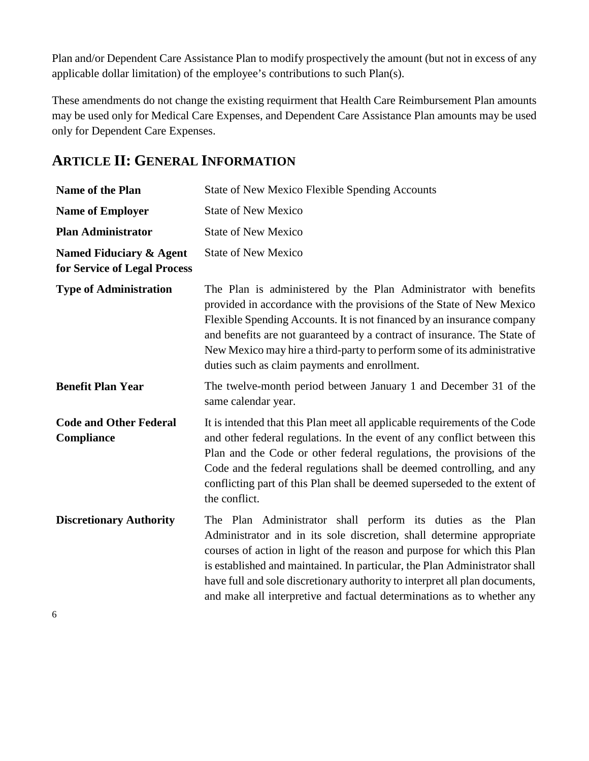Plan and/or Dependent Care Assistance Plan to modify prospectively the amount (but not in excess of any applicable dollar limitation) of the employee's contributions to such Plan(s).

These amendments do not change the existing requirment that Health Care Reimbursement Plan amounts may be used only for Medical Care Expenses, and Dependent Care Assistance Plan amounts may be used only for Dependent Care Expenses.

## ARTICLE II: GENERAL INFORMATION

| | |
|---|---|
| **Name of the Plan** | State of New Mexico Flexible Spending Accounts |
| **Name of Employer** | State of New Mexico |
| **Plan Administrator** | State of New Mexico |
| **Named Fiduciary & Agent for Service of Legal Process** | State of New Mexico |
| **Type of Administration** | The Plan is administered by the Plan Administrator with benefits provided in accordance with the provisions of the State of New Mexico Flexible Spending Accounts. It is not financed by an insurance company and benefits are not guaranteed by a contract of insurance. The State of New Mexico may hire a third-party to perform some of its administrative duties such as claim payments and enrollment. |
| **Benefit Plan Year** | The twelve-month period between January 1 and December 31 of the same calendar year. |
| **Code and Other Federal Compliance** | It is intended that this Plan meet all applicable requirements of the Code and other federal regulations. In the event of any conflict between this Plan and the Code or other federal regulations, the provisions of the Code and the federal regulations shall be deemed controlling, and any conflicting part of this Plan shall be deemed superseded to the extent of the conflict. |
| **Discretionary Authority** | The Plan Administrator shall perform its duties as the Plan Administrator and in its sole discretion, shall determine appropriate courses of action in light of the reason and purpose for which this Plan is established and maintained. In particular, the Plan Administrator shall have full and sole discretionary authority to interpret all plan documents, and make all interpretive and factual determinations as to whether any |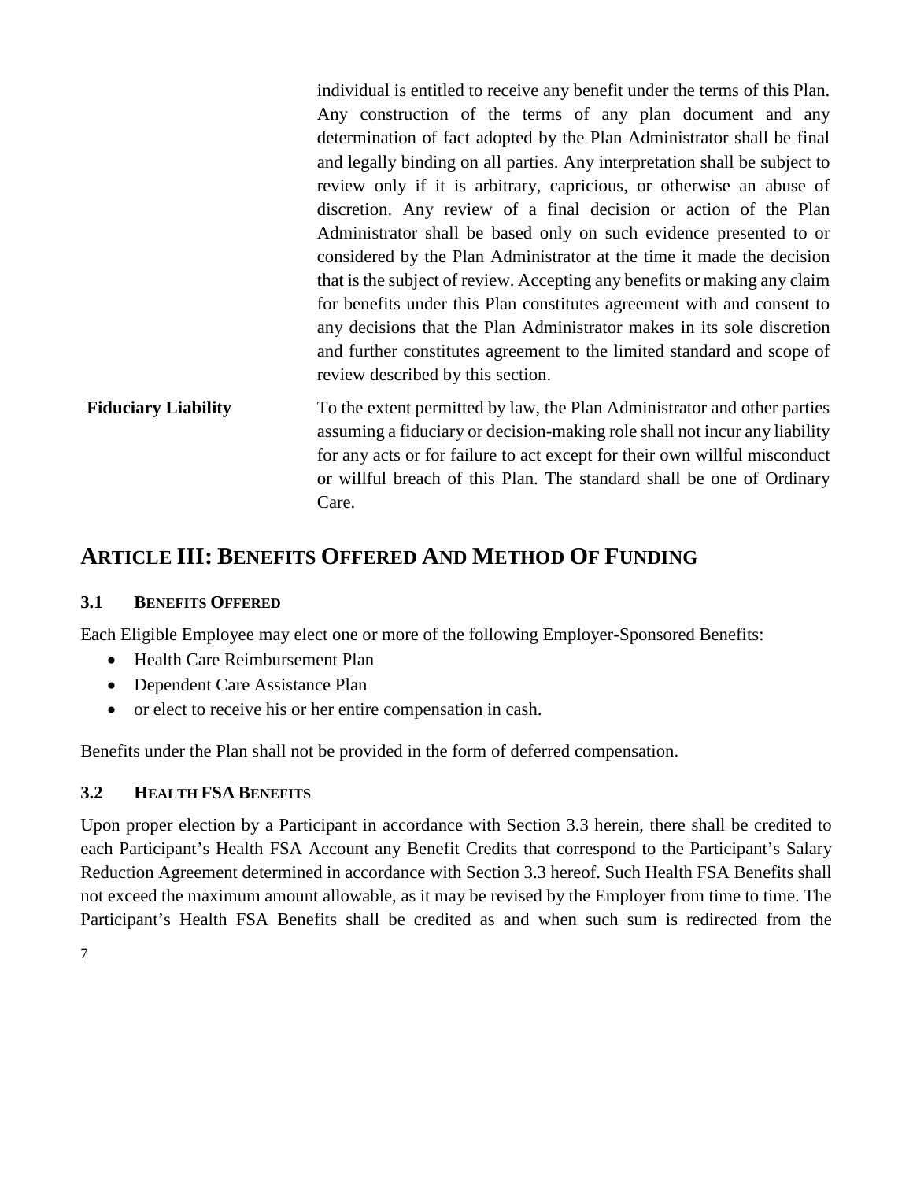individual is entitled to receive any benefit under the terms of this Plan. Any construction of the terms of any plan document and any determination of fact adopted by the Plan Administrator shall be final and legally binding on all parties. Any interpretation shall be subject to review only if it is arbitrary, capricious, or otherwise an abuse of discretion. Any review of a final decision or action of the Plan Administrator shall be based only on such evidence presented to or considered by the Plan Administrator at the time it made the decision that is the subject of review. Accepting any benefits or making any claim for benefits under this Plan constitutes agreement with and consent to any decisions that the Plan Administrator makes in its sole discretion and further constitutes agreement to the limited standard and scope of review described by this section.

**Fiduciary Liability** To the extent permitted by law, the Plan Administrator and other parties assuming a fiduciary or decision-making role shall not incur any liability for any acts or for failure to act except for their own willful misconduct or willful breach of this Plan. The standard shall be one of Ordinary Care.

## ARTICLE III: BENEFITS OFFERED AND METHOD OF FUNDING

### 3.1 BENEFITS OFFERED

Each Eligible Employee may elect one or more of the following Employer-Sponsored Benefits:

- Health Care Reimbursement Plan
- Dependent Care Assistance Plan
- or elect to receive his or her entire compensation in cash.

Benefits under the Plan shall not be provided in the form of deferred compensation.

### 3.2 HEALTH FSA BENEFITS

Upon proper election by a Participant in accordance with Section 3.3 herein, there shall be credited to each Participant's Health FSA Account any Benefit Credits that correspond to the Participant's Salary Reduction Agreement determined in accordance with Section 3.3 hereof. Such Health FSA Benefits shall not exceed the maximum amount allowable, as it may be revised by the Employer from time to time. The Participant's Health FSA Benefits shall be credited as and when such sum is redirected from the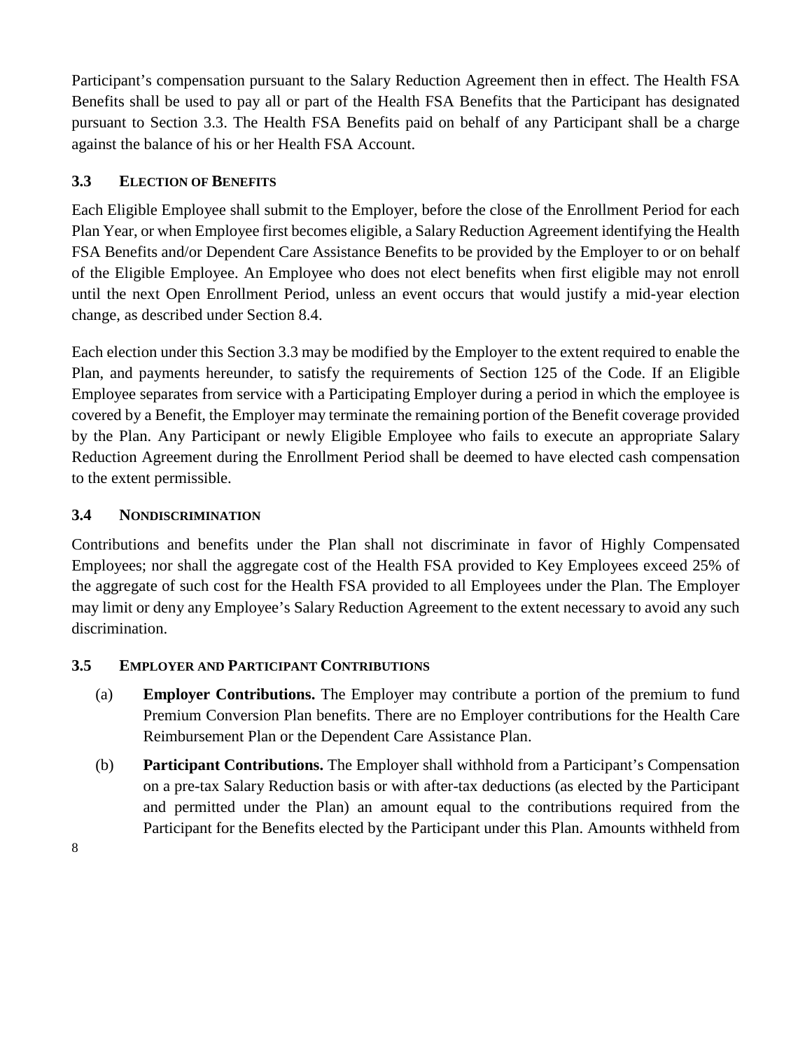Participant's compensation pursuant to the Salary Reduction Agreement then in effect. The Health FSA Benefits shall be used to pay all or part of the Health FSA Benefits that the Participant has designated pursuant to Section 3.3. The Health FSA Benefits paid on behalf of any Participant shall be a charge against the balance of his or her Health FSA Account.

### 3.3 ELECTION OF BENEFITS

Each Eligible Employee shall submit to the Employer, before the close of the Enrollment Period for each Plan Year, or when Employee first becomes eligible, a Salary Reduction Agreement identifying the Health FSA Benefits and/or Dependent Care Assistance Benefits to be provided by the Employer to or on behalf of the Eligible Employee. An Employee who does not elect benefits when first eligible may not enroll until the next Open Enrollment Period, unless an event occurs that would justify a mid-year election change, as described under Section 8.4.

Each election under this Section 3.3 may be modified by the Employer to the extent required to enable the Plan, and payments hereunder, to satisfy the requirements of Section 125 of the Code. If an Eligible Employee separates from service with a Participating Employer during a period in which the employee is covered by a Benefit, the Employer may terminate the remaining portion of the Benefit coverage provided by the Plan. Any Participant or newly Eligible Employee who fails to execute an appropriate Salary Reduction Agreement during the Enrollment Period shall be deemed to have elected cash compensation to the extent permissible.

### 3.4 NONDISCRIMINATION

Contributions and benefits under the Plan shall not discriminate in favor of Highly Compensated Employees; nor shall the aggregate cost of the Health FSA provided to Key Employees exceed 25% of the aggregate of such cost for the Health FSA provided to all Employees under the Plan. The Employer may limit or deny any Employee's Salary Reduction Agreement to the extent necessary to avoid any such discrimination.

### 3.5 EMPLOYER AND PARTICIPANT CONTRIBUTIONS

(a) **Employer Contributions.** The Employer may contribute a portion of the premium to fund Premium Conversion Plan benefits. There are no Employer contributions for the Health Care Reimbursement Plan or the Dependent Care Assistance Plan.

(b) **Participant Contributions.** The Employer shall withhold from a Participant's Compensation on a pre-tax Salary Reduction basis or with after-tax deductions (as elected by the Participant and permitted under the Plan) an amount equal to the contributions required from the Participant for the Benefits elected by the Participant under this Plan. Amounts withheld from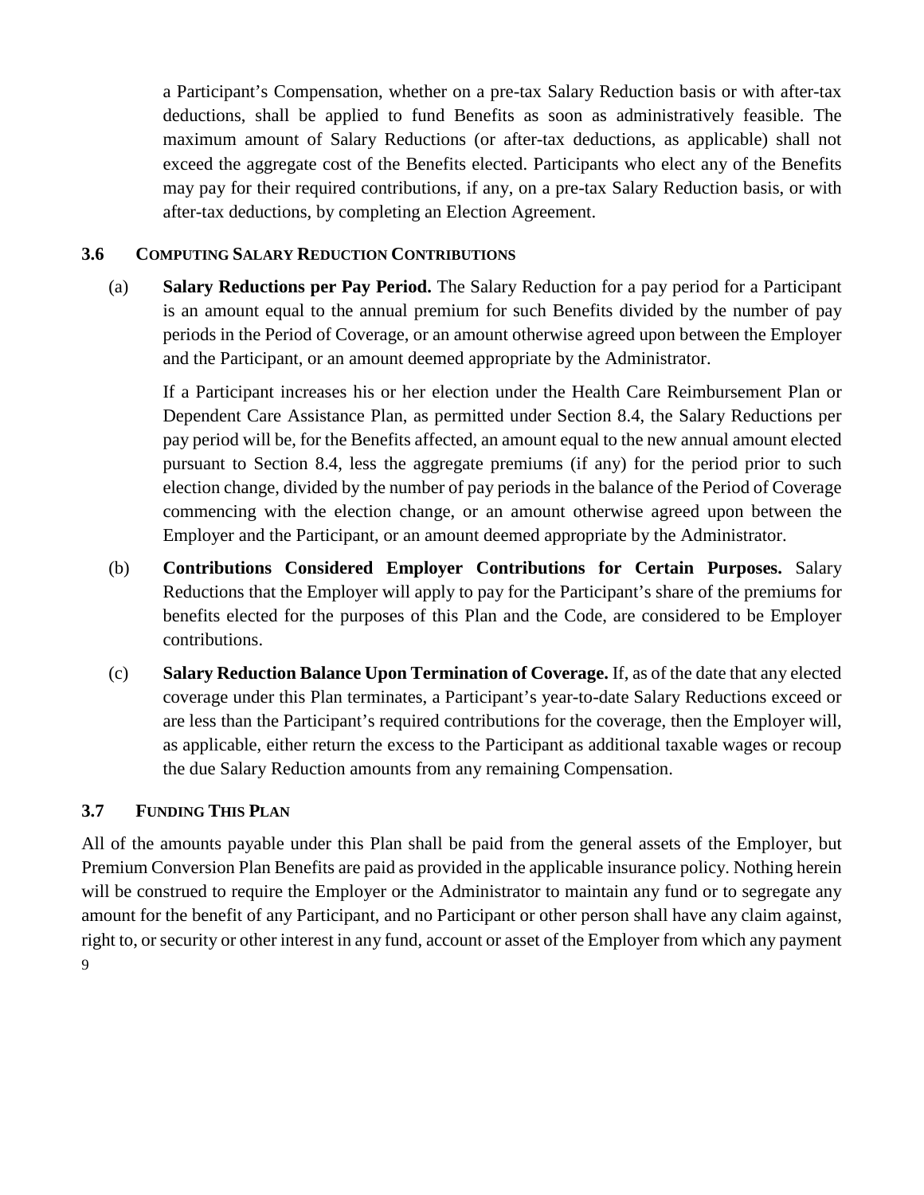a Participant's Compensation, whether on a pre-tax Salary Reduction basis or with after-tax deductions, shall be applied to fund Benefits as soon as administratively feasible. The maximum amount of Salary Reductions (or after-tax deductions, as applicable) shall not exceed the aggregate cost of the Benefits elected. Participants who elect any of the Benefits may pay for their required contributions, if any, on a pre-tax Salary Reduction basis, or with after-tax deductions, by completing an Election Agreement.

### 3.6 COMPUTING SALARY REDUCTION CONTRIBUTIONS

(a) **Salary Reductions per Pay Period.** The Salary Reduction for a pay period for a Participant is an amount equal to the annual premium for such Benefits divided by the number of pay periods in the Period of Coverage, or an amount otherwise agreed upon between the Employer and the Participant, or an amount deemed appropriate by the Administrator.

If a Participant increases his or her election under the Health Care Reimbursement Plan or Dependent Care Assistance Plan, as permitted under Section 8.4, the Salary Reductions per pay period will be, for the Benefits affected, an amount equal to the new annual amount elected pursuant to Section 8.4, less the aggregate premiums (if any) for the period prior to such election change, divided by the number of pay periods in the balance of the Period of Coverage commencing with the election change, or an amount otherwise agreed upon between the Employer and the Participant, or an amount deemed appropriate by the Administrator.

(b) **Contributions Considered Employer Contributions for Certain Purposes.** Salary Reductions that the Employer will apply to pay for the Participant's share of the premiums for benefits elected for the purposes of this Plan and the Code, are considered to be Employer contributions.

(c) **Salary Reduction Balance Upon Termination of Coverage.** If, as of the date that any elected coverage under this Plan terminates, a Participant's year-to-date Salary Reductions exceed or are less than the Participant's required contributions for the coverage, then the Employer will, as applicable, either return the excess to the Participant as additional taxable wages or recoup the due Salary Reduction amounts from any remaining Compensation.

### 3.7 FUNDING THIS PLAN

All of the amounts payable under this Plan shall be paid from the general assets of the Employer, but Premium Conversion Plan Benefits are paid as provided in the applicable insurance policy. Nothing herein will be construed to require the Employer or the Administrator to maintain any fund or to segregate any amount for the benefit of any Participant, and no Participant or other person shall have any claim against, right to, or security or other interest in any fund, account or asset of the Employer from which any payment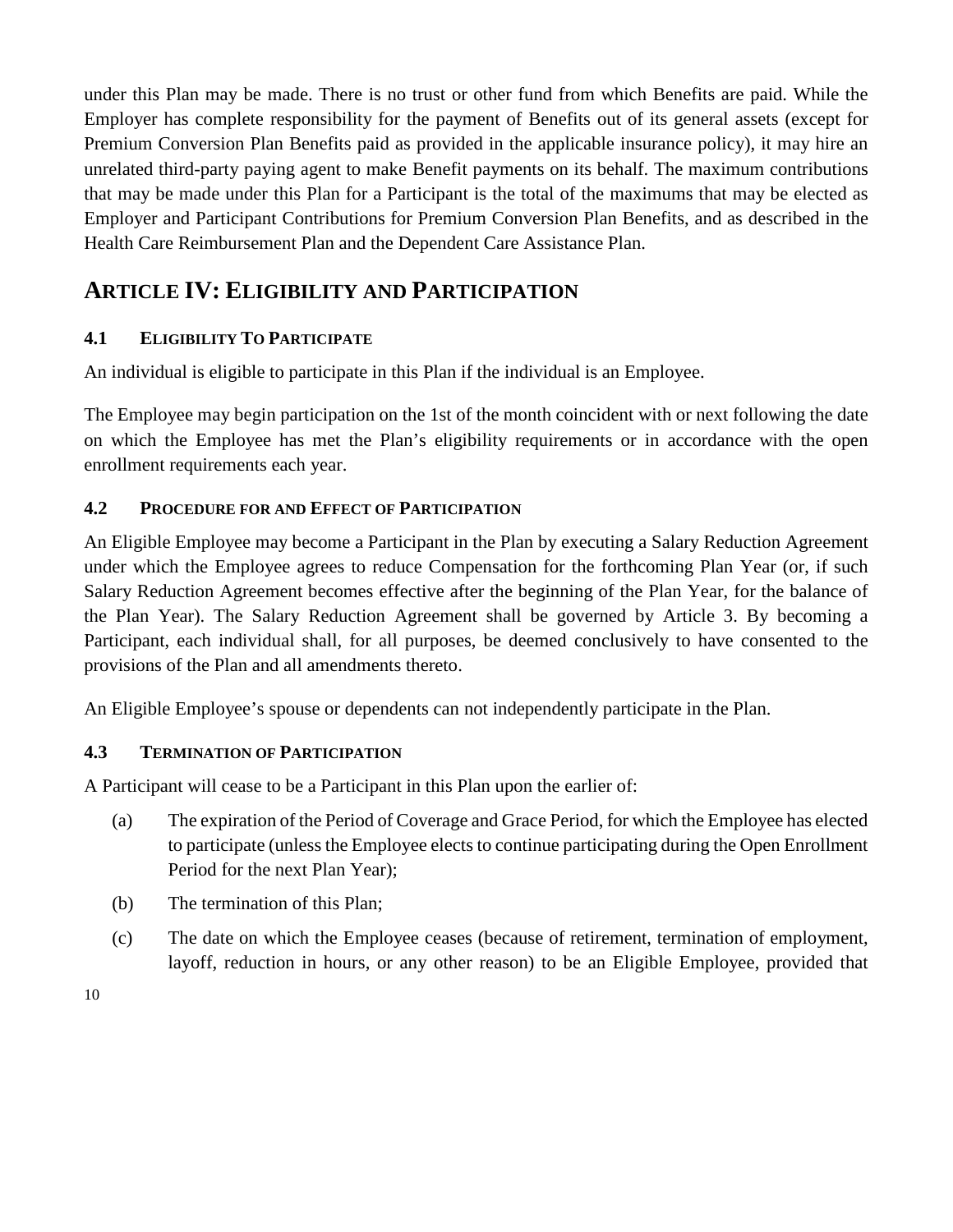under this Plan may be made. There is no trust or other fund from which Benefits are paid. While the Employer has complete responsibility for the payment of Benefits out of its general assets (except for Premium Conversion Plan Benefits paid as provided in the applicable insurance policy), it may hire an unrelated third-party paying agent to make Benefit payments on its behalf. The maximum contributions that may be made under this Plan for a Participant is the total of the maximums that may be elected as Employer and Participant Contributions for Premium Conversion Plan Benefits, and as described in the Health Care Reimbursement Plan and the Dependent Care Assistance Plan.

# ARTICLE IV: ELIGIBILITY AND PARTICIPATION

### 4.1 ELIGIBILITY TO PARTICIPATE

An individual is eligible to participate in this Plan if the individual is an Employee.

The Employee may begin participation on the 1st of the month coincident with or next following the date on which the Employee has met the Plan's eligibility requirements or in accordance with the open enrollment requirements each year.

### 4.2 PROCEDURE FOR AND EFFECT OF PARTICIPATION

An Eligible Employee may become a Participant in the Plan by executing a Salary Reduction Agreement under which the Employee agrees to reduce Compensation for the forthcoming Plan Year (or, if such Salary Reduction Agreement becomes effective after the beginning of the Plan Year, for the balance of the Plan Year). The Salary Reduction Agreement shall be governed by Article 3. By becoming a Participant, each individual shall, for all purposes, be deemed conclusively to have consented to the provisions of the Plan and all amendments thereto.

An Eligible Employee's spouse or dependents can not independently participate in the Plan.

### 4.3 TERMINATION OF PARTICIPATION

A Participant will cease to be a Participant in this Plan upon the earlier of:

(a) The expiration of the Period of Coverage and Grace Period, for which the Employee has elected to participate (unless the Employee elects to continue participating during the Open Enrollment Period for the next Plan Year);

(b) The termination of this Plan;

(c) The date on which the Employee ceases (because of retirement, termination of employment, layoff, reduction in hours, or any other reason) to be an Eligible Employee, provided that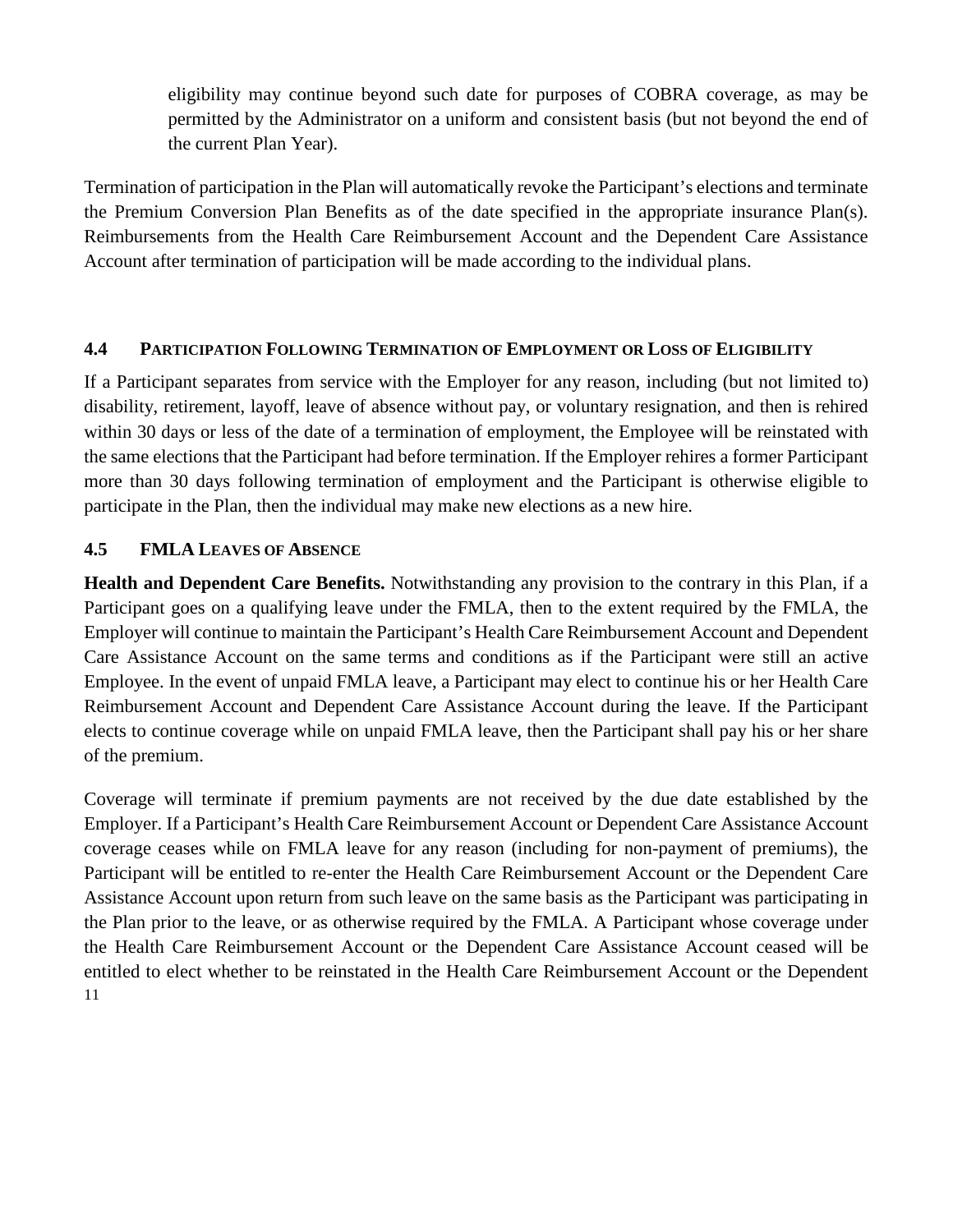eligibility may continue beyond such date for purposes of COBRA coverage, as may be permitted by the Administrator on a uniform and consistent basis (but not beyond the end of the current Plan Year).

Termination of participation in the Plan will automatically revoke the Participant's elections and terminate the Premium Conversion Plan Benefits as of the date specified in the appropriate insurance Plan(s). Reimbursements from the Health Care Reimbursement Account and the Dependent Care Assistance Account after termination of participation will be made according to the individual plans.

### 4.4 PARTICIPATION FOLLOWING TERMINATION OF EMPLOYMENT OR LOSS OF ELIGIBILITY

If a Participant separates from service with the Employer for any reason, including (but not limited to) disability, retirement, layoff, leave of absence without pay, or voluntary resignation, and then is rehired within 30 days or less of the date of a termination of employment, the Employee will be reinstated with the same elections that the Participant had before termination. If the Employer rehires a former Participant more than 30 days following termination of employment and the Participant is otherwise eligible to participate in the Plan, then the individual may make new elections as a new hire.

### 4.5 FMLA LEAVES OF ABSENCE

**Health and Dependent Care Benefits.** Notwithstanding any provision to the contrary in this Plan, if a Participant goes on a qualifying leave under the FMLA, then to the extent required by the FMLA, the Employer will continue to maintain the Participant's Health Care Reimbursement Account and Dependent Care Assistance Account on the same terms and conditions as if the Participant were still an active Employee. In the event of unpaid FMLA leave, a Participant may elect to continue his or her Health Care Reimbursement Account and Dependent Care Assistance Account during the leave. If the Participant elects to continue coverage while on unpaid FMLA leave, then the Participant shall pay his or her share of the premium.

Coverage will terminate if premium payments are not received by the due date established by the Employer. If a Participant's Health Care Reimbursement Account or Dependent Care Assistance Account coverage ceases while on FMLA leave for any reason (including for non-payment of premiums), the Participant will be entitled to re-enter the Health Care Reimbursement Account or the Dependent Care Assistance Account upon return from such leave on the same basis as the Participant was participating in the Plan prior to the leave, or as otherwise required by the FMLA. A Participant whose coverage under the Health Care Reimbursement Account or the Dependent Care Assistance Account ceased will be entitled to elect whether to be reinstated in the Health Care Reimbursement Account or the Dependent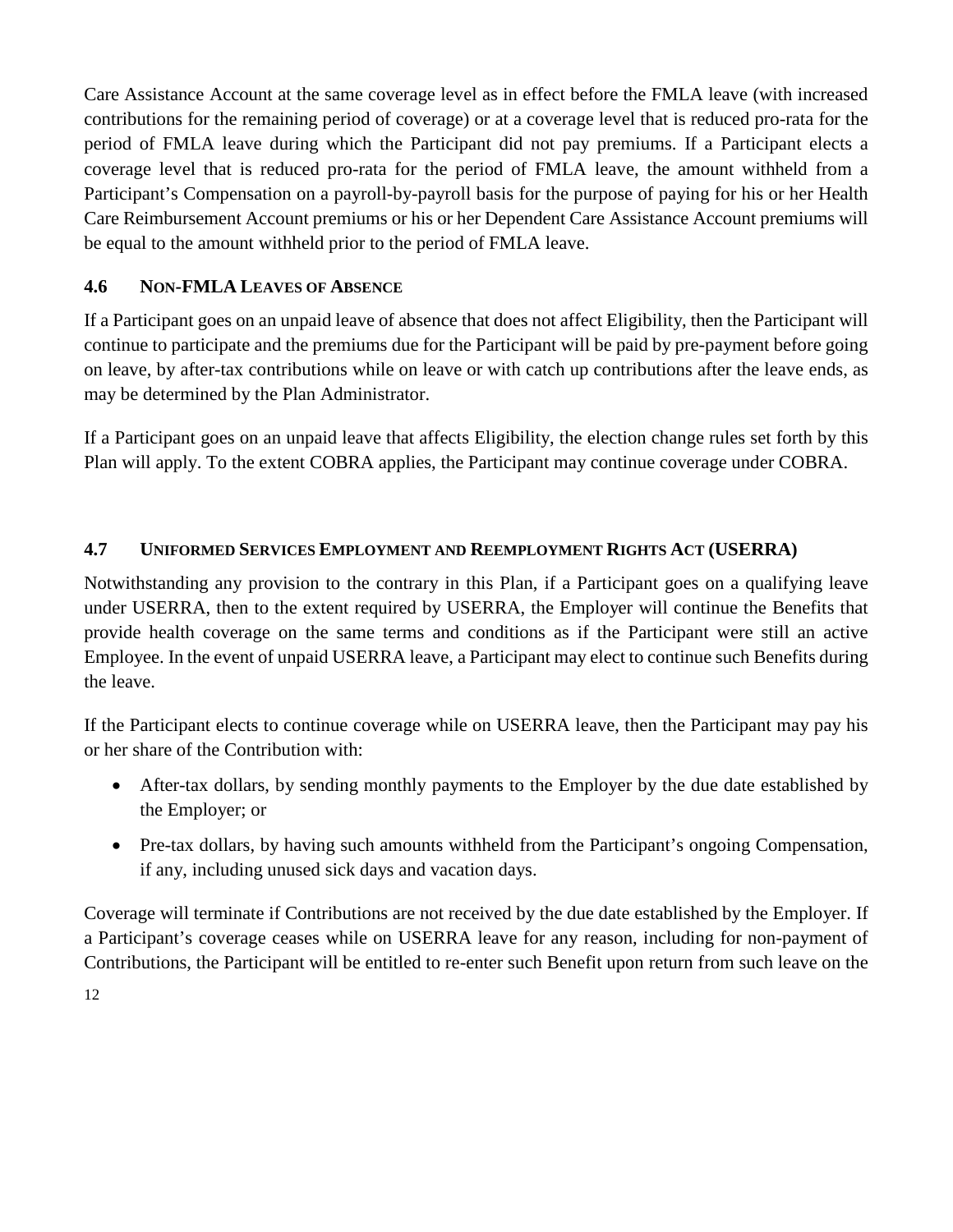Care Assistance Account at the same coverage level as in effect before the FMLA leave (with increased contributions for the remaining period of coverage) or at a coverage level that is reduced pro-rata for the period of FMLA leave during which the Participant did not pay premiums. If a Participant elects a coverage level that is reduced pro-rata for the period of FMLA leave, the amount withheld from a Participant's Compensation on a payroll-by-payroll basis for the purpose of paying for his or her Health Care Reimbursement Account premiums or his or her Dependent Care Assistance Account premiums will be equal to the amount withheld prior to the period of FMLA leave.

### 4.6 NON-FMLA LEAVES OF ABSENCE

If a Participant goes on an unpaid leave of absence that does not affect Eligibility, then the Participant will continue to participate and the premiums due for the Participant will be paid by pre-payment before going on leave, by after-tax contributions while on leave or with catch up contributions after the leave ends, as may be determined by the Plan Administrator.

If a Participant goes on an unpaid leave that affects Eligibility, the election change rules set forth by this Plan will apply. To the extent COBRA applies, the Participant may continue coverage under COBRA.

### 4.7 UNIFORMED SERVICES EMPLOYMENT AND REEMPLOYMENT RIGHTS ACT (USERRA)

Notwithstanding any provision to the contrary in this Plan, if a Participant goes on a qualifying leave under USERRA, then to the extent required by USERRA, the Employer will continue the Benefits that provide health coverage on the same terms and conditions as if the Participant were still an active Employee. In the event of unpaid USERRA leave, a Participant may elect to continue such Benefits during the leave.

If the Participant elects to continue coverage while on USERRA leave, then the Participant may pay his or her share of the Contribution with:

- After-tax dollars, by sending monthly payments to the Employer by the due date established by the Employer; or
- Pre-tax dollars, by having such amounts withheld from the Participant's ongoing Compensation, if any, including unused sick days and vacation days.

Coverage will terminate if Contributions are not received by the due date established by the Employer. If a Participant's coverage ceases while on USERRA leave for any reason, including for non-payment of Contributions, the Participant will be entitled to re-enter such Benefit upon return from such leave on the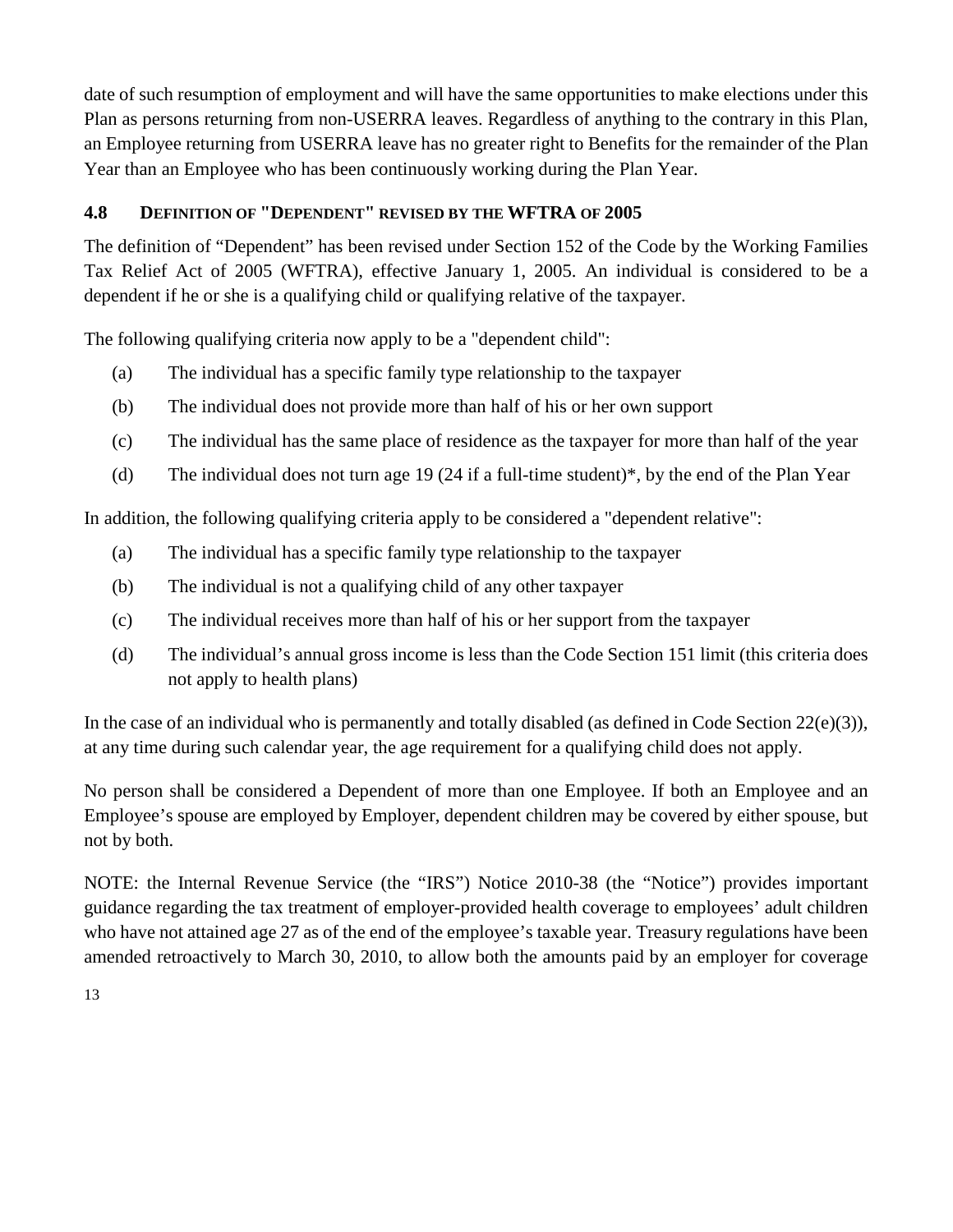date of such resumption of employment and will have the same opportunities to make elections under this Plan as persons returning from non-USERRA leaves. Regardless of anything to the contrary in this Plan, an Employee returning from USERRA leave has no greater right to Benefits for the remainder of the Plan Year than an Employee who has been continuously working during the Plan Year.

### 4.8 DEFINITION OF "DEPENDENT" REVISED BY THE WFTRA OF 2005

The definition of "Dependent" has been revised under Section 152 of the Code by the Working Families Tax Relief Act of 2005 (WFTRA), effective January 1, 2005. An individual is considered to be a dependent if he or she is a qualifying child or qualifying relative of the taxpayer.

The following qualifying criteria now apply to be a "dependent child":

(a) The individual has a specific family type relationship to the taxpayer

(b) The individual does not provide more than half of his or her own support

(c) The individual has the same place of residence as the taxpayer for more than half of the year

(d) The individual does not turn age 19 (24 if a full-time student)*, by the end of the Plan Year

In addition, the following qualifying criteria apply to be considered a "dependent relative":

(a) The individual has a specific family type relationship to the taxpayer

(b) The individual is not a qualifying child of any other taxpayer

(c) The individual receives more than half of his or her support from the taxpayer

(d) The individual's annual gross income is less than the Code Section 151 limit (this criteria does not apply to health plans)

In the case of an individual who is permanently and totally disabled (as defined in Code Section 22(e)(3)), at any time during such calendar year, the age requirement for a qualifying child does not apply.

No person shall be considered a Dependent of more than one Employee. If both an Employee and an Employee's spouse are employed by Employer, dependent children may be covered by either spouse, but not by both.

NOTE: the Internal Revenue Service (the "IRS") Notice 2010-38 (the "Notice") provides important guidance regarding the tax treatment of employer-provided health coverage to employees' adult children who have not attained age 27 as of the end of the employee's taxable year. Treasury regulations have been amended retroactively to March 30, 2010, to allow both the amounts paid by an employer for coverage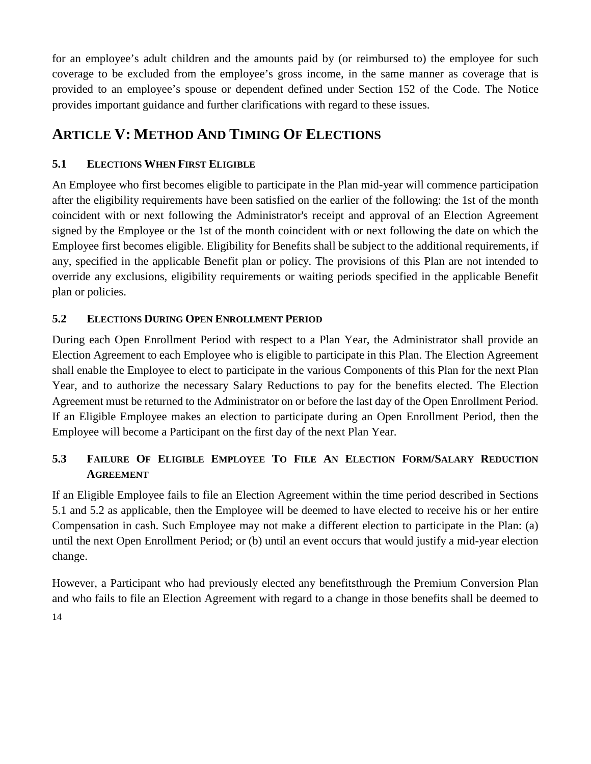for an employee's adult children and the amounts paid by (or reimbursed to) the employee for such coverage to be excluded from the employee's gross income, in the same manner as coverage that is provided to an employee's spouse or dependent defined under Section 152 of the Code. The Notice provides important guidance and further clarifications with regard to these issues.

## ARTICLE V: METHOD AND TIMING OF ELECTIONS

### 5.1 ELECTIONS WHEN FIRST ELIGIBLE

An Employee who first becomes eligible to participate in the Plan mid-year will commence participation after the eligibility requirements have been satisfied on the earlier of the following: the 1st of the month coincident with or next following the Administrator's receipt and approval of an Election Agreement signed by the Employee or the 1st of the month coincident with or next following the date on which the Employee first becomes eligible. Eligibility for Benefits shall be subject to the additional requirements, if any, specified in the applicable Benefit plan or policy. The provisions of this Plan are not intended to override any exclusions, eligibility requirements or waiting periods specified in the applicable Benefit plan or policies.

### 5.2 ELECTIONS DURING OPEN ENROLLMENT PERIOD

During each Open Enrollment Period with respect to a Plan Year, the Administrator shall provide an Election Agreement to each Employee who is eligible to participate in this Plan. The Election Agreement shall enable the Employee to elect to participate in the various Components of this Plan for the next Plan Year, and to authorize the necessary Salary Reductions to pay for the benefits elected. The Election Agreement must be returned to the Administrator on or before the last day of the Open Enrollment Period. If an Eligible Employee makes an election to participate during an Open Enrollment Period, then the Employee will become a Participant on the first day of the next Plan Year.

### 5.3 FAILURE OF ELIGIBLE EMPLOYEE TO FILE AN ELECTION FORM/SALARY REDUCTION AGREEMENT

If an Eligible Employee fails to file an Election Agreement within the time period described in Sections 5.1 and 5.2 as applicable, then the Employee will be deemed to have elected to receive his or her entire Compensation in cash. Such Employee may not make a different election to participate in the Plan: (a) until the next Open Enrollment Period; or (b) until an event occurs that would justify a mid-year election change.

However, a Participant who had previously elected any benefitsthrough the Premium Conversion Plan and who fails to file an Election Agreement with regard to a change in those benefits shall be deemed to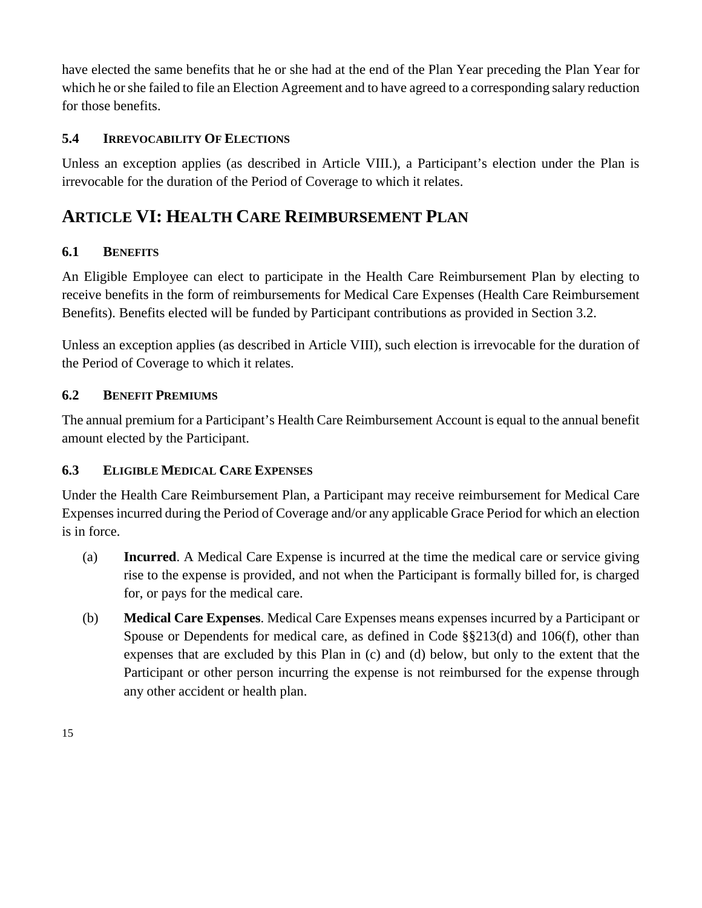have elected the same benefits that he or she had at the end of the Plan Year preceding the Plan Year for which he or she failed to file an Election Agreement and to have agreed to a corresponding salary reduction for those benefits.

### 5.4 IRREVOCABILITY OF ELECTIONS

Unless an exception applies (as described in Article VIII.), a Participant's election under the Plan is irrevocable for the duration of the Period of Coverage to which it relates.

## ARTICLE VI: HEALTH CARE REIMBURSEMENT PLAN

### 6.1 BENEFITS

An Eligible Employee can elect to participate in the Health Care Reimbursement Plan by electing to receive benefits in the form of reimbursements for Medical Care Expenses (Health Care Reimbursement Benefits). Benefits elected will be funded by Participant contributions as provided in Section 3.2.

Unless an exception applies (as described in Article VIII), such election is irrevocable for the duration of the Period of Coverage to which it relates.

### 6.2 BENEFIT PREMIUMS

The annual premium for a Participant's Health Care Reimbursement Account is equal to the annual benefit amount elected by the Participant.

### 6.3 ELIGIBLE MEDICAL CARE EXPENSES

Under the Health Care Reimbursement Plan, a Participant may receive reimbursement for Medical Care Expenses incurred during the Period of Coverage and/or any applicable Grace Period for which an election is in force.

(a) **Incurred**. A Medical Care Expense is incurred at the time the medical care or service giving rise to the expense is provided, and not when the Participant is formally billed for, is charged for, or pays for the medical care.

(b) **Medical Care Expenses**. Medical Care Expenses means expenses incurred by a Participant or Spouse or Dependents for medical care, as defined in Code §§213(d) and 106(f), other than expenses that are excluded by this Plan in (c) and (d) below, but only to the extent that the Participant or other person incurring the expense is not reimbursed for the expense through any other accident or health plan.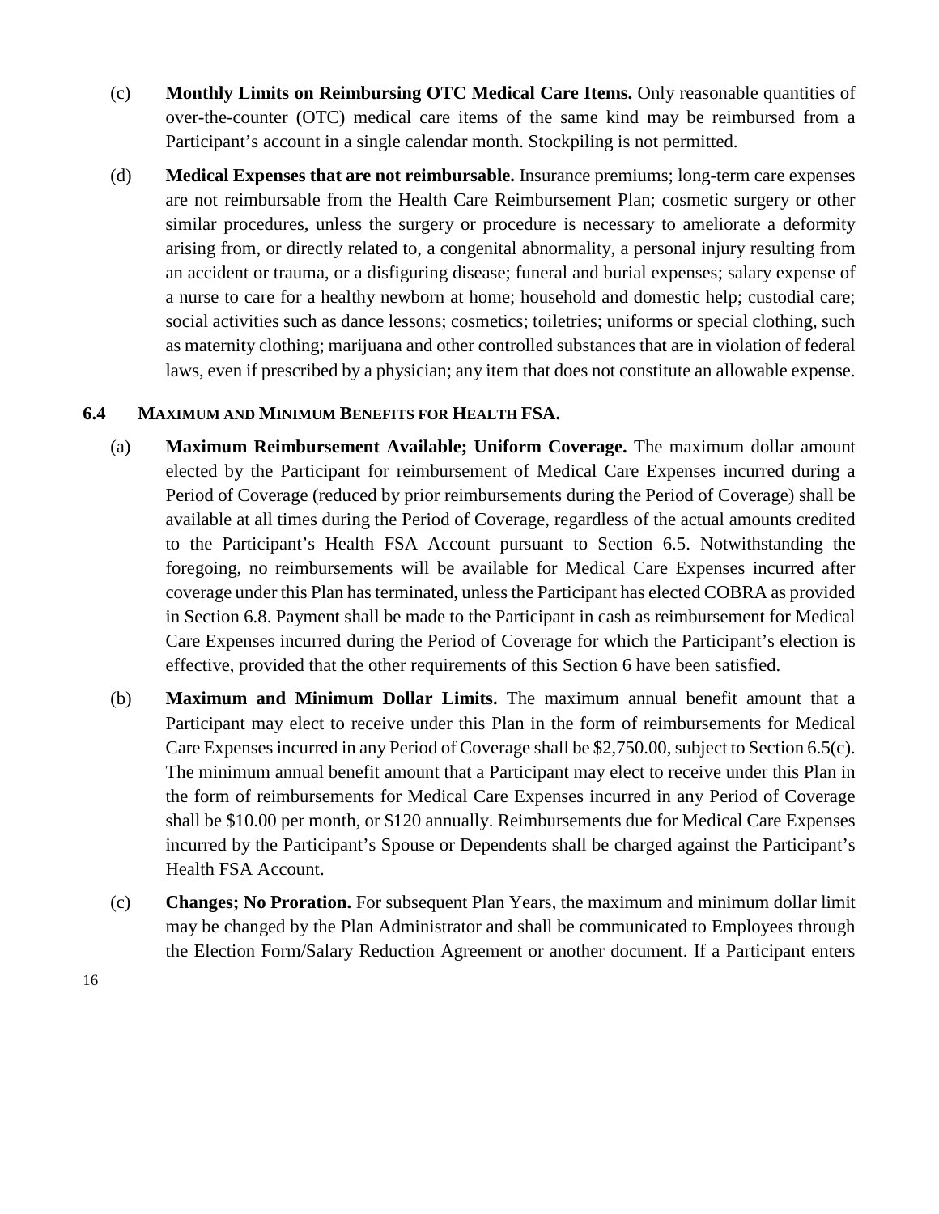(c) **Monthly Limits on Reimbursing OTC Medical Care Items.** Only reasonable quantities of over-the-counter (OTC) medical care items of the same kind may be reimbursed from a Participant's account in a single calendar month. Stockpiling is not permitted.

(d) **Medical Expenses that are not reimbursable.** Insurance premiums; long-term care expenses are not reimbursable from the Health Care Reimbursement Plan; cosmetic surgery or other similar procedures, unless the surgery or procedure is necessary to ameliorate a deformity arising from, or directly related to, a congenital abnormality, a personal injury resulting from an accident or trauma, or a disfiguring disease; funeral and burial expenses; salary expense of a nurse to care for a healthy newborn at home; household and domestic help; custodial care; social activities such as dance lessons; cosmetics; toiletries; uniforms or special clothing, such as maternity clothing; marijuana and other controlled substances that are in violation of federal laws, even if prescribed by a physician; any item that does not constitute an allowable expense.

### 6.4 MAXIMUM AND MINIMUM BENEFITS FOR HEALTH FSA.

(a) **Maximum Reimbursement Available; Uniform Coverage.** The maximum dollar amount elected by the Participant for reimbursement of Medical Care Expenses incurred during a Period of Coverage (reduced by prior reimbursements during the Period of Coverage) shall be available at all times during the Period of Coverage, regardless of the actual amounts credited to the Participant's Health FSA Account pursuant to Section 6.5. Notwithstanding the foregoing, no reimbursements will be available for Medical Care Expenses incurred after coverage under this Plan has terminated, unless the Participant has elected COBRA as provided in Section 6.8. Payment shall be made to the Participant in cash as reimbursement for Medical Care Expenses incurred during the Period of Coverage for which the Participant's election is effective, provided that the other requirements of this Section 6 have been satisfied.

(b) **Maximum and Minimum Dollar Limits.** The maximum annual benefit amount that a Participant may elect to receive under this Plan in the form of reimbursements for Medical Care Expenses incurred in any Period of Coverage shall be $2,750.00, subject to Section 6.5(c). The minimum annual benefit amount that a Participant may elect to receive under this Plan in the form of reimbursements for Medical Care Expenses incurred in any Period of Coverage shall be $10.00 per month, or $120 annually. Reimbursements due for Medical Care Expenses incurred by the Participant's Spouse or Dependents shall be charged against the Participant's Health FSA Account.

(c) **Changes; No Proration.** For subsequent Plan Years, the maximum and minimum dollar limit may be changed by the Plan Administrator and shall be communicated to Employees through the Election Form/Salary Reduction Agreement or another document. If a Participant enters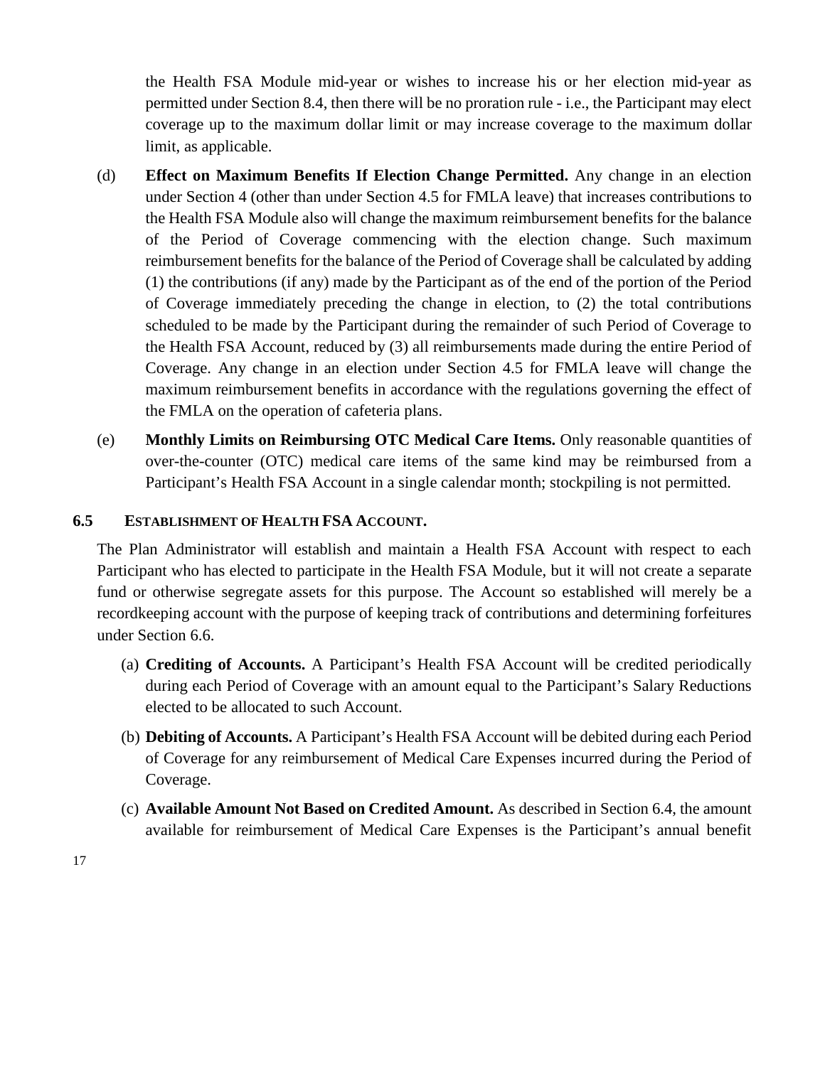the Health FSA Module mid-year or wishes to increase his or her election mid-year as permitted under Section 8.4, then there will be no proration rule - i.e., the Participant may elect coverage up to the maximum dollar limit or may increase coverage to the maximum dollar limit, as applicable.

(d) **Effect on Maximum Benefits If Election Change Permitted.** Any change in an election under Section 4 (other than under Section 4.5 for FMLA leave) that increases contributions to the Health FSA Module also will change the maximum reimbursement benefits for the balance of the Period of Coverage commencing with the election change. Such maximum reimbursement benefits for the balance of the Period of Coverage shall be calculated by adding (1) the contributions (if any) made by the Participant as of the end of the portion of the Period of Coverage immediately preceding the change in election, to (2) the total contributions scheduled to be made by the Participant during the remainder of such Period of Coverage to the Health FSA Account, reduced by (3) all reimbursements made during the entire Period of Coverage. Any change in an election under Section 4.5 for FMLA leave will change the maximum reimbursement benefits in accordance with the regulations governing the effect of the FMLA on the operation of cafeteria plans.

(e) **Monthly Limits on Reimbursing OTC Medical Care Items.** Only reasonable quantities of over-the-counter (OTC) medical care items of the same kind may be reimbursed from a Participant's Health FSA Account in a single calendar month; stockpiling is not permitted.

### 6.5 ESTABLISHMENT OF HEALTH FSA ACCOUNT.

The Plan Administrator will establish and maintain a Health FSA Account with respect to each Participant who has elected to participate in the Health FSA Module, but it will not create a separate fund or otherwise segregate assets for this purpose. The Account so established will merely be a recordkeeping account with the purpose of keeping track of contributions and determining forfeitures under Section 6.6.

(a) **Crediting of Accounts.** A Participant's Health FSA Account will be credited periodically during each Period of Coverage with an amount equal to the Participant's Salary Reductions elected to be allocated to such Account.

(b) **Debiting of Accounts.** A Participant's Health FSA Account will be debited during each Period of Coverage for any reimbursement of Medical Care Expenses incurred during the Period of Coverage.

(c) **Available Amount Not Based on Credited Amount.** As described in Section 6.4, the amount available for reimbursement of Medical Care Expenses is the Participant's annual benefit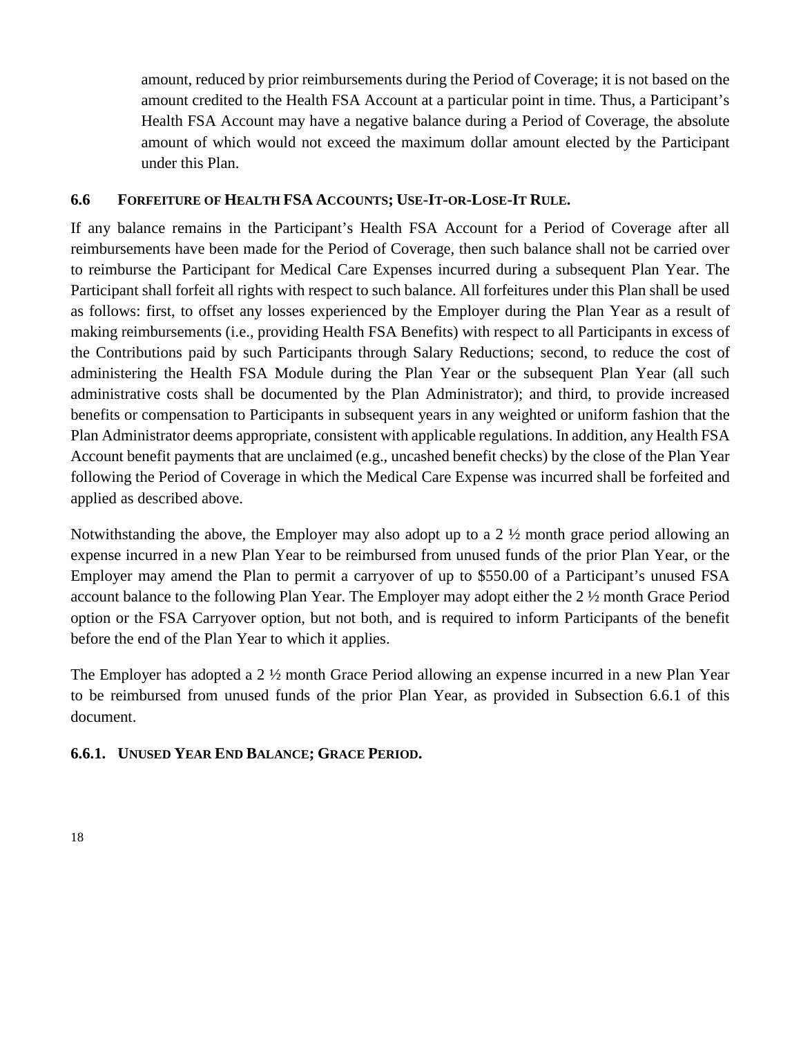amount, reduced by prior reimbursements during the Period of Coverage; it is not based on the amount credited to the Health FSA Account at a particular point in time. Thus, a Participant's Health FSA Account may have a negative balance during a Period of Coverage, the absolute amount of which would not exceed the maximum dollar amount elected by the Participant under this Plan.

### 6.6 FORFEITURE OF HEALTH FSA ACCOUNTS; USE-IT-OR-LOSE-IT RULE.

If any balance remains in the Participant's Health FSA Account for a Period of Coverage after all reimbursements have been made for the Period of Coverage, then such balance shall not be carried over to reimburse the Participant for Medical Care Expenses incurred during a subsequent Plan Year. The Participant shall forfeit all rights with respect to such balance. All forfeitures under this Plan shall be used as follows: first, to offset any losses experienced by the Employer during the Plan Year as a result of making reimbursements (i.e., providing Health FSA Benefits) with respect to all Participants in excess of the Contributions paid by such Participants through Salary Reductions; second, to reduce the cost of administering the Health FSA Module during the Plan Year or the subsequent Plan Year (all such administrative costs shall be documented by the Plan Administrator); and third, to provide increased benefits or compensation to Participants in subsequent years in any weighted or uniform fashion that the Plan Administrator deems appropriate, consistent with applicable regulations. In addition, any Health FSA Account benefit payments that are unclaimed (e.g., uncashed benefit checks) by the close of the Plan Year following the Period of Coverage in which the Medical Care Expense was incurred shall be forfeited and applied as described above.

Notwithstanding the above, the Employer may also adopt up to a 2 ½ month grace period allowing an expense incurred in a new Plan Year to be reimbursed from unused funds of the prior Plan Year, or the Employer may amend the Plan to permit a carryover of up to $550.00 of a Participant's unused FSA account balance to the following Plan Year. The Employer may adopt either the 2 ½ month Grace Period option or the FSA Carryover option, but not both, and is required to inform Participants of the benefit before the end of the Plan Year to which it applies.

The Employer has adopted a 2 ½ month Grace Period allowing an expense incurred in a new Plan Year to be reimbursed from unused funds of the prior Plan Year, as provided in Subsection 6.6.1 of this document.

#### 6.6.1. UNUSED YEAR END BALANCE; GRACE PERIOD.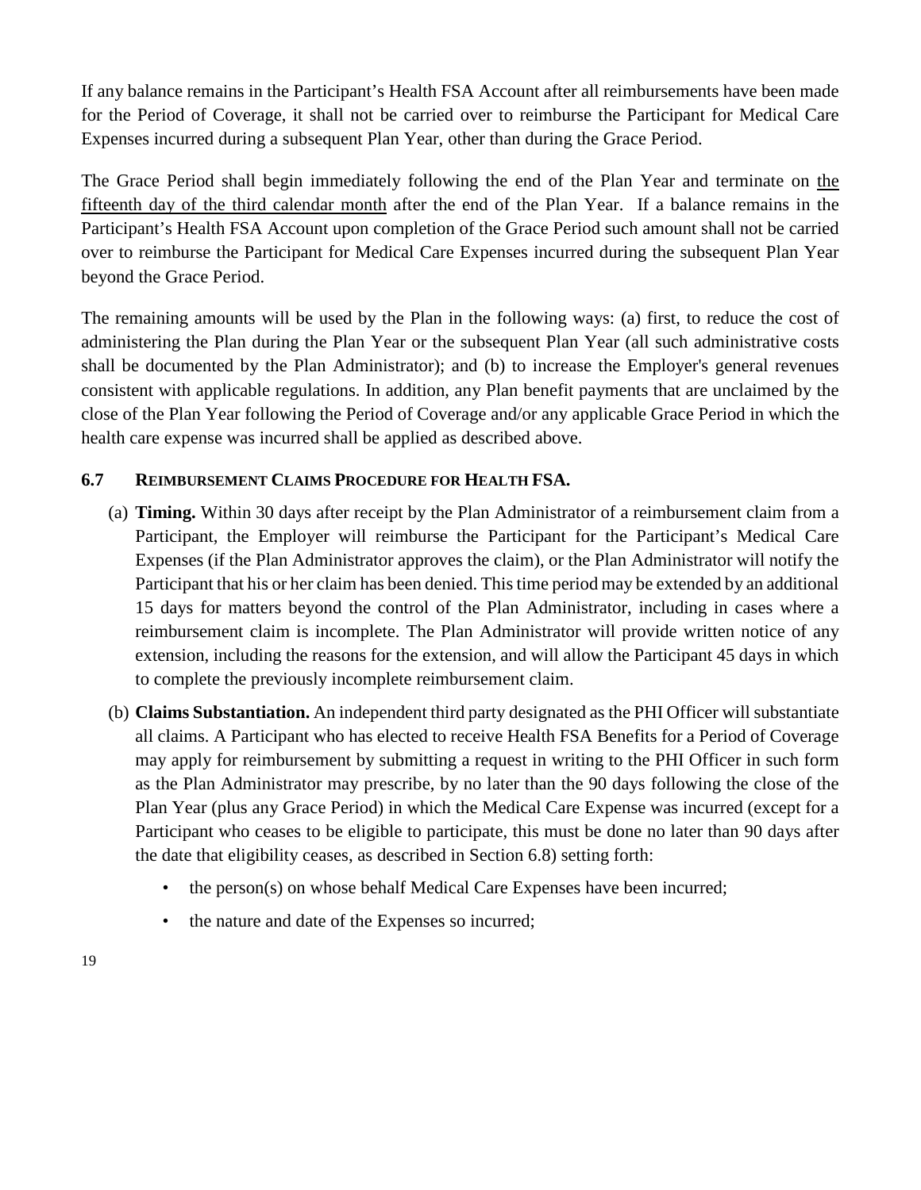If any balance remains in the Participant's Health FSA Account after all reimbursements have been made for the Period of Coverage, it shall not be carried over to reimburse the Participant for Medical Care Expenses incurred during a subsequent Plan Year, other than during the Grace Period.

The Grace Period shall begin immediately following the end of the Plan Year and terminate on <u>the fifteenth day of the third calendar month</u> after the end of the Plan Year. If a balance remains in the Participant's Health FSA Account upon completion of the Grace Period such amount shall not be carried over to reimburse the Participant for Medical Care Expenses incurred during the subsequent Plan Year beyond the Grace Period.

The remaining amounts will be used by the Plan in the following ways: (a) first, to reduce the cost of administering the Plan during the Plan Year or the subsequent Plan Year (all such administrative costs shall be documented by the Plan Administrator); and (b) to increase the Employer's general revenues consistent with applicable regulations. In addition, any Plan benefit payments that are unclaimed by the close of the Plan Year following the Period of Coverage and/or any applicable Grace Period in which the health care expense was incurred shall be applied as described above.

### 6.7 REIMBURSEMENT CLAIMS PROCEDURE FOR HEALTH FSA.

(a) **Timing.** Within 30 days after receipt by the Plan Administrator of a reimbursement claim from a Participant, the Employer will reimburse the Participant for the Participant's Medical Care Expenses (if the Plan Administrator approves the claim), or the Plan Administrator will notify the Participant that his or her claim has been denied. This time period may be extended by an additional 15 days for matters beyond the control of the Plan Administrator, including in cases where a reimbursement claim is incomplete. The Plan Administrator will provide written notice of any extension, including the reasons for the extension, and will allow the Participant 45 days in which to complete the previously incomplete reimbursement claim.

(b) **Claims Substantiation.** An independent third party designated as the PHI Officer will substantiate all claims. A Participant who has elected to receive Health FSA Benefits for a Period of Coverage may apply for reimbursement by submitting a request in writing to the PHI Officer in such form as the Plan Administrator may prescribe, by no later than the 90 days following the close of the Plan Year (plus any Grace Period) in which the Medical Care Expense was incurred (except for a Participant who ceases to be eligible to participate, this must be done no later than 90 days after the date that eligibility ceases, as described in Section 6.8) setting forth:

- the person(s) on whose behalf Medical Care Expenses have been incurred;
- the nature and date of the Expenses so incurred;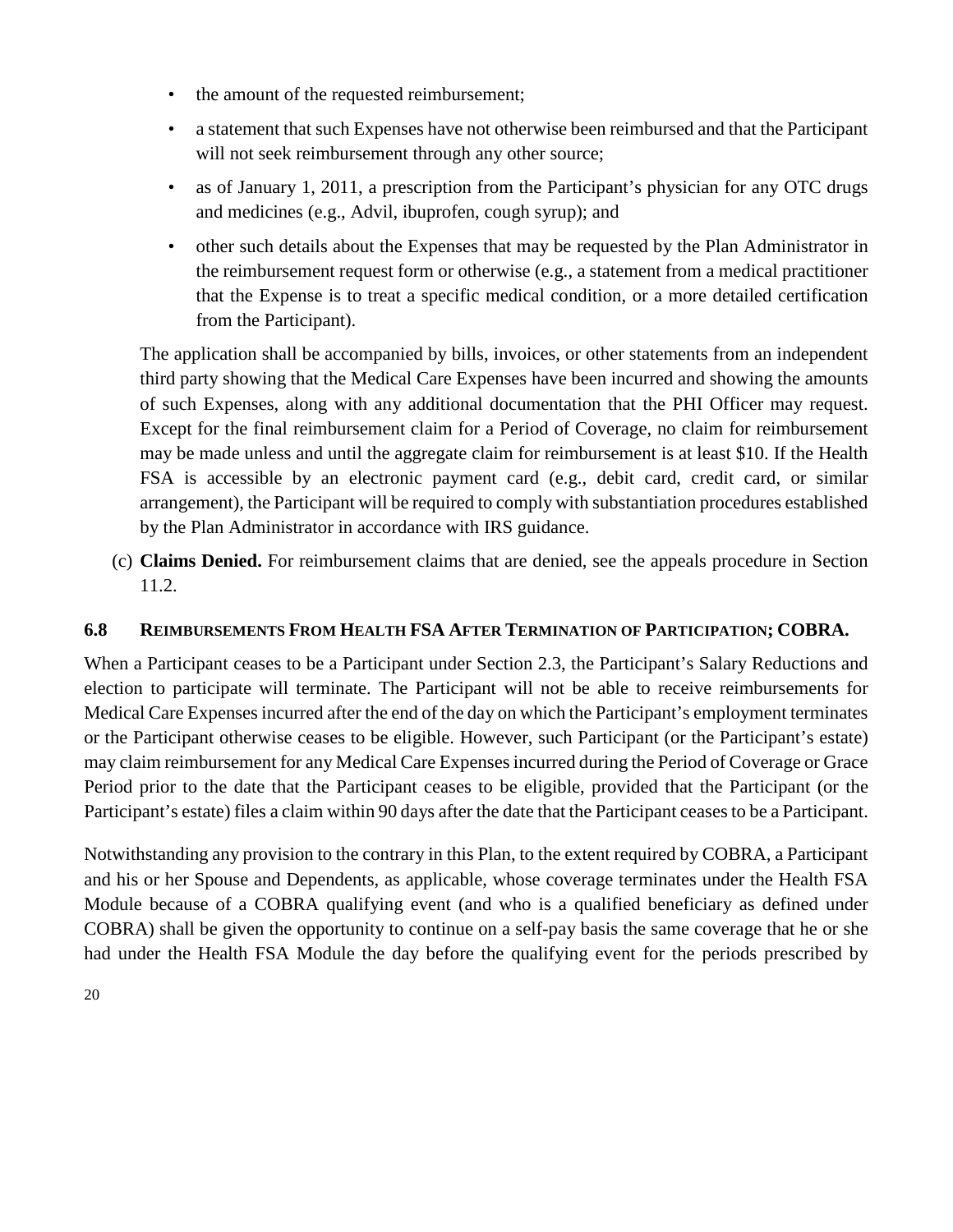- the amount of the requested reimbursement;
- a statement that such Expenses have not otherwise been reimbursed and that the Participant will not seek reimbursement through any other source;
- as of January 1, 2011, a prescription from the Participant's physician for any OTC drugs and medicines (e.g., Advil, ibuprofen, cough syrup); and
- other such details about the Expenses that may be requested by the Plan Administrator in the reimbursement request form or otherwise (e.g., a statement from a medical practitioner that the Expense is to treat a specific medical condition, or a more detailed certification from the Participant).

The application shall be accompanied by bills, invoices, or other statements from an independent third party showing that the Medical Care Expenses have been incurred and showing the amounts of such Expenses, along with any additional documentation that the PHI Officer may request. Except for the final reimbursement claim for a Period of Coverage, no claim for reimbursement may be made unless and until the aggregate claim for reimbursement is at least $10. If the Health FSA is accessible by an electronic payment card (e.g., debit card, credit card, or similar arrangement), the Participant will be required to comply with substantiation procedures established by the Plan Administrator in accordance with IRS guidance.

(c) **Claims Denied.** For reimbursement claims that are denied, see the appeals procedure in Section 11.2.

### 6.8 REIMBURSEMENTS FROM HEALTH FSA AFTER TERMINATION OF PARTICIPATION; COBRA.

When a Participant ceases to be a Participant under Section 2.3, the Participant's Salary Reductions and election to participate will terminate. The Participant will not be able to receive reimbursements for Medical Care Expenses incurred after the end of the day on which the Participant's employment terminates or the Participant otherwise ceases to be eligible. However, such Participant (or the Participant's estate) may claim reimbursement for any Medical Care Expenses incurred during the Period of Coverage or Grace Period prior to the date that the Participant ceases to be eligible, provided that the Participant (or the Participant's estate) files a claim within 90 days after the date that the Participant ceases to be a Participant.

Notwithstanding any provision to the contrary in this Plan, to the extent required by COBRA, a Participant and his or her Spouse and Dependents, as applicable, whose coverage terminates under the Health FSA Module because of a COBRA qualifying event (and who is a qualified beneficiary as defined under COBRA) shall be given the opportunity to continue on a self-pay basis the same coverage that he or she had under the Health FSA Module the day before the qualifying event for the periods prescribed by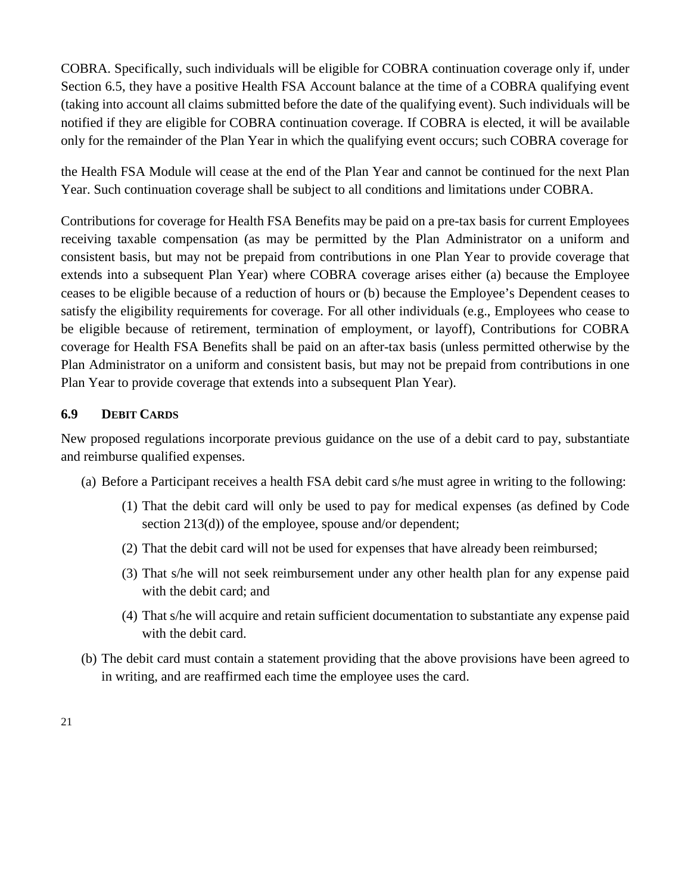COBRA. Specifically, such individuals will be eligible for COBRA continuation coverage only if, under Section 6.5, they have a positive Health FSA Account balance at the time of a COBRA qualifying event (taking into account all claims submitted before the date of the qualifying event). Such individuals will be notified if they are eligible for COBRA continuation coverage. If COBRA is elected, it will be available only for the remainder of the Plan Year in which the qualifying event occurs; such COBRA coverage for the Health FSA Module will cease at the end of the Plan Year and cannot be continued for the next Plan Year. Such continuation coverage shall be subject to all conditions and limitations under COBRA.

Contributions for coverage for Health FSA Benefits may be paid on a pre-tax basis for current Employees receiving taxable compensation (as may be permitted by the Plan Administrator on a uniform and consistent basis, but may not be prepaid from contributions in one Plan Year to provide coverage that extends into a subsequent Plan Year) where COBRA coverage arises either (a) because the Employee ceases to be eligible because of a reduction of hours or (b) because the Employee's Dependent ceases to satisfy the eligibility requirements for coverage. For all other individuals (e.g., Employees who cease to be eligible because of retirement, termination of employment, or layoff), Contributions for COBRA coverage for Health FSA Benefits shall be paid on an after-tax basis (unless permitted otherwise by the Plan Administrator on a uniform and consistent basis, but may not be prepaid from contributions in one Plan Year to provide coverage that extends into a subsequent Plan Year).

### 6.9 DEBIT CARDS

New proposed regulations incorporate previous guidance on the use of a debit card to pay, substantiate and reimburse qualified expenses.

(a) Before a Participant receives a health FSA debit card s/he must agree in writing to the following:

  (1) That the debit card will only be used to pay for medical expenses (as defined by Code section 213(d)) of the employee, spouse and/or dependent;

  (2) That the debit card will not be used for expenses that have already been reimbursed;

  (3) That s/he will not seek reimbursement under any other health plan for any expense paid with the debit card; and

  (4) That s/he will acquire and retain sufficient documentation to substantiate any expense paid with the debit card.

(b) The debit card must contain a statement providing that the above provisions have been agreed to in writing, and are reaffirmed each time the employee uses the card.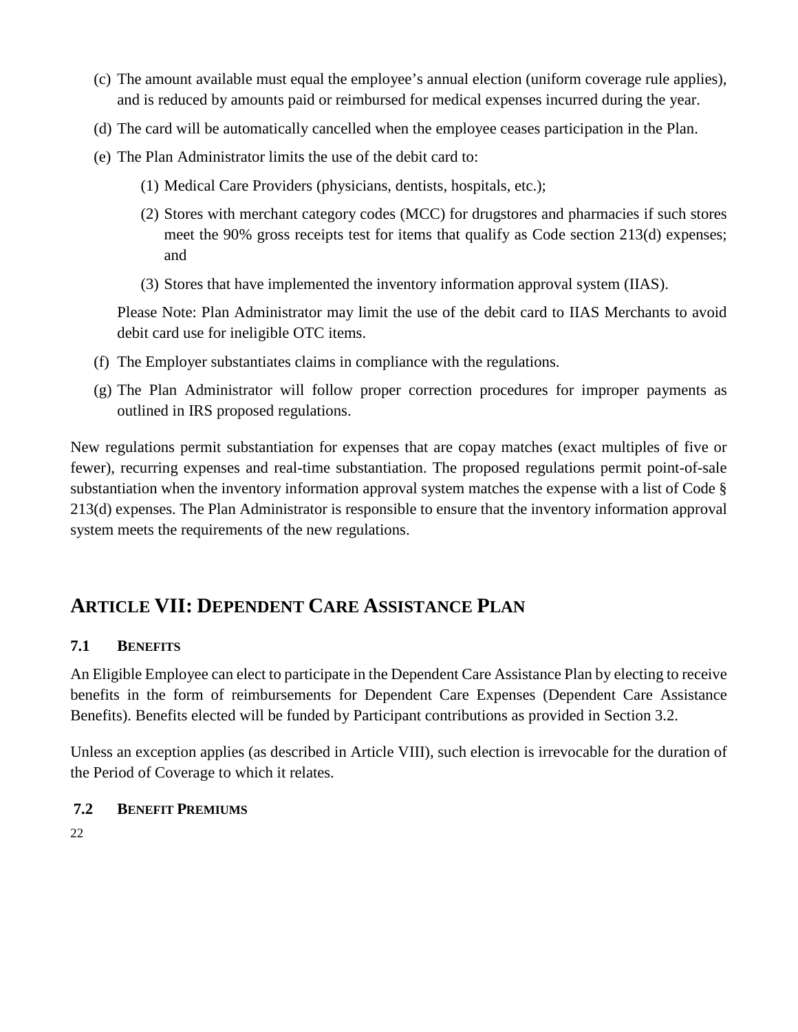(c) The amount available must equal the employee's annual election (uniform coverage rule applies), and is reduced by amounts paid or reimbursed for medical expenses incurred during the year.

(d) The card will be automatically cancelled when the employee ceases participation in the Plan.

(e) The Plan Administrator limits the use of the debit card to:

  (1) Medical Care Providers (physicians, dentists, hospitals, etc.);

  (2) Stores with merchant category codes (MCC) for drugstores and pharmacies if such stores meet the 90% gross receipts test for items that qualify as Code section 213(d) expenses; and

  (3) Stores that have implemented the inventory information approval system (IIAS).

  Please Note: Plan Administrator may limit the use of the debit card to IIAS Merchants to avoid debit card use for ineligible OTC items.

(f) The Employer substantiates claims in compliance with the regulations.

(g) The Plan Administrator will follow proper correction procedures for improper payments as outlined in IRS proposed regulations.

New regulations permit substantiation for expenses that are copay matches (exact multiples of five or fewer), recurring expenses and real-time substantiation. The proposed regulations permit point-of-sale substantiation when the inventory information approval system matches the expense with a list of Code § 213(d) expenses. The Plan Administrator is responsible to ensure that the inventory information approval system meets the requirements of the new regulations.

## ARTICLE VII: DEPENDENT CARE ASSISTANCE PLAN

### 7.1 BENEFITS

An Eligible Employee can elect to participate in the Dependent Care Assistance Plan by electing to receive benefits in the form of reimbursements for Dependent Care Expenses (Dependent Care Assistance Benefits). Benefits elected will be funded by Participant contributions as provided in Section 3.2.

Unless an exception applies (as described in Article VIII), such election is irrevocable for the duration of the Period of Coverage to which it relates.

### 7.2 BENEFIT PREMIUMS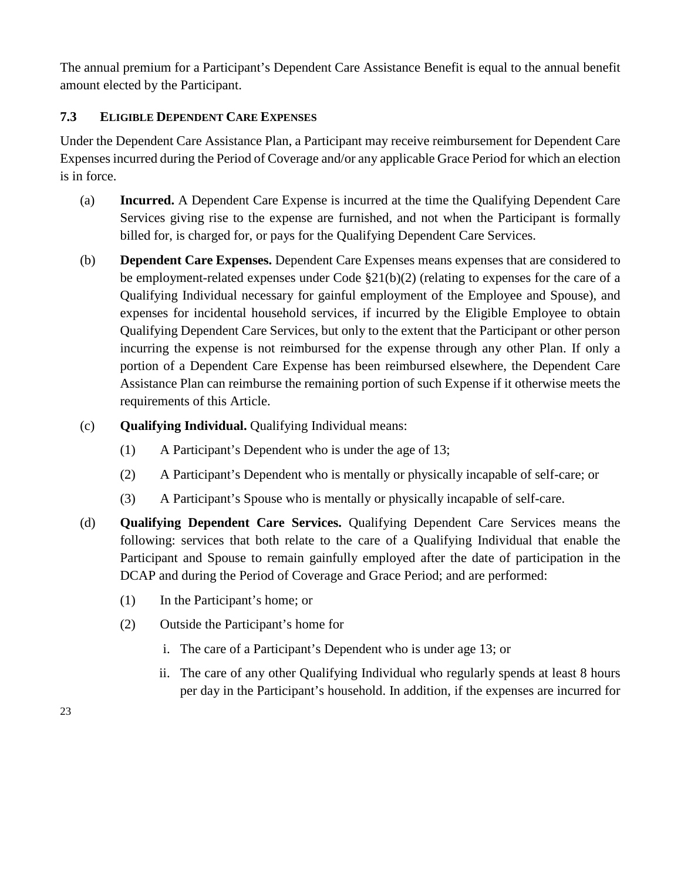The annual premium for a Participant's Dependent Care Assistance Benefit is equal to the annual benefit amount elected by the Participant.

### 7.3 Eligible Dependent Care Expenses

Under the Dependent Care Assistance Plan, a Participant may receive reimbursement for Dependent Care Expenses incurred during the Period of Coverage and/or any applicable Grace Period for which an election is in force.

(a) **Incurred.** A Dependent Care Expense is incurred at the time the Qualifying Dependent Care Services giving rise to the expense are furnished, and not when the Participant is formally billed for, is charged for, or pays for the Qualifying Dependent Care Services.

(b) **Dependent Care Expenses.** Dependent Care Expenses means expenses that are considered to be employment-related expenses under Code §21(b)(2) (relating to expenses for the care of a Qualifying Individual necessary for gainful employment of the Employee and Spouse), and expenses for incidental household services, if incurred by the Eligible Employee to obtain Qualifying Dependent Care Services, but only to the extent that the Participant or other person incurring the expense is not reimbursed for the expense through any other Plan. If only a portion of a Dependent Care Expense has been reimbursed elsewhere, the Dependent Care Assistance Plan can reimburse the remaining portion of such Expense if it otherwise meets the requirements of this Article.

(c) **Qualifying Individual.** Qualifying Individual means:

(1) A Participant's Dependent who is under the age of 13;

(2) A Participant's Dependent who is mentally or physically incapable of self-care; or

(3) A Participant's Spouse who is mentally or physically incapable of self-care.

(d) **Qualifying Dependent Care Services.** Qualifying Dependent Care Services means the following: services that both relate to the care of a Qualifying Individual that enable the Participant and Spouse to remain gainfully employed after the date of participation in the DCAP and during the Period of Coverage and Grace Period; and are performed:

(1) In the Participant's home; or

(2) Outside the Participant's home for

i. The care of a Participant's Dependent who is under age 13; or

ii. The care of any other Qualifying Individual who regularly spends at least 8 hours per day in the Participant's household. In addition, if the expenses are incurred for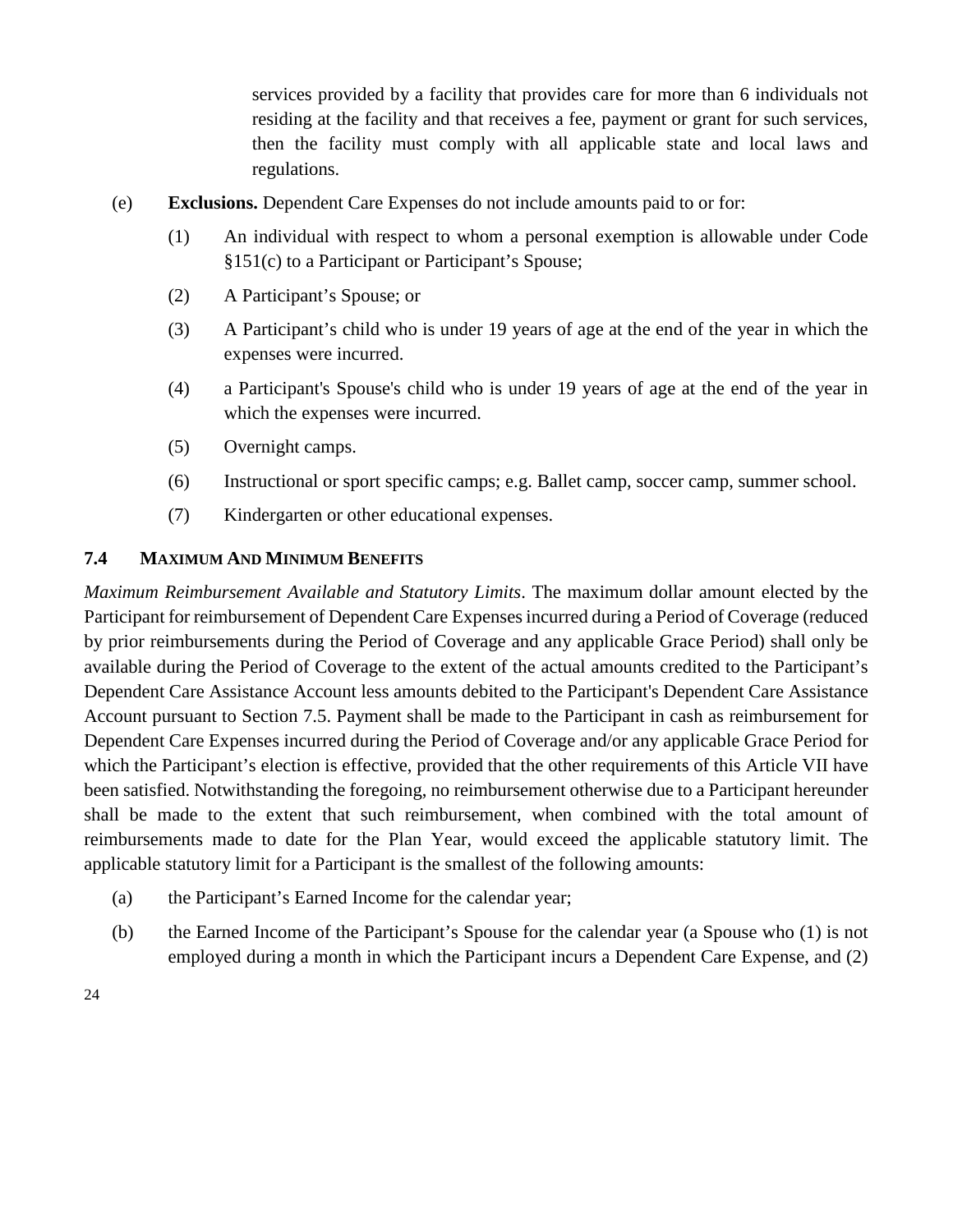services provided by a facility that provides care for more than 6 individuals not residing at the facility and that receives a fee, payment or grant for such services, then the facility must comply with all applicable state and local laws and regulations.

(e) **Exclusions.** Dependent Care Expenses do not include amounts paid to or for:

(1) An individual with respect to whom a personal exemption is allowable under Code §151(c) to a Participant or Participant's Spouse;

(2) A Participant's Spouse; or

(3) A Participant's child who is under 19 years of age at the end of the year in which the expenses were incurred.

(4) a Participant's Spouse's child who is under 19 years of age at the end of the year in which the expenses were incurred.

(5) Overnight camps.

(6) Instructional or sport specific camps; e.g. Ballet camp, soccer camp, summer school.

(7) Kindergarten or other educational expenses.

### 7.4 MAXIMUM AND MINIMUM BENEFITS

*Maximum Reimbursement Available and Statutory Limits*. The maximum dollar amount elected by the Participant for reimbursement of Dependent Care Expenses incurred during a Period of Coverage (reduced by prior reimbursements during the Period of Coverage and any applicable Grace Period) shall only be available during the Period of Coverage to the extent of the actual amounts credited to the Participant's Dependent Care Assistance Account less amounts debited to the Participant's Dependent Care Assistance Account pursuant to Section 7.5. Payment shall be made to the Participant in cash as reimbursement for Dependent Care Expenses incurred during the Period of Coverage and/or any applicable Grace Period for which the Participant's election is effective, provided that the other requirements of this Article VII have been satisfied. Notwithstanding the foregoing, no reimbursement otherwise due to a Participant hereunder shall be made to the extent that such reimbursement, when combined with the total amount of reimbursements made to date for the Plan Year, would exceed the applicable statutory limit. The applicable statutory limit for a Participant is the smallest of the following amounts:

(a) the Participant's Earned Income for the calendar year;

(b) the Earned Income of the Participant's Spouse for the calendar year (a Spouse who (1) is not employed during a month in which the Participant incurs a Dependent Care Expense, and (2)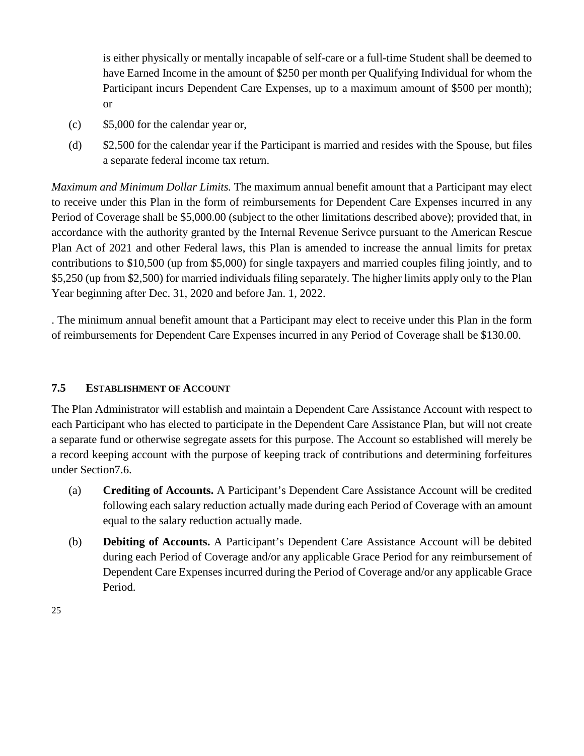is either physically or mentally incapable of self-care or a full-time Student shall be deemed to have Earned Income in the amount of $250 per month per Qualifying Individual for whom the Participant incurs Dependent Care Expenses, up to a maximum amount of $500 per month); or

(c) $5,000 for the calendar year or,

(d) $2,500 for the calendar year if the Participant is married and resides with the Spouse, but files a separate federal income tax return.

*Maximum and Minimum Dollar Limits.* The maximum annual benefit amount that a Participant may elect to receive under this Plan in the form of reimbursements for Dependent Care Expenses incurred in any Period of Coverage shall be $5,000.00 (subject to the other limitations described above); provided that, in accordance with the authority granted by the Internal Revenue Serivce pursuant to the American Rescue Plan Act of 2021 and other Federal laws, this Plan is amended to increase the annual limits for pretax contributions to $10,500 (up from $5,000) for single taxpayers and married couples filing jointly, and to $5,250 (up from $2,500) for married individuals filing separately. The higher limits apply only to the Plan Year beginning after Dec. 31, 2020 and before Jan. 1, 2022.

. The minimum annual benefit amount that a Participant may elect to receive under this Plan in the form of reimbursements for Dependent Care Expenses incurred in any Period of Coverage shall be $130.00.

### 7.5 ESTABLISHMENT OF ACCOUNT

The Plan Administrator will establish and maintain a Dependent Care Assistance Account with respect to each Participant who has elected to participate in the Dependent Care Assistance Plan, but will not create a separate fund or otherwise segregate assets for this purpose. The Account so established will merely be a record keeping account with the purpose of keeping track of contributions and determining forfeitures under Section7.6.

(a) **Crediting of Accounts.** A Participant's Dependent Care Assistance Account will be credited following each salary reduction actually made during each Period of Coverage with an amount equal to the salary reduction actually made.

(b) **Debiting of Accounts.** A Participant's Dependent Care Assistance Account will be debited during each Period of Coverage and/or any applicable Grace Period for any reimbursement of Dependent Care Expenses incurred during the Period of Coverage and/or any applicable Grace Period.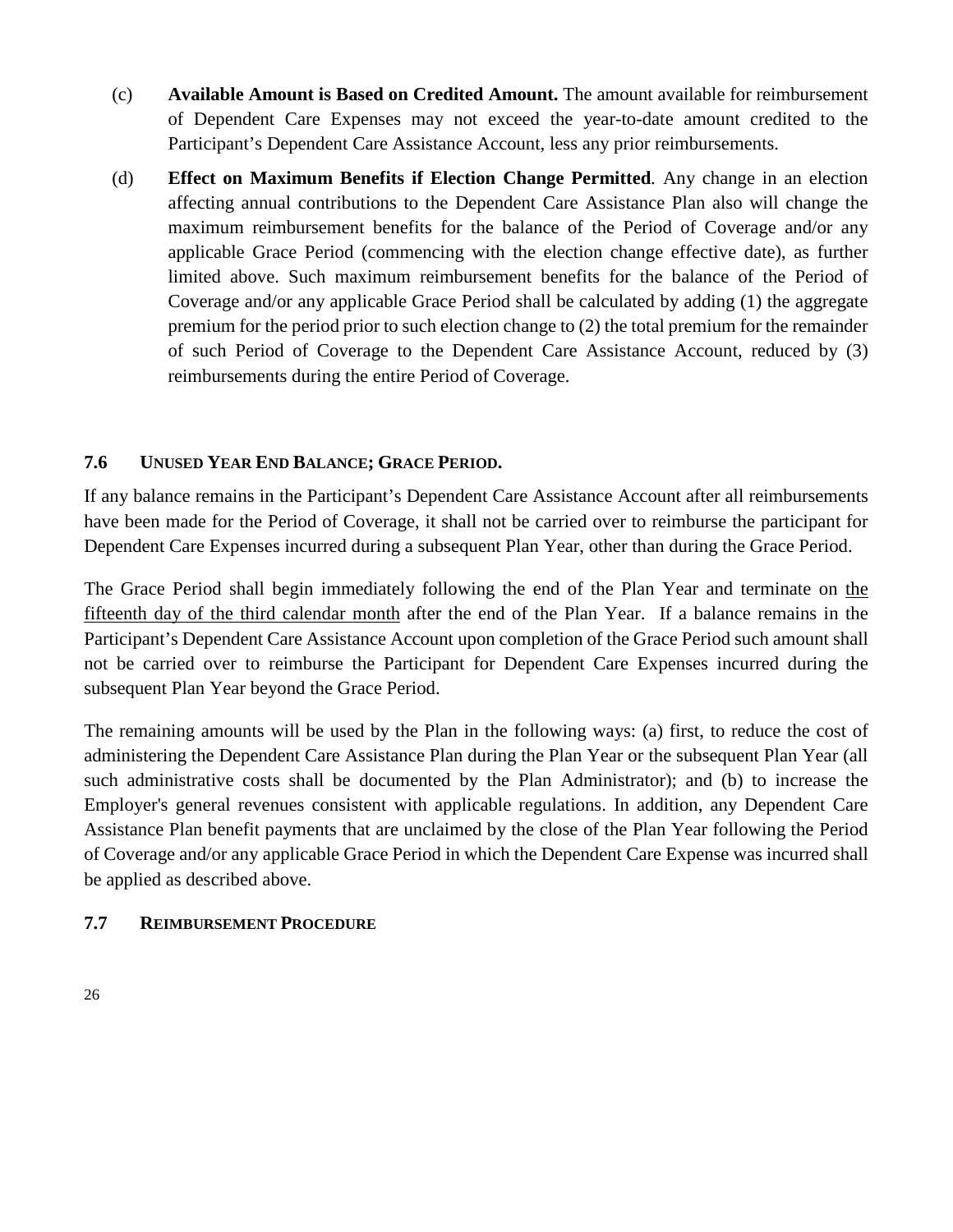(c) **Available Amount is Based on Credited Amount.** The amount available for reimbursement of Dependent Care Expenses may not exceed the year-to-date amount credited to the Participant's Dependent Care Assistance Account, less any prior reimbursements.

(d) **Effect on Maximum Benefits if Election Change Permitted**. Any change in an election affecting annual contributions to the Dependent Care Assistance Plan also will change the maximum reimbursement benefits for the balance of the Period of Coverage and/or any applicable Grace Period (commencing with the election change effective date), as further limited above. Such maximum reimbursement benefits for the balance of the Period of Coverage and/or any applicable Grace Period shall be calculated by adding (1) the aggregate premium for the period prior to such election change to (2) the total premium for the remainder of such Period of Coverage to the Dependent Care Assistance Account, reduced by (3) reimbursements during the entire Period of Coverage.

### 7.6 UNUSED YEAR END BALANCE; GRACE PERIOD.

If any balance remains in the Participant's Dependent Care Assistance Account after all reimbursements have been made for the Period of Coverage, it shall not be carried over to reimburse the participant for Dependent Care Expenses incurred during a subsequent Plan Year, other than during the Grace Period.

The Grace Period shall begin immediately following the end of the Plan Year and terminate on <u>the fifteenth day of the third calendar month</u> after the end of the Plan Year. If a balance remains in the Participant's Dependent Care Assistance Account upon completion of the Grace Period such amount shall not be carried over to reimburse the Participant for Dependent Care Expenses incurred during the subsequent Plan Year beyond the Grace Period.

The remaining amounts will be used by the Plan in the following ways: (a) first, to reduce the cost of administering the Dependent Care Assistance Plan during the Plan Year or the subsequent Plan Year (all such administrative costs shall be documented by the Plan Administrator); and (b) to increase the Employer's general revenues consistent with applicable regulations. In addition, any Dependent Care Assistance Plan benefit payments that are unclaimed by the close of the Plan Year following the Period of Coverage and/or any applicable Grace Period in which the Dependent Care Expense was incurred shall be applied as described above.

### 7.7 REIMBURSEMENT PROCEDURE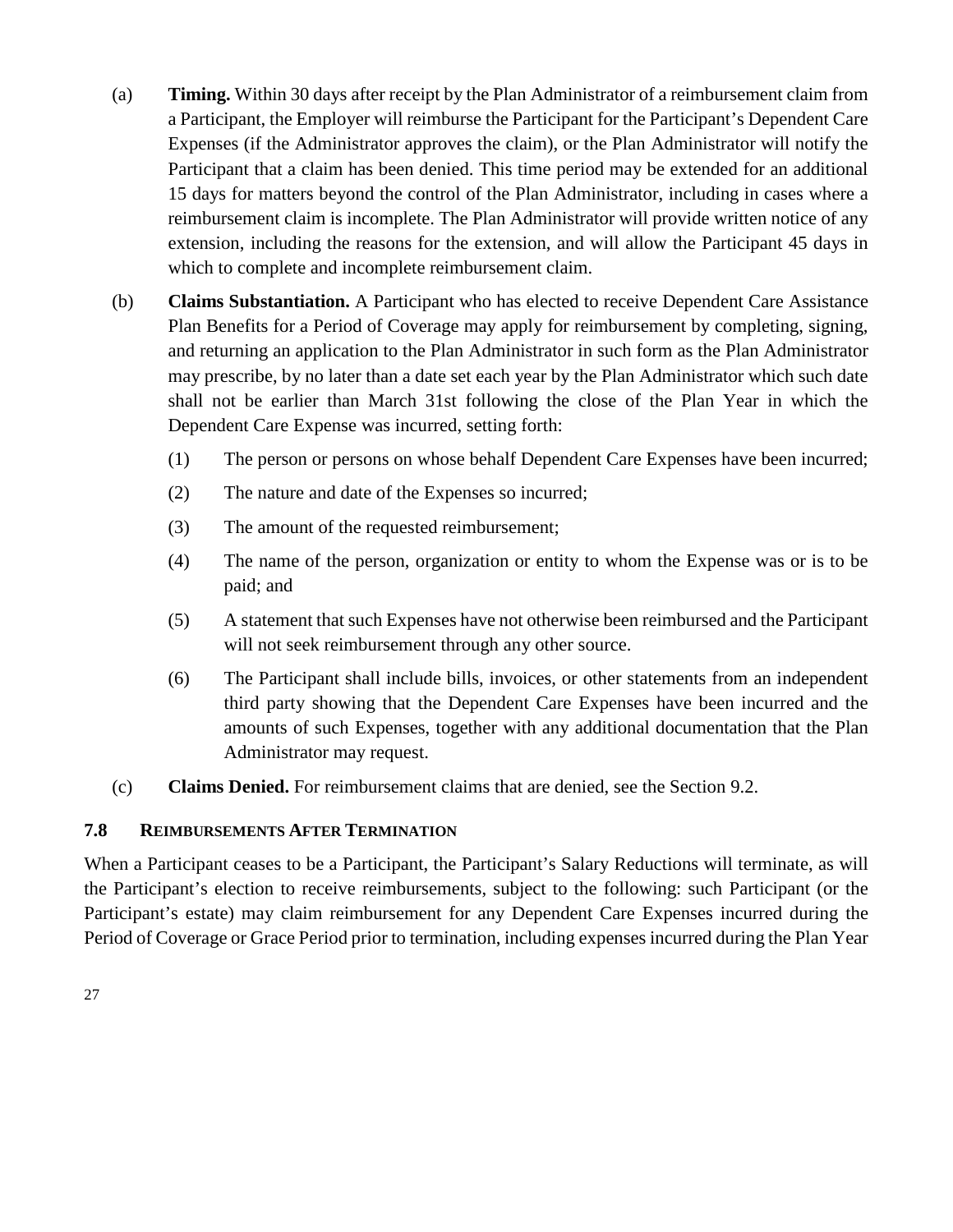(a) **Timing.** Within 30 days after receipt by the Plan Administrator of a reimbursement claim from a Participant, the Employer will reimburse the Participant for the Participant's Dependent Care Expenses (if the Administrator approves the claim), or the Plan Administrator will notify the Participant that a claim has been denied. This time period may be extended for an additional 15 days for matters beyond the control of the Plan Administrator, including in cases where a reimbursement claim is incomplete. The Plan Administrator will provide written notice of any extension, including the reasons for the extension, and will allow the Participant 45 days in which to complete and incomplete reimbursement claim.

(b) **Claims Substantiation.** A Participant who has elected to receive Dependent Care Assistance Plan Benefits for a Period of Coverage may apply for reimbursement by completing, signing, and returning an application to the Plan Administrator in such form as the Plan Administrator may prescribe, by no later than a date set each year by the Plan Administrator which such date shall not be earlier than March 31st following the close of the Plan Year in which the Dependent Care Expense was incurred, setting forth:

(1) The person or persons on whose behalf Dependent Care Expenses have been incurred;

(2) The nature and date of the Expenses so incurred;

(3) The amount of the requested reimbursement;

(4) The name of the person, organization or entity to whom the Expense was or is to be paid; and

(5) A statement that such Expenses have not otherwise been reimbursed and the Participant will not seek reimbursement through any other source.

(6) The Participant shall include bills, invoices, or other statements from an independent third party showing that the Dependent Care Expenses have been incurred and the amounts of such Expenses, together with any additional documentation that the Plan Administrator may request.

(c) **Claims Denied.** For reimbursement claims that are denied, see the Section 9.2.

### 7.8 REIMBURSEMENTS AFTER TERMINATION

When a Participant ceases to be a Participant, the Participant's Salary Reductions will terminate, as will the Participant's election to receive reimbursements, subject to the following: such Participant (or the Participant's estate) may claim reimbursement for any Dependent Care Expenses incurred during the Period of Coverage or Grace Period prior to termination, including expenses incurred during the Plan Year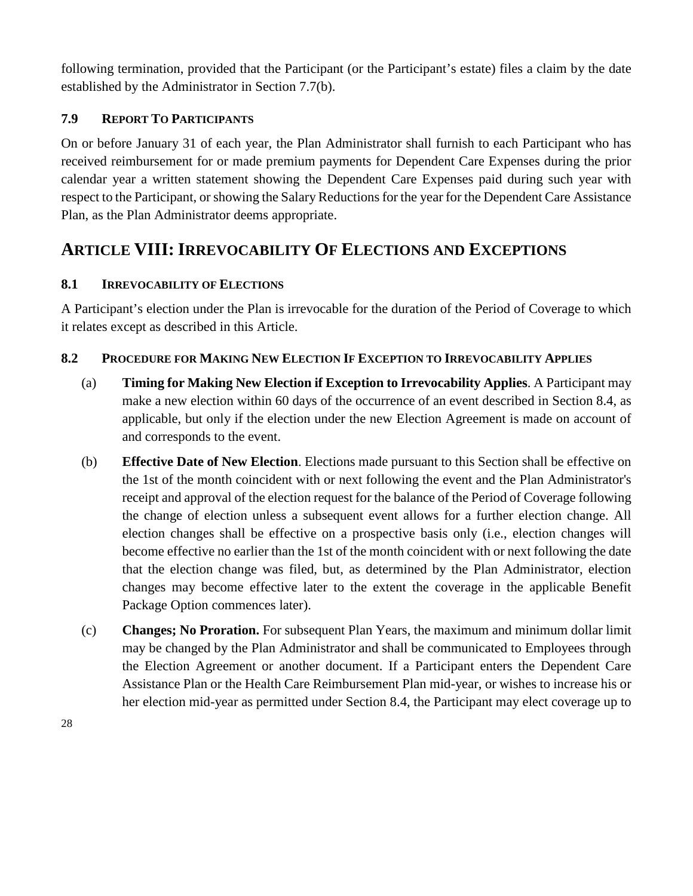following termination, provided that the Participant (or the Participant's estate) files a claim by the date established by the Administrator in Section 7.7(b).

### 7.9 Report To Participants

On or before January 31 of each year, the Plan Administrator shall furnish to each Participant who has received reimbursement for or made premium payments for Dependent Care Expenses during the prior calendar year a written statement showing the Dependent Care Expenses paid during such year with respect to the Participant, or showing the Salary Reductions for the year for the Dependent Care Assistance Plan, as the Plan Administrator deems appropriate.

## Article VIII: Irrevocability Of Elections and Exceptions

### 8.1 Irrevocability of Elections

A Participant's election under the Plan is irrevocable for the duration of the Period of Coverage to which it relates except as described in this Article.

### 8.2 Procedure for Making New Election If Exception to Irrevocability Applies

(a) **Timing for Making New Election if Exception to Irrevocability Applies**. A Participant may make a new election within 60 days of the occurrence of an event described in Section 8.4, as applicable, but only if the election under the new Election Agreement is made on account of and corresponds to the event.

(b) **Effective Date of New Election**. Elections made pursuant to this Section shall be effective on the 1st of the month coincident with or next following the event and the Plan Administrator's receipt and approval of the election request for the balance of the Period of Coverage following the change of election unless a subsequent event allows for a further election change. All election changes shall be effective on a prospective basis only (i.e., election changes will become effective no earlier than the 1st of the month coincident with or next following the date that the election change was filed, but, as determined by the Plan Administrator, election changes may become effective later to the extent the coverage in the applicable Benefit Package Option commences later).

(c) **Changes; No Proration.** For subsequent Plan Years, the maximum and minimum dollar limit may be changed by the Plan Administrator and shall be communicated to Employees through the Election Agreement or another document. If a Participant enters the Dependent Care Assistance Plan or the Health Care Reimbursement Plan mid-year, or wishes to increase his or her election mid-year as permitted under Section 8.4, the Participant may elect coverage up to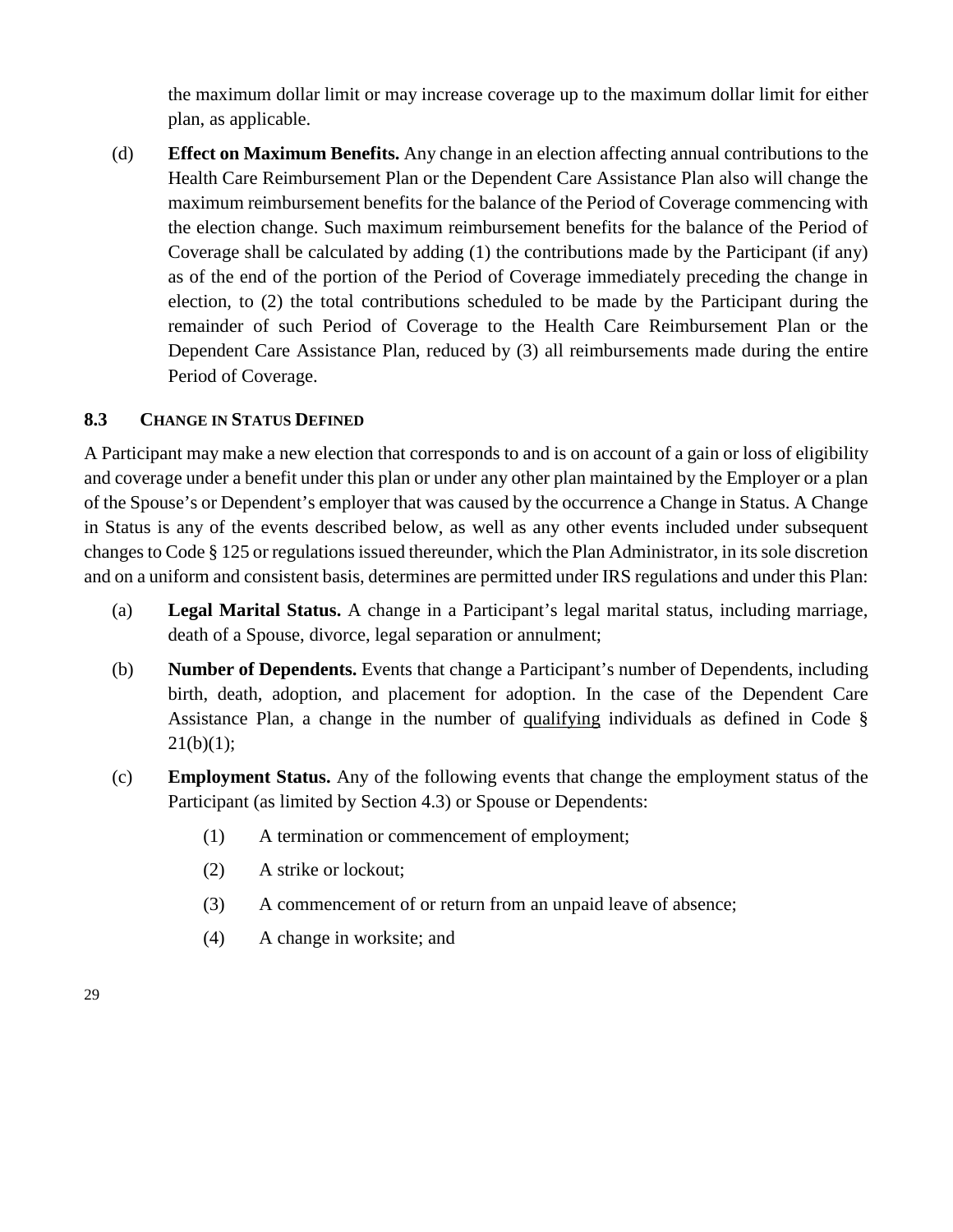the maximum dollar limit or may increase coverage up to the maximum dollar limit for either plan, as applicable.

(d) **Effect on Maximum Benefits.** Any change in an election affecting annual contributions to the Health Care Reimbursement Plan or the Dependent Care Assistance Plan also will change the maximum reimbursement benefits for the balance of the Period of Coverage commencing with the election change. Such maximum reimbursement benefits for the balance of the Period of Coverage shall be calculated by adding (1) the contributions made by the Participant (if any) as of the end of the portion of the Period of Coverage immediately preceding the change in election, to (2) the total contributions scheduled to be made by the Participant during the remainder of such Period of Coverage to the Health Care Reimbursement Plan or the Dependent Care Assistance Plan, reduced by (3) all reimbursements made during the entire Period of Coverage.

### 8.3 CHANGE IN STATUS DEFINED

A Participant may make a new election that corresponds to and is on account of a gain or loss of eligibility and coverage under a benefit under this plan or under any other plan maintained by the Employer or a plan of the Spouse's or Dependent's employer that was caused by the occurrence a Change in Status. A Change in Status is any of the events described below, as well as any other events included under subsequent changes to Code § 125 or regulations issued thereunder, which the Plan Administrator, in its sole discretion and on a uniform and consistent basis, determines are permitted under IRS regulations and under this Plan:

(a) **Legal Marital Status.** A change in a Participant's legal marital status, including marriage, death of a Spouse, divorce, legal separation or annulment;

(b) **Number of Dependents.** Events that change a Participant's number of Dependents, including birth, death, adoption, and placement for adoption. In the case of the Dependent Care Assistance Plan, a change in the number of qualifying individuals as defined in Code § 21(b)(1);

(c) **Employment Status.** Any of the following events that change the employment status of the Participant (as limited by Section 4.3) or Spouse or Dependents:

   (1) A termination or commencement of employment;

   (2) A strike or lockout;

   (3) A commencement of or return from an unpaid leave of absence;

   (4) A change in worksite; and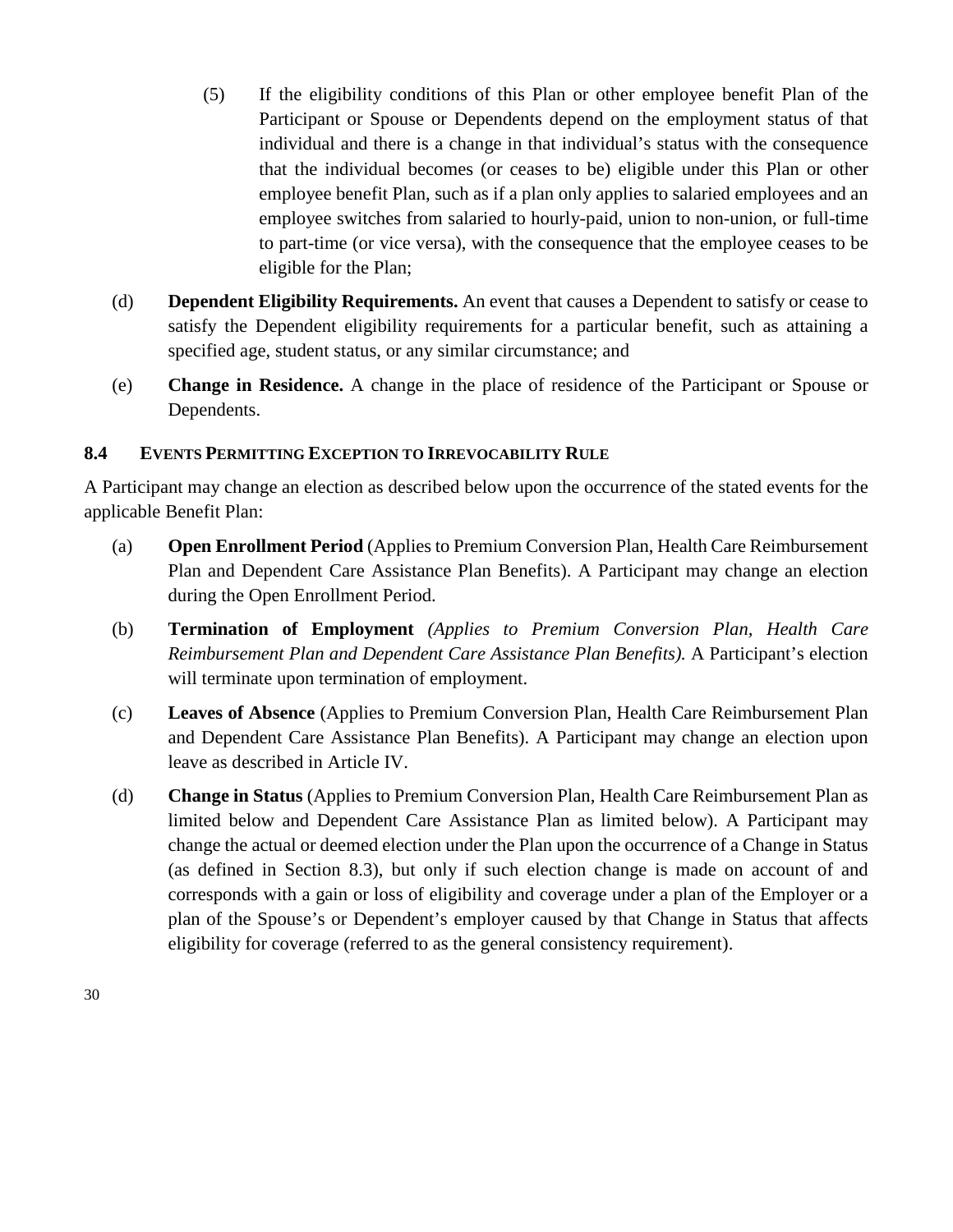(5) If the eligibility conditions of this Plan or other employee benefit Plan of the Participant or Spouse or Dependents depend on the employment status of that individual and there is a change in that individual's status with the consequence that the individual becomes (or ceases to be) eligible under this Plan or other employee benefit Plan, such as if a plan only applies to salaried employees and an employee switches from salaried to hourly-paid, union to non-union, or full-time to part-time (or vice versa), with the consequence that the employee ceases to be eligible for the Plan;

(d) **Dependent Eligibility Requirements.** An event that causes a Dependent to satisfy or cease to satisfy the Dependent eligibility requirements for a particular benefit, such as attaining a specified age, student status, or any similar circumstance; and

(e) **Change in Residence.** A change in the place of residence of the Participant or Spouse or Dependents.

### 8.4 EVENTS PERMITTING EXCEPTION TO IRREVOCABILITY RULE

A Participant may change an election as described below upon the occurrence of the stated events for the applicable Benefit Plan:

(a) **Open Enrollment Period** (Applies to Premium Conversion Plan, Health Care Reimbursement Plan and Dependent Care Assistance Plan Benefits). A Participant may change an election during the Open Enrollment Period.

(b) **Termination of Employment** *(Applies to Premium Conversion Plan, Health Care Reimbursement Plan and Dependent Care Assistance Plan Benefits).* A Participant's election will terminate upon termination of employment.

(c) **Leaves of Absence** (Applies to Premium Conversion Plan, Health Care Reimbursement Plan and Dependent Care Assistance Plan Benefits). A Participant may change an election upon leave as described in Article IV.

(d) **Change in Status** (Applies to Premium Conversion Plan, Health Care Reimbursement Plan as limited below and Dependent Care Assistance Plan as limited below). A Participant may change the actual or deemed election under the Plan upon the occurrence of a Change in Status (as defined in Section 8.3), but only if such election change is made on account of and corresponds with a gain or loss of eligibility and coverage under a plan of the Employer or a plan of the Spouse's or Dependent's employer caused by that Change in Status that affects eligibility for coverage (referred to as the general consistency requirement).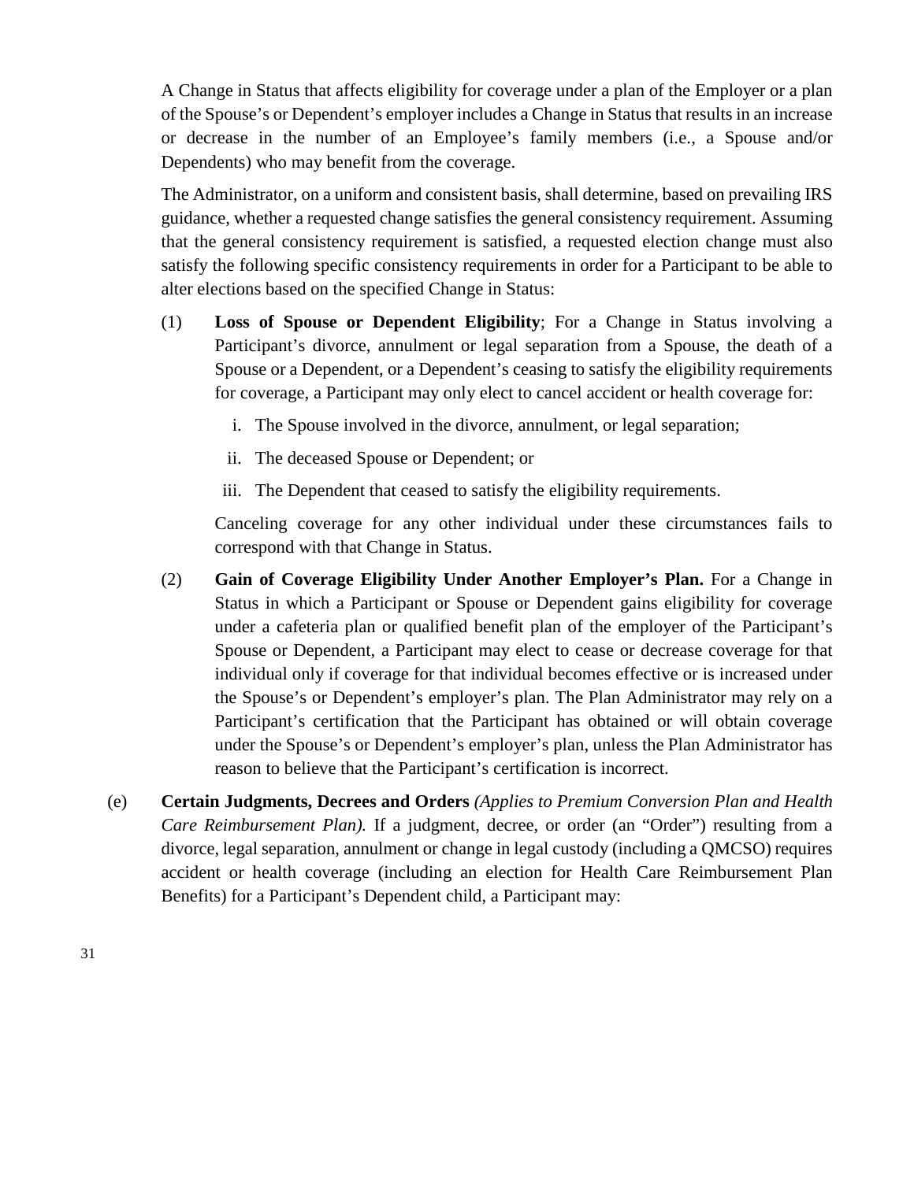A Change in Status that affects eligibility for coverage under a plan of the Employer or a plan of the Spouse's or Dependent's employer includes a Change in Status that results in an increase or decrease in the number of an Employee's family members (i.e., a Spouse and/or Dependents) who may benefit from the coverage.

The Administrator, on a uniform and consistent basis, shall determine, based on prevailing IRS guidance, whether a requested change satisfies the general consistency requirement. Assuming that the general consistency requirement is satisfied, a requested election change must also satisfy the following specific consistency requirements in order for a Participant to be able to alter elections based on the specified Change in Status:

(1) **Loss of Spouse or Dependent Eligibility**; For a Change in Status involving a Participant's divorce, annulment or legal separation from a Spouse, the death of a Spouse or a Dependent, or a Dependent's ceasing to satisfy the eligibility requirements for coverage, a Participant may only elect to cancel accident or health coverage for:

   i. The Spouse involved in the divorce, annulment, or legal separation;

   ii. The deceased Spouse or Dependent; or

   iii. The Dependent that ceased to satisfy the eligibility requirements.

   Canceling coverage for any other individual under these circumstances fails to correspond with that Change in Status.

(2) **Gain of Coverage Eligibility Under Another Employer's Plan.** For a Change in Status in which a Participant or Spouse or Dependent gains eligibility for coverage under a cafeteria plan or qualified benefit plan of the employer of the Participant's Spouse or Dependent, a Participant may elect to cease or decrease coverage for that individual only if coverage for that individual becomes effective or is increased under the Spouse's or Dependent's employer's plan. The Plan Administrator may rely on a Participant's certification that the Participant has obtained or will obtain coverage under the Spouse's or Dependent's employer's plan, unless the Plan Administrator has reason to believe that the Participant's certification is incorrect.

(e) **Certain Judgments, Decrees and Orders** *(Applies to Premium Conversion Plan and Health Care Reimbursement Plan).* If a judgment, decree, or order (an "Order") resulting from a divorce, legal separation, annulment or change in legal custody (including a QMCSO) requires accident or health coverage (including an election for Health Care Reimbursement Plan Benefits) for a Participant's Dependent child, a Participant may: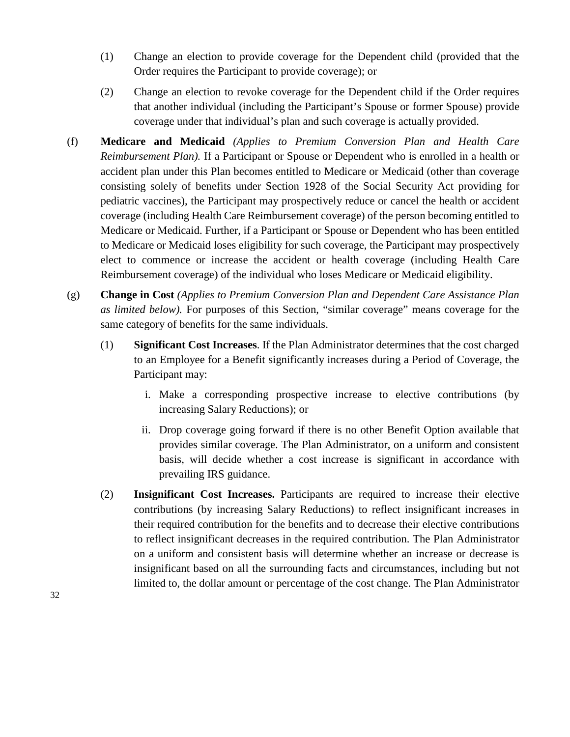(1) Change an election to provide coverage for the Dependent child (provided that the Order requires the Participant to provide coverage); or

(2) Change an election to revoke coverage for the Dependent child if the Order requires that another individual (including the Participant's Spouse or former Spouse) provide coverage under that individual's plan and such coverage is actually provided.

(f) **Medicare and Medicaid** *(Applies to Premium Conversion Plan and Health Care Reimbursement Plan).* If a Participant or Spouse or Dependent who is enrolled in a health or accident plan under this Plan becomes entitled to Medicare or Medicaid (other than coverage consisting solely of benefits under Section 1928 of the Social Security Act providing for pediatric vaccines), the Participant may prospectively reduce or cancel the health or accident coverage (including Health Care Reimbursement coverage) of the person becoming entitled to Medicare or Medicaid. Further, if a Participant or Spouse or Dependent who has been entitled to Medicare or Medicaid loses eligibility for such coverage, the Participant may prospectively elect to commence or increase the accident or health coverage (including Health Care Reimbursement coverage) of the individual who loses Medicare or Medicaid eligibility.

(g) **Change in Cost** *(Applies to Premium Conversion Plan and Dependent Care Assistance Plan as limited below).* For purposes of this Section, "similar coverage" means coverage for the same category of benefits for the same individuals.

(1) **Significant Cost Increases**. If the Plan Administrator determines that the cost charged to an Employee for a Benefit significantly increases during a Period of Coverage, the Participant may:

i. Make a corresponding prospective increase to elective contributions (by increasing Salary Reductions); or

ii. Drop coverage going forward if there is no other Benefit Option available that provides similar coverage. The Plan Administrator, on a uniform and consistent basis, will decide whether a cost increase is significant in accordance with prevailing IRS guidance.

(2) **Insignificant Cost Increases.** Participants are required to increase their elective contributions (by increasing Salary Reductions) to reflect insignificant increases in their required contribution for the benefits and to decrease their elective contributions to reflect insignificant decreases in the required contribution. The Plan Administrator on a uniform and consistent basis will determine whether an increase or decrease is insignificant based on all the surrounding facts and circumstances, including but not limited to, the dollar amount or percentage of the cost change. The Plan Administrator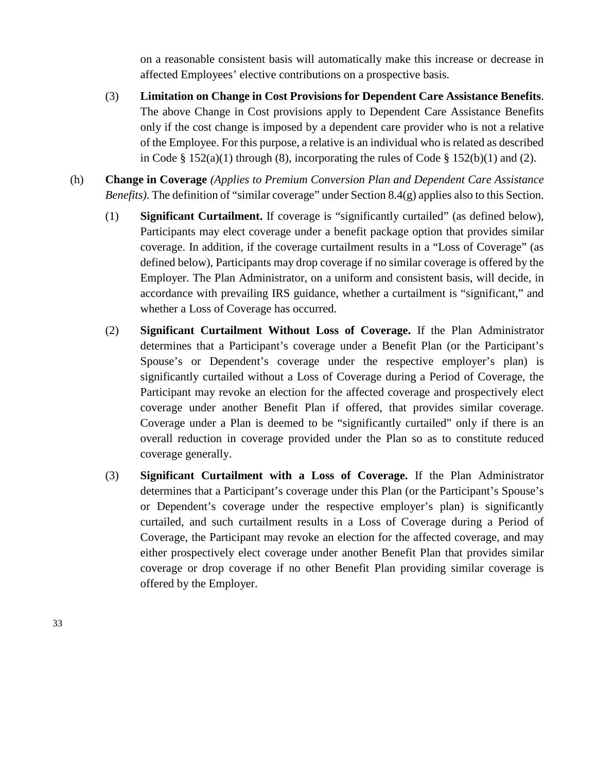on a reasonable consistent basis will automatically make this increase or decrease in affected Employees' elective contributions on a prospective basis.

(3) **Limitation on Change in Cost Provisions for Dependent Care Assistance Benefits**. The above Change in Cost provisions apply to Dependent Care Assistance Benefits only if the cost change is imposed by a dependent care provider who is not a relative of the Employee. For this purpose, a relative is an individual who is related as described in Code § 152(a)(1) through (8), incorporating the rules of Code § 152(b)(1) and (2).

(h) **Change in Coverage** *(Applies to Premium Conversion Plan and Dependent Care Assistance Benefits)*. The definition of "similar coverage" under Section 8.4(g) applies also to this Section.

(1) **Significant Curtailment.** If coverage is "significantly curtailed" (as defined below), Participants may elect coverage under a benefit package option that provides similar coverage. In addition, if the coverage curtailment results in a "Loss of Coverage" (as defined below), Participants may drop coverage if no similar coverage is offered by the Employer. The Plan Administrator, on a uniform and consistent basis, will decide, in accordance with prevailing IRS guidance, whether a curtailment is "significant," and whether a Loss of Coverage has occurred.

(2) **Significant Curtailment Without Loss of Coverage.** If the Plan Administrator determines that a Participant's coverage under a Benefit Plan (or the Participant's Spouse's or Dependent's coverage under the respective employer's plan) is significantly curtailed without a Loss of Coverage during a Period of Coverage, the Participant may revoke an election for the affected coverage and prospectively elect coverage under another Benefit Plan if offered, that provides similar coverage. Coverage under a Plan is deemed to be "significantly curtailed" only if there is an overall reduction in coverage provided under the Plan so as to constitute reduced coverage generally.

(3) **Significant Curtailment with a Loss of Coverage.** If the Plan Administrator determines that a Participant's coverage under this Plan (or the Participant's Spouse's or Dependent's coverage under the respective employer's plan) is significantly curtailed, and such curtailment results in a Loss of Coverage during a Period of Coverage, the Participant may revoke an election for the affected coverage, and may either prospectively elect coverage under another Benefit Plan that provides similar coverage or drop coverage if no other Benefit Plan providing similar coverage is offered by the Employer.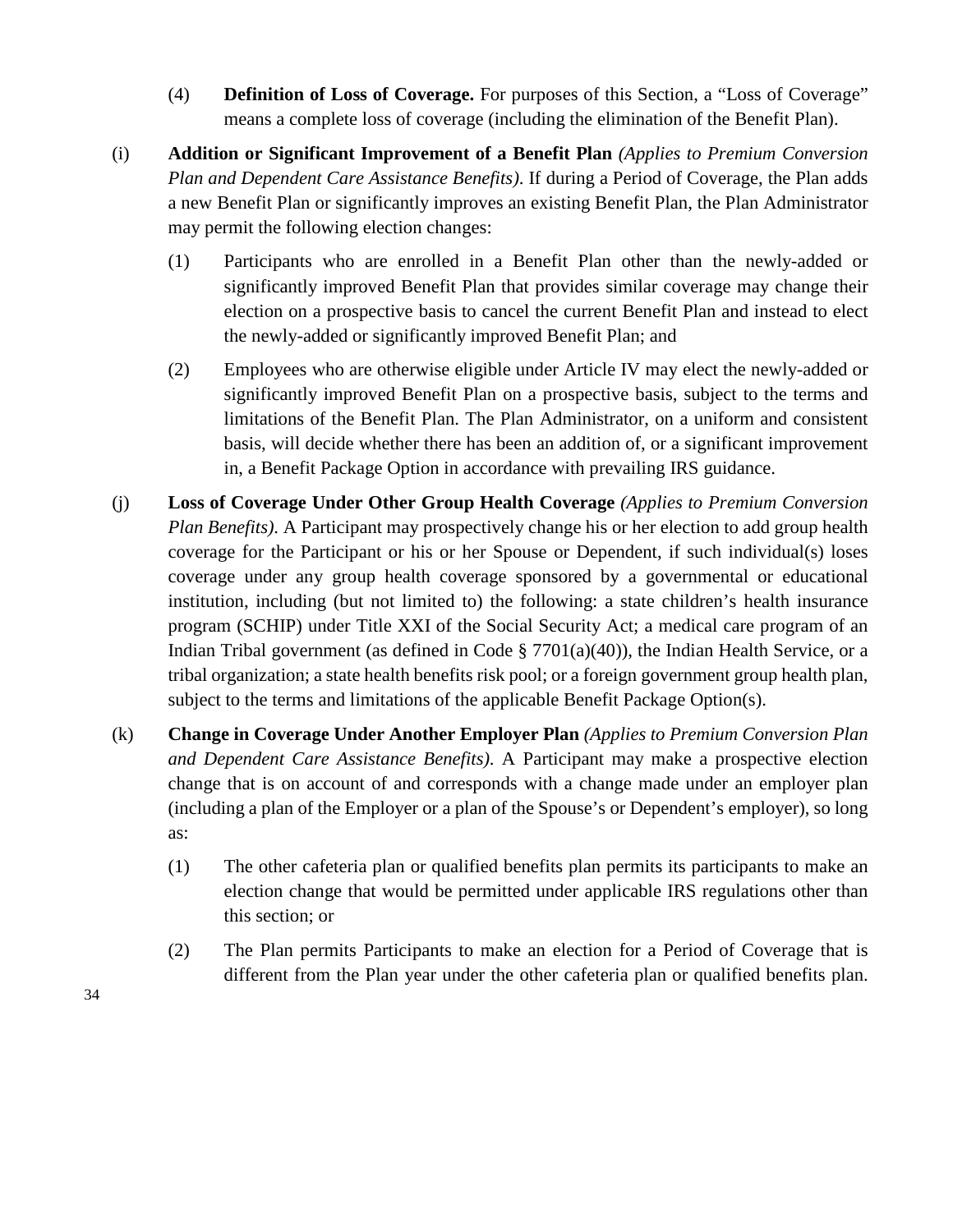(4) **Definition of Loss of Coverage.** For purposes of this Section, a "Loss of Coverage" means a complete loss of coverage (including the elimination of the Benefit Plan).

(i) **Addition or Significant Improvement of a Benefit Plan** *(Applies to Premium Conversion Plan and Dependent Care Assistance Benefits)*. If during a Period of Coverage, the Plan adds a new Benefit Plan or significantly improves an existing Benefit Plan, the Plan Administrator may permit the following election changes:

(1) Participants who are enrolled in a Benefit Plan other than the newly-added or significantly improved Benefit Plan that provides similar coverage may change their election on a prospective basis to cancel the current Benefit Plan and instead to elect the newly-added or significantly improved Benefit Plan; and

(2) Employees who are otherwise eligible under Article IV may elect the newly-added or significantly improved Benefit Plan on a prospective basis, subject to the terms and limitations of the Benefit Plan. The Plan Administrator, on a uniform and consistent basis, will decide whether there has been an addition of, or a significant improvement in, a Benefit Package Option in accordance with prevailing IRS guidance.

(j) **Loss of Coverage Under Other Group Health Coverage** *(Applies to Premium Conversion Plan Benefits)*. A Participant may prospectively change his or her election to add group health coverage for the Participant or his or her Spouse or Dependent, if such individual(s) loses coverage under any group health coverage sponsored by a governmental or educational institution, including (but not limited to) the following: a state children's health insurance program (SCHIP) under Title XXI of the Social Security Act; a medical care program of an Indian Tribal government (as defined in Code § 7701(a)(40)), the Indian Health Service, or a tribal organization; a state health benefits risk pool; or a foreign government group health plan, subject to the terms and limitations of the applicable Benefit Package Option(s).

(k) **Change in Coverage Under Another Employer Plan** *(Applies to Premium Conversion Plan and Dependent Care Assistance Benefits)*. A Participant may make a prospective election change that is on account of and corresponds with a change made under an employer plan (including a plan of the Employer or a plan of the Spouse's or Dependent's employer), so long as:

(1) The other cafeteria plan or qualified benefits plan permits its participants to make an election change that would be permitted under applicable IRS regulations other than this section; or

(2) The Plan permits Participants to make an election for a Period of Coverage that is different from the Plan year under the other cafeteria plan or qualified benefits plan.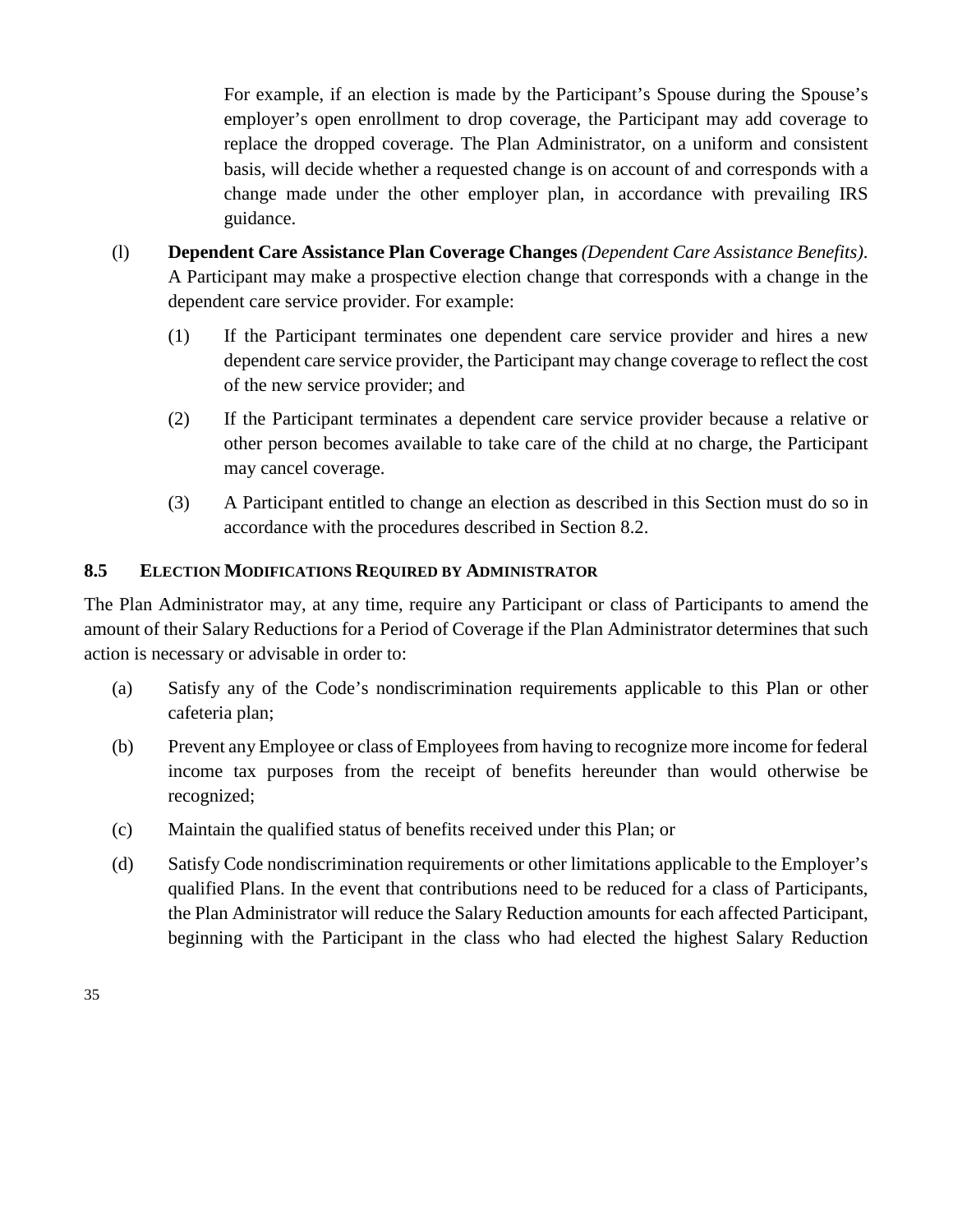For example, if an election is made by the Participant's Spouse during the Spouse's employer's open enrollment to drop coverage, the Participant may add coverage to replace the dropped coverage. The Plan Administrator, on a uniform and consistent basis, will decide whether a requested change is on account of and corresponds with a change made under the other employer plan, in accordance with prevailing IRS guidance.

(l) **Dependent Care Assistance Plan Coverage Changes** *(Dependent Care Assistance Benefits)*. A Participant may make a prospective election change that corresponds with a change in the dependent care service provider. For example:

(1) If the Participant terminates one dependent care service provider and hires a new dependent care service provider, the Participant may change coverage to reflect the cost of the new service provider; and

(2) If the Participant terminates a dependent care service provider because a relative or other person becomes available to take care of the child at no charge, the Participant may cancel coverage.

(3) A Participant entitled to change an election as described in this Section must do so in accordance with the procedures described in Section 8.2.

### 8.5 ELECTION MODIFICATIONS REQUIRED BY ADMINISTRATOR

The Plan Administrator may, at any time, require any Participant or class of Participants to amend the amount of their Salary Reductions for a Period of Coverage if the Plan Administrator determines that such action is necessary or advisable in order to:

(a) Satisfy any of the Code's nondiscrimination requirements applicable to this Plan or other cafeteria plan;

(b) Prevent any Employee or class of Employees from having to recognize more income for federal income tax purposes from the receipt of benefits hereunder than would otherwise be recognized;

(c) Maintain the qualified status of benefits received under this Plan; or

(d) Satisfy Code nondiscrimination requirements or other limitations applicable to the Employer's qualified Plans. In the event that contributions need to be reduced for a class of Participants, the Plan Administrator will reduce the Salary Reduction amounts for each affected Participant, beginning with the Participant in the class who had elected the highest Salary Reduction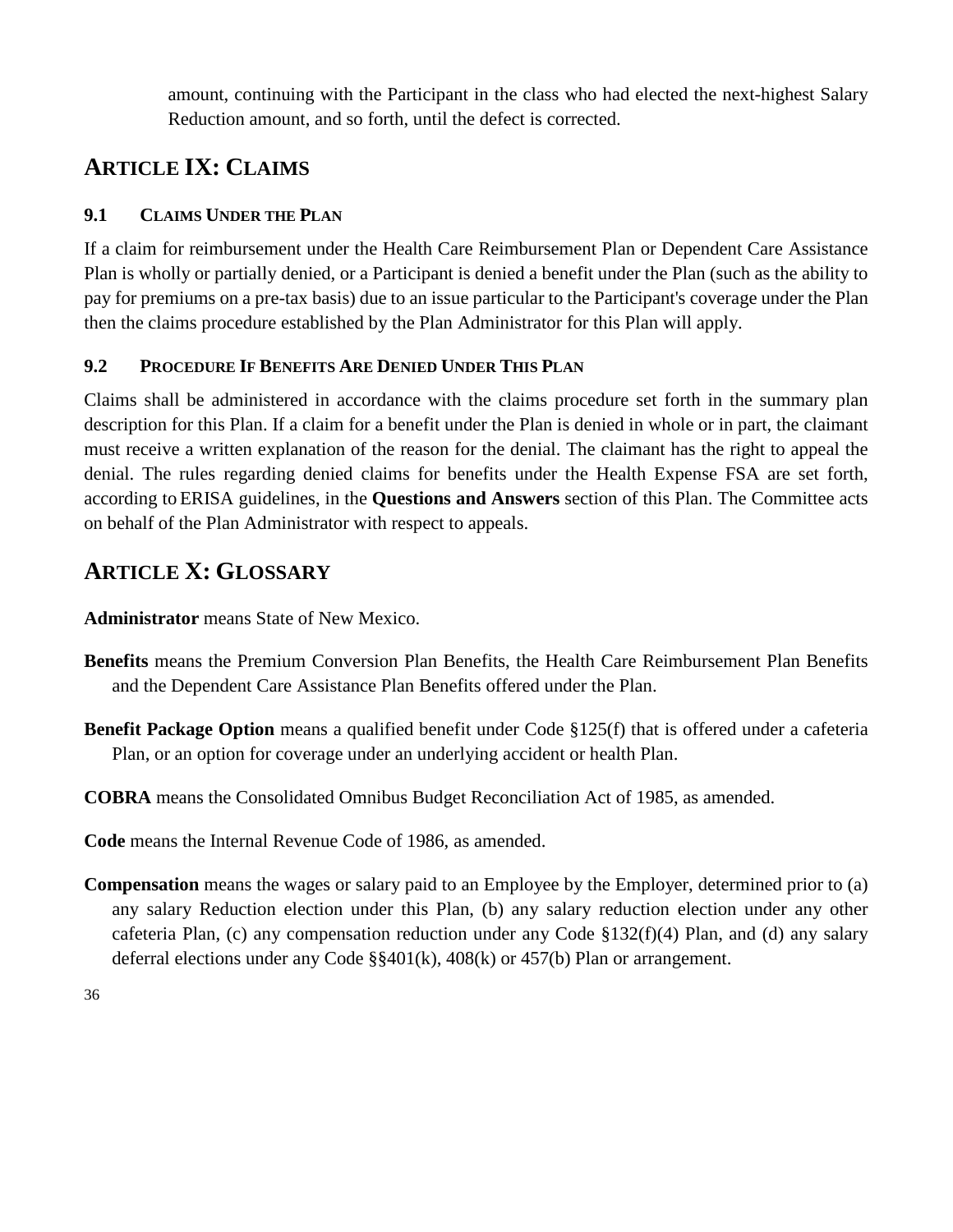amount, continuing with the Participant in the class who had elected the next-highest Salary Reduction amount, and so forth, until the defect is corrected.

## ARTICLE IX: CLAIMS

### 9.1 CLAIMS UNDER THE PLAN

If a claim for reimbursement under the Health Care Reimbursement Plan or Dependent Care Assistance Plan is wholly or partially denied, or a Participant is denied a benefit under the Plan (such as the ability to pay for premiums on a pre-tax basis) due to an issue particular to the Participant's coverage under the Plan then the claims procedure established by the Plan Administrator for this Plan will apply.

### 9.2 PROCEDURE IF BENEFITS ARE DENIED UNDER THIS PLAN

Claims shall be administered in accordance with the claims procedure set forth in the summary plan description for this Plan. If a claim for a benefit under the Plan is denied in whole or in part, the claimant must receive a written explanation of the reason for the denial. The claimant has the right to appeal the denial. The rules regarding denied claims for benefits under the Health Expense FSA are set forth, according to ERISA guidelines, in the **Questions and Answers** section of this Plan. The Committee acts on behalf of the Plan Administrator with respect to appeals.

## ARTICLE X: GLOSSARY

**Administrator** means State of New Mexico.

**Benefits** means the Premium Conversion Plan Benefits, the Health Care Reimbursement Plan Benefits and the Dependent Care Assistance Plan Benefits offered under the Plan.

**Benefit Package Option** means a qualified benefit under Code §125(f) that is offered under a cafeteria Plan, or an option for coverage under an underlying accident or health Plan.

**COBRA** means the Consolidated Omnibus Budget Reconciliation Act of 1985, as amended.

**Code** means the Internal Revenue Code of 1986, as amended.

**Compensation** means the wages or salary paid to an Employee by the Employer, determined prior to (a) any salary Reduction election under this Plan, (b) any salary reduction election under any other cafeteria Plan, (c) any compensation reduction under any Code §132(f)(4) Plan, and (d) any salary deferral elections under any Code §§401(k), 408(k) or 457(b) Plan or arrangement.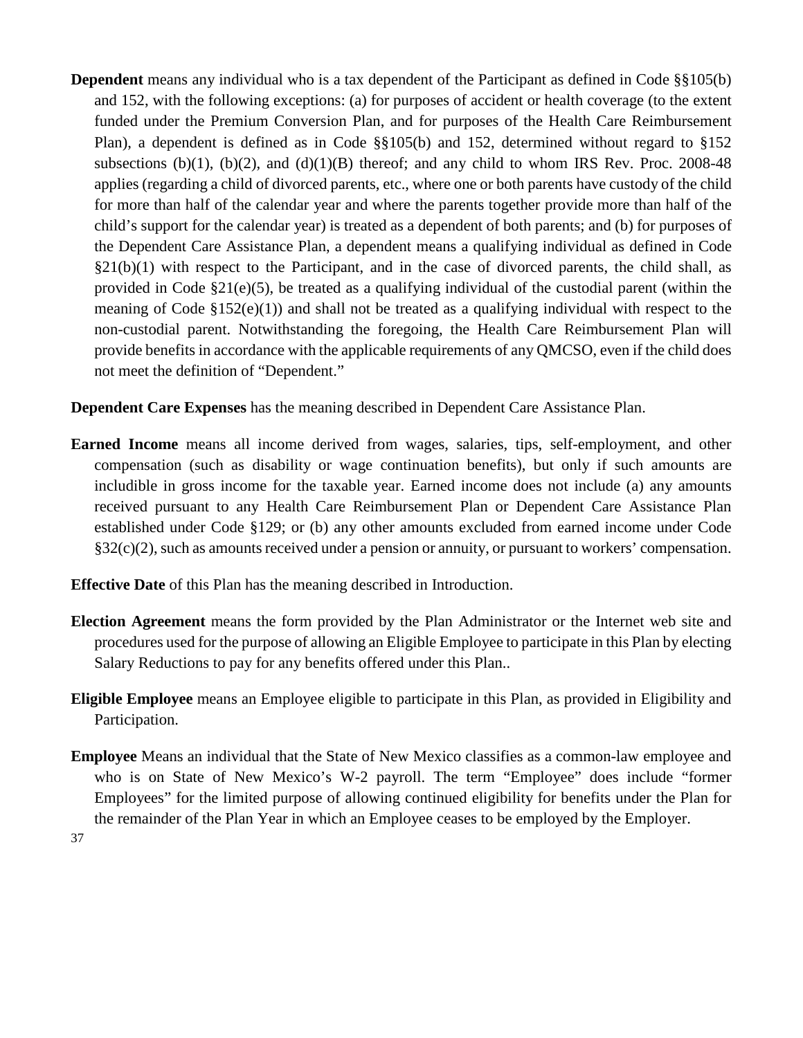**Dependent** means any individual who is a tax dependent of the Participant as defined in Code §§105(b) and 152, with the following exceptions: (a) for purposes of accident or health coverage (to the extent funded under the Premium Conversion Plan, and for purposes of the Health Care Reimbursement Plan), a dependent is defined as in Code §§105(b) and 152, determined without regard to §152 subsections (b)(1), (b)(2), and (d)(1)(B) thereof; and any child to whom IRS Rev. Proc. 2008-48 applies (regarding a child of divorced parents, etc., where one or both parents have custody of the child for more than half of the calendar year and where the parents together provide more than half of the child's support for the calendar year) is treated as a dependent of both parents; and (b) for purposes of the Dependent Care Assistance Plan, a dependent means a qualifying individual as defined in Code §21(b)(1) with respect to the Participant, and in the case of divorced parents, the child shall, as provided in Code §21(e)(5), be treated as a qualifying individual of the custodial parent (within the meaning of Code §152(e)(1)) and shall not be treated as a qualifying individual with respect to the non-custodial parent. Notwithstanding the foregoing, the Health Care Reimbursement Plan will provide benefits in accordance with the applicable requirements of any QMCSO, even if the child does not meet the definition of "Dependent."

**Dependent Care Expenses** has the meaning described in Dependent Care Assistance Plan.

**Earned Income** means all income derived from wages, salaries, tips, self-employment, and other compensation (such as disability or wage continuation benefits), but only if such amounts are includible in gross income for the taxable year. Earned income does not include (a) any amounts received pursuant to any Health Care Reimbursement Plan or Dependent Care Assistance Plan established under Code §129; or (b) any other amounts excluded from earned income under Code §32(c)(2), such as amounts received under a pension or annuity, or pursuant to workers' compensation.

**Effective Date** of this Plan has the meaning described in Introduction.

**Election Agreement** means the form provided by the Plan Administrator or the Internet web site and procedures used for the purpose of allowing an Eligible Employee to participate in this Plan by electing Salary Reductions to pay for any benefits offered under this Plan..

**Eligible Employee** means an Employee eligible to participate in this Plan, as provided in Eligibility and Participation.

**Employee** Means an individual that the State of New Mexico classifies as a common-law employee and who is on State of New Mexico's W-2 payroll. The term "Employee" does include "former Employees" for the limited purpose of allowing continued eligibility for benefits under the Plan for the remainder of the Plan Year in which an Employee ceases to be employed by the Employer.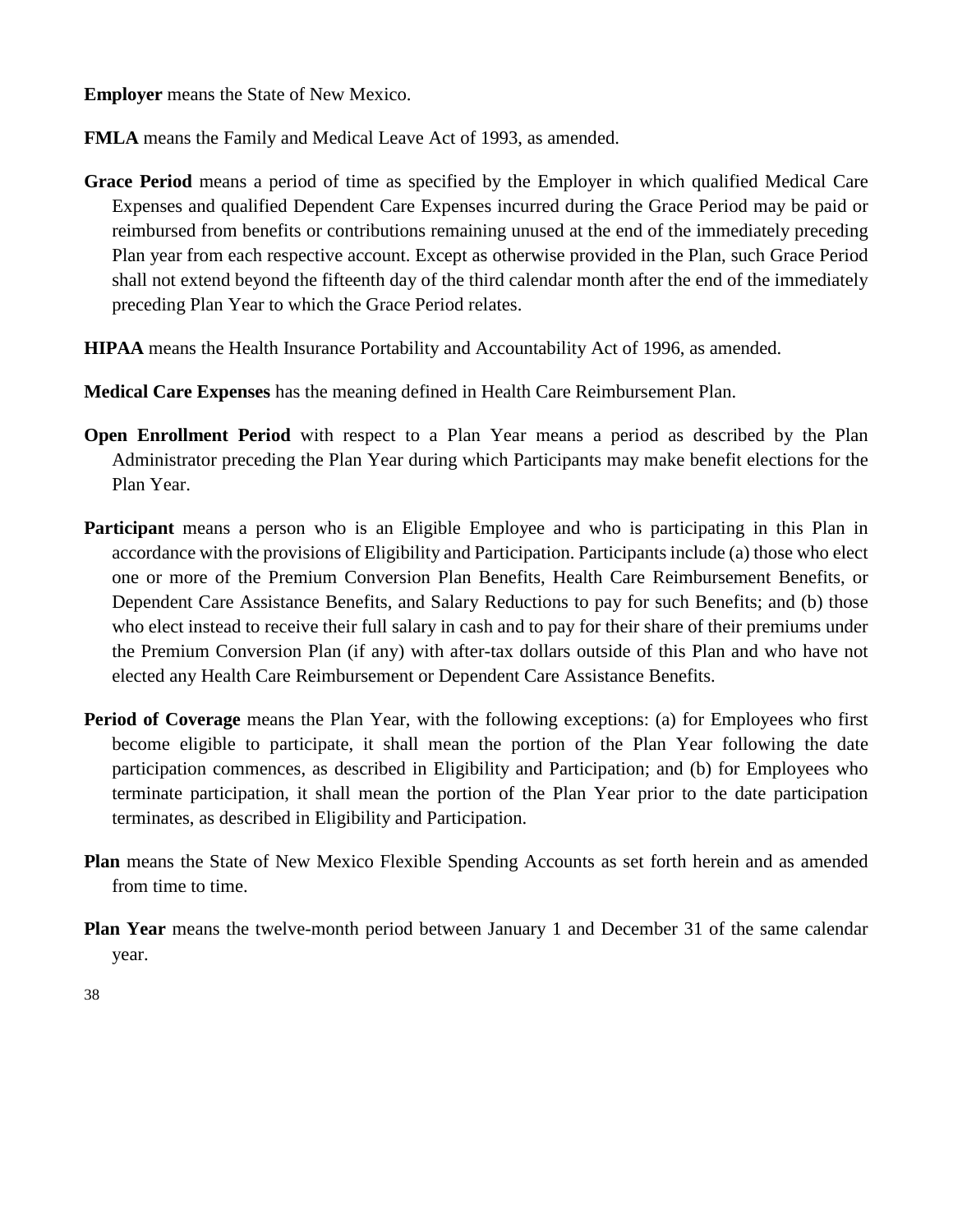**Employer** means the State of New Mexico.

**FMLA** means the Family and Medical Leave Act of 1993, as amended.

**Grace Period** means a period of time as specified by the Employer in which qualified Medical Care Expenses and qualified Dependent Care Expenses incurred during the Grace Period may be paid or reimbursed from benefits or contributions remaining unused at the end of the immediately preceding Plan year from each respective account. Except as otherwise provided in the Plan, such Grace Period shall not extend beyond the fifteenth day of the third calendar month after the end of the immediately preceding Plan Year to which the Grace Period relates.

**HIPAA** means the Health Insurance Portability and Accountability Act of 1996, as amended.

**Medical Care Expenses** has the meaning defined in Health Care Reimbursement Plan.

**Open Enrollment Period** with respect to a Plan Year means a period as described by the Plan Administrator preceding the Plan Year during which Participants may make benefit elections for the Plan Year.

**Participant** means a person who is an Eligible Employee and who is participating in this Plan in accordance with the provisions of Eligibility and Participation. Participants include (a) those who elect one or more of the Premium Conversion Plan Benefits, Health Care Reimbursement Benefits, or Dependent Care Assistance Benefits, and Salary Reductions to pay for such Benefits; and (b) those who elect instead to receive their full salary in cash and to pay for their share of their premiums under the Premium Conversion Plan (if any) with after-tax dollars outside of this Plan and who have not elected any Health Care Reimbursement or Dependent Care Assistance Benefits.

**Period of Coverage** means the Plan Year, with the following exceptions: (a) for Employees who first become eligible to participate, it shall mean the portion of the Plan Year following the date participation commences, as described in Eligibility and Participation; and (b) for Employees who terminate participation, it shall mean the portion of the Plan Year prior to the date participation terminates, as described in Eligibility and Participation.

**Plan** means the State of New Mexico Flexible Spending Accounts as set forth herein and as amended from time to time.

**Plan Year** means the twelve-month period between January 1 and December 31 of the same calendar year.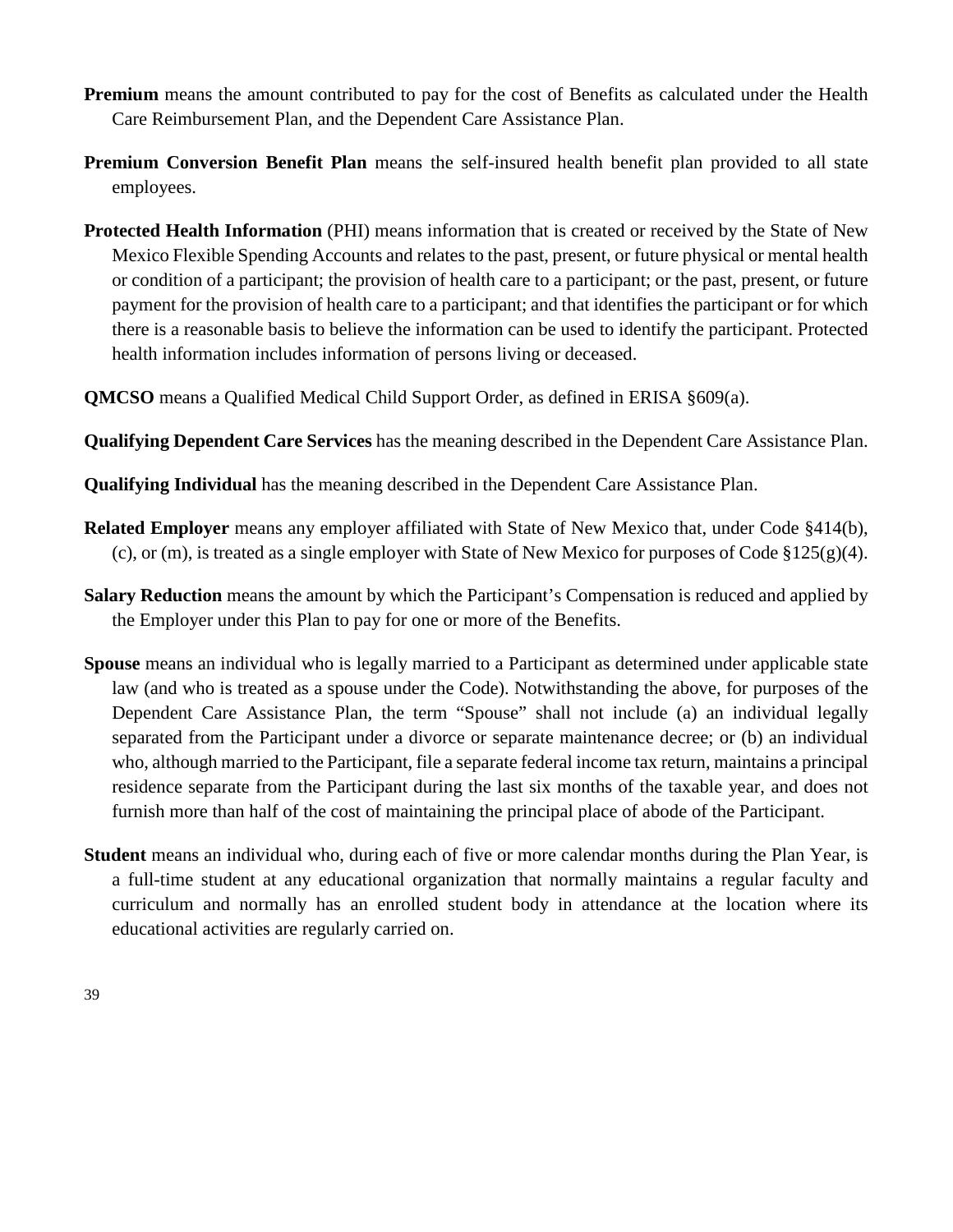**Premium** means the amount contributed to pay for the cost of Benefits as calculated under the Health Care Reimbursement Plan, and the Dependent Care Assistance Plan.

**Premium Conversion Benefit Plan** means the self-insured health benefit plan provided to all state employees.

**Protected Health Information** (PHI) means information that is created or received by the State of New Mexico Flexible Spending Accounts and relates to the past, present, or future physical or mental health or condition of a participant; the provision of health care to a participant; or the past, present, or future payment for the provision of health care to a participant; and that identifies the participant or for which there is a reasonable basis to believe the information can be used to identify the participant. Protected health information includes information of persons living or deceased.

**QMCSO** means a Qualified Medical Child Support Order, as defined in ERISA §609(a).

**Qualifying Dependent Care Services** has the meaning described in the Dependent Care Assistance Plan.

**Qualifying Individual** has the meaning described in the Dependent Care Assistance Plan.

**Related Employer** means any employer affiliated with State of New Mexico that, under Code §414(b), (c), or (m), is treated as a single employer with State of New Mexico for purposes of Code §125(g)(4).

**Salary Reduction** means the amount by which the Participant's Compensation is reduced and applied by the Employer under this Plan to pay for one or more of the Benefits.

**Spouse** means an individual who is legally married to a Participant as determined under applicable state law (and who is treated as a spouse under the Code). Notwithstanding the above, for purposes of the Dependent Care Assistance Plan, the term "Spouse" shall not include (a) an individual legally separated from the Participant under a divorce or separate maintenance decree; or (b) an individual who, although married to the Participant, file a separate federal income tax return, maintains a principal residence separate from the Participant during the last six months of the taxable year, and does not furnish more than half of the cost of maintaining the principal place of abode of the Participant.

**Student** means an individual who, during each of five or more calendar months during the Plan Year, is a full-time student at any educational organization that normally maintains a regular faculty and curriculum and normally has an enrolled student body in attendance at the location where its educational activities are regularly carried on.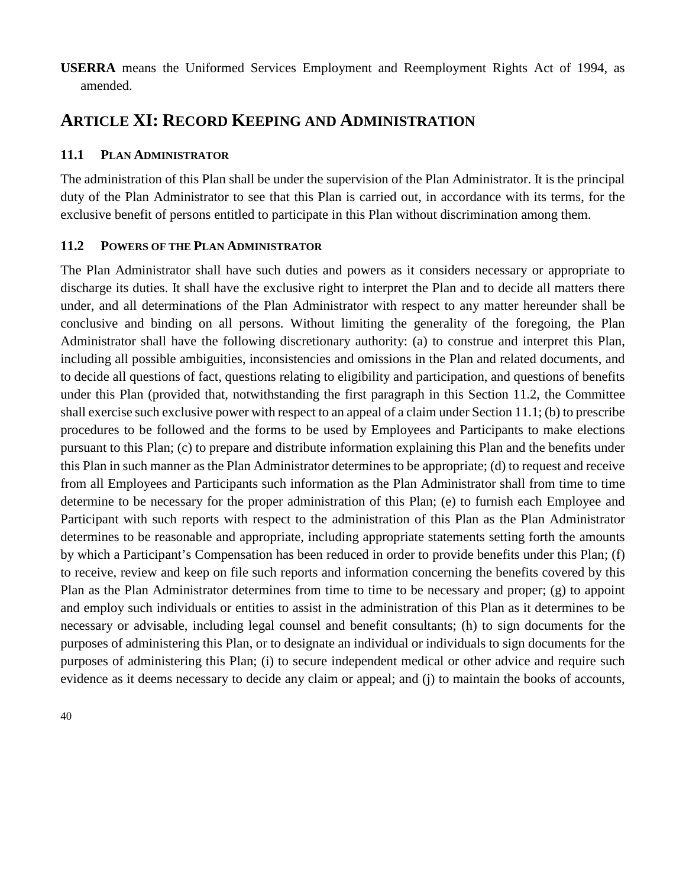**USERRA** means the Uniformed Services Employment and Reemployment Rights Act of 1994, as amended.

## ARTICLE XI: RECORD KEEPING AND ADMINISTRATION

### 11.1 PLAN ADMINISTRATOR

The administration of this Plan shall be under the supervision of the Plan Administrator. It is the principal duty of the Plan Administrator to see that this Plan is carried out, in accordance with its terms, for the exclusive benefit of persons entitled to participate in this Plan without discrimination among them.

### 11.2 POWERS OF THE PLAN ADMINISTRATOR

The Plan Administrator shall have such duties and powers as it considers necessary or appropriate to discharge its duties. It shall have the exclusive right to interpret the Plan and to decide all matters there under, and all determinations of the Plan Administrator with respect to any matter hereunder shall be conclusive and binding on all persons. Without limiting the generality of the foregoing, the Plan Administrator shall have the following discretionary authority: (a) to construe and interpret this Plan, including all possible ambiguities, inconsistencies and omissions in the Plan and related documents, and to decide all questions of fact, questions relating to eligibility and participation, and questions of benefits under this Plan (provided that, notwithstanding the first paragraph in this Section 11.2, the Committee shall exercise such exclusive power with respect to an appeal of a claim under Section 11.1; (b) to prescribe procedures to be followed and the forms to be used by Employees and Participants to make elections pursuant to this Plan; (c) to prepare and distribute information explaining this Plan and the benefits under this Plan in such manner as the Plan Administrator determines to be appropriate; (d) to request and receive from all Employees and Participants such information as the Plan Administrator shall from time to time determine to be necessary for the proper administration of this Plan; (e) to furnish each Employee and Participant with such reports with respect to the administration of this Plan as the Plan Administrator determines to be reasonable and appropriate, including appropriate statements setting forth the amounts by which a Participant's Compensation has been reduced in order to provide benefits under this Plan; (f) to receive, review and keep on file such reports and information concerning the benefits covered by this Plan as the Plan Administrator determines from time to time to be necessary and proper; (g) to appoint and employ such individuals or entities to assist in the administration of this Plan as it determines to be necessary or advisable, including legal counsel and benefit consultants; (h) to sign documents for the purposes of administering this Plan, or to designate an individual or individuals to sign documents for the purposes of administering this Plan; (i) to secure independent medical or other advice and require such evidence as it deems necessary to decide any claim or appeal; and (j) to maintain the books of accounts,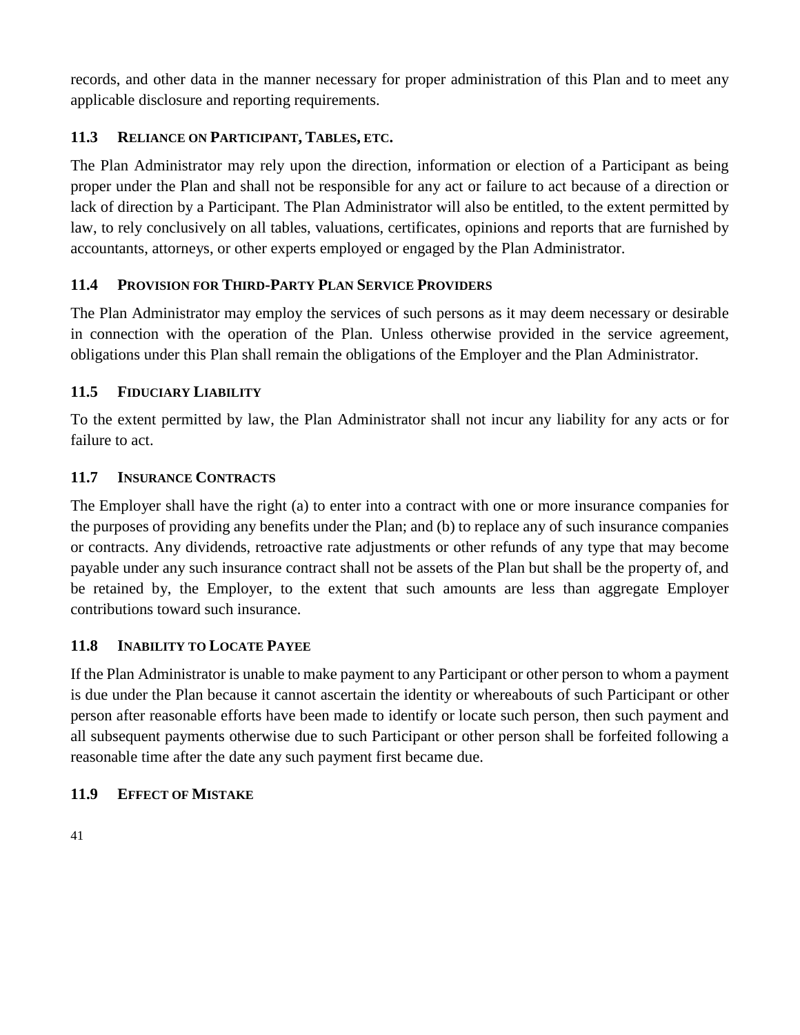records, and other data in the manner necessary for proper administration of this Plan and to meet any applicable disclosure and reporting requirements.

### 11.3 RELIANCE ON PARTICIPANT, TABLES, ETC.

The Plan Administrator may rely upon the direction, information or election of a Participant as being proper under the Plan and shall not be responsible for any act or failure to act because of a direction or lack of direction by a Participant. The Plan Administrator will also be entitled, to the extent permitted by law, to rely conclusively on all tables, valuations, certificates, opinions and reports that are furnished by accountants, attorneys, or other experts employed or engaged by the Plan Administrator.

### 11.4 PROVISION FOR THIRD-PARTY PLAN SERVICE PROVIDERS

The Plan Administrator may employ the services of such persons as it may deem necessary or desirable in connection with the operation of the Plan. Unless otherwise provided in the service agreement, obligations under this Plan shall remain the obligations of the Employer and the Plan Administrator.

### 11.5 FIDUCIARY LIABILITY

To the extent permitted by law, the Plan Administrator shall not incur any liability for any acts or for failure to act.

### 11.7 INSURANCE CONTRACTS

The Employer shall have the right (a) to enter into a contract with one or more insurance companies for the purposes of providing any benefits under the Plan; and (b) to replace any of such insurance companies or contracts. Any dividends, retroactive rate adjustments or other refunds of any type that may become payable under any such insurance contract shall not be assets of the Plan but shall be the property of, and be retained by, the Employer, to the extent that such amounts are less than aggregate Employer contributions toward such insurance.

### 11.8 INABILITY TO LOCATE PAYEE

If the Plan Administrator is unable to make payment to any Participant or other person to whom a payment is due under the Plan because it cannot ascertain the identity or whereabouts of such Participant or other person after reasonable efforts have been made to identify or locate such person, then such payment and all subsequent payments otherwise due to such Participant or other person shall be forfeited following a reasonable time after the date any such payment first became due.

### 11.9 EFFECT OF MISTAKE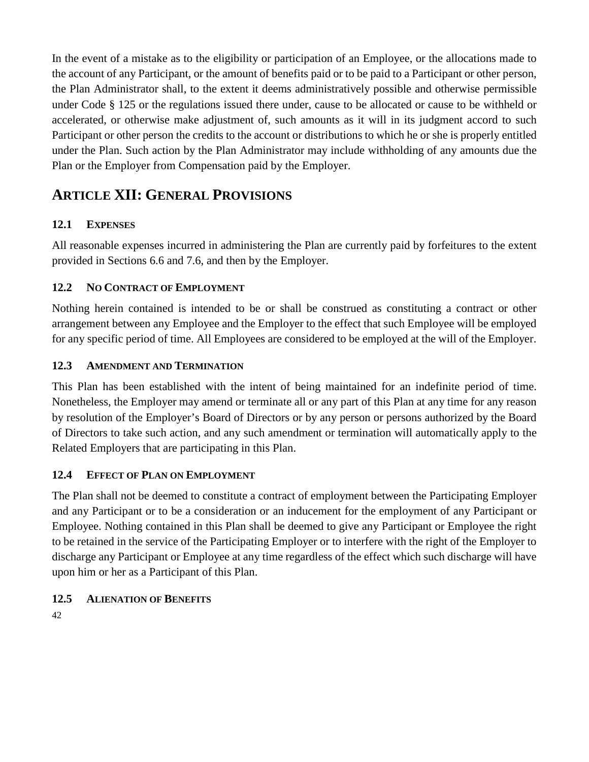In the event of a mistake as to the eligibility or participation of an Employee, or the allocations made to the account of any Participant, or the amount of benefits paid or to be paid to a Participant or other person, the Plan Administrator shall, to the extent it deems administratively possible and otherwise permissible under Code § 125 or the regulations issued there under, cause to be allocated or cause to be withheld or accelerated, or otherwise make adjustment of, such amounts as it will in its judgment accord to such Participant or other person the credits to the account or distributions to which he or she is properly entitled under the Plan. Such action by the Plan Administrator may include withholding of any amounts due the Plan or the Employer from Compensation paid by the Employer.

# ARTICLE XII: GENERAL PROVISIONS

### 12.1 EXPENSES

All reasonable expenses incurred in administering the Plan are currently paid by forfeitures to the extent provided in Sections 6.6 and 7.6, and then by the Employer.

### 12.2 NO CONTRACT OF EMPLOYMENT

Nothing herein contained is intended to be or shall be construed as constituting a contract or other arrangement between any Employee and the Employer to the effect that such Employee will be employed for any specific period of time. All Employees are considered to be employed at the will of the Employer.

### 12.3 AMENDMENT AND TERMINATION

This Plan has been established with the intent of being maintained for an indefinite period of time. Nonetheless, the Employer may amend or terminate all or any part of this Plan at any time for any reason by resolution of the Employer's Board of Directors or by any person or persons authorized by the Board of Directors to take such action, and any such amendment or termination will automatically apply to the Related Employers that are participating in this Plan.

### 12.4 EFFECT OF PLAN ON EMPLOYMENT

The Plan shall not be deemed to constitute a contract of employment between the Participating Employer and any Participant or to be a consideration or an inducement for the employment of any Participant or Employee. Nothing contained in this Plan shall be deemed to give any Participant or Employee the right to be retained in the service of the Participating Employer or to interfere with the right of the Employer to discharge any Participant or Employee at any time regardless of the effect which such discharge will have upon him or her as a Participant of this Plan.

### 12.5 ALIENATION OF BENEFITS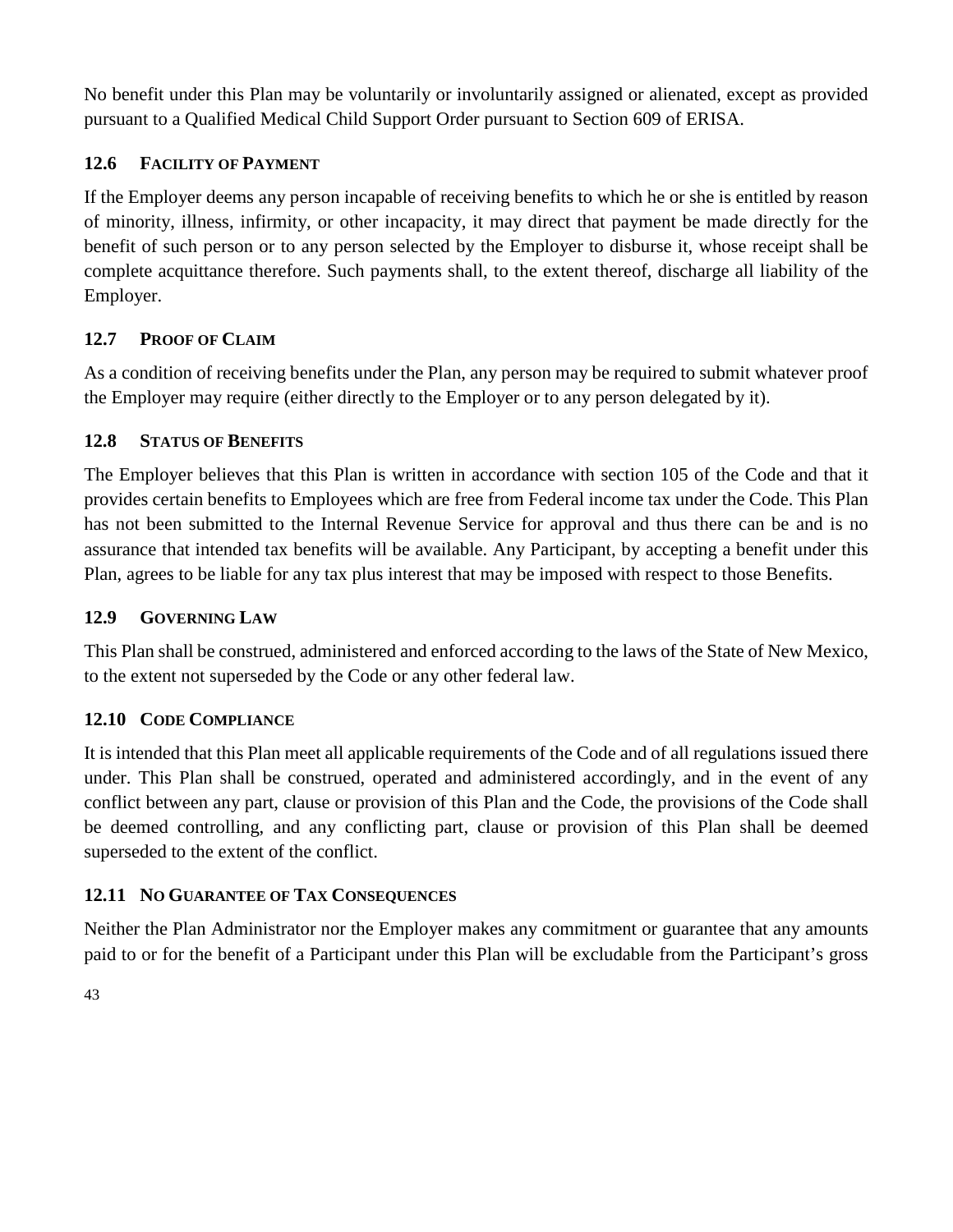No benefit under this Plan may be voluntarily or involuntarily assigned or alienated, except as provided pursuant to a Qualified Medical Child Support Order pursuant to Section 609 of ERISA.

### 12.6 FACILITY OF PAYMENT

If the Employer deems any person incapable of receiving benefits to which he or she is entitled by reason of minority, illness, infirmity, or other incapacity, it may direct that payment be made directly for the benefit of such person or to any person selected by the Employer to disburse it, whose receipt shall be complete acquittance therefore. Such payments shall, to the extent thereof, discharge all liability of the Employer.

### 12.7 PROOF OF CLAIM

As a condition of receiving benefits under the Plan, any person may be required to submit whatever proof the Employer may require (either directly to the Employer or to any person delegated by it).

### 12.8 STATUS OF BENEFITS

The Employer believes that this Plan is written in accordance with section 105 of the Code and that it provides certain benefits to Employees which are free from Federal income tax under the Code. This Plan has not been submitted to the Internal Revenue Service for approval and thus there can be and is no assurance that intended tax benefits will be available. Any Participant, by accepting a benefit under this Plan, agrees to be liable for any tax plus interest that may be imposed with respect to those Benefits.

### 12.9 GOVERNING LAW

This Plan shall be construed, administered and enforced according to the laws of the State of New Mexico, to the extent not superseded by the Code or any other federal law.

### 12.10 CODE COMPLIANCE

It is intended that this Plan meet all applicable requirements of the Code and of all regulations issued there under. This Plan shall be construed, operated and administered accordingly, and in the event of any conflict between any part, clause or provision of this Plan and the Code, the provisions of the Code shall be deemed controlling, and any conflicting part, clause or provision of this Plan shall be deemed superseded to the extent of the conflict.

### 12.11 NO GUARANTEE OF TAX CONSEQUENCES

Neither the Plan Administrator nor the Employer makes any commitment or guarantee that any amounts paid to or for the benefit of a Participant under this Plan will be excludable from the Participant's gross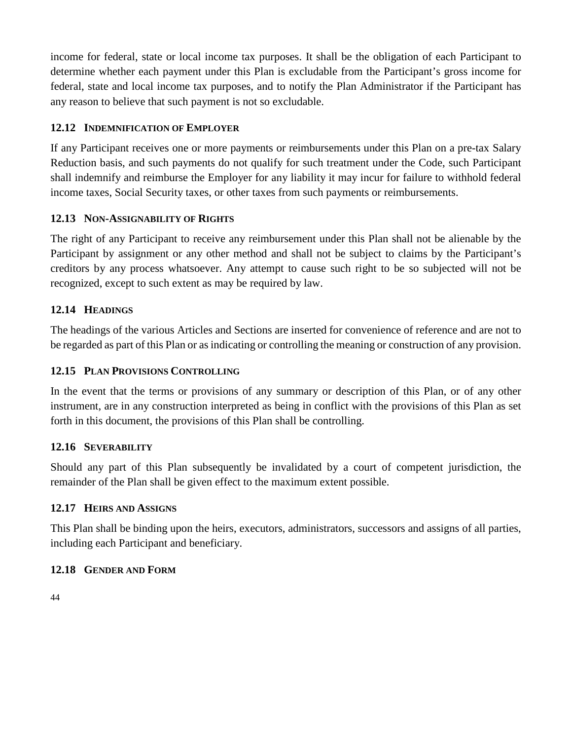income for federal, state or local income tax purposes. It shall be the obligation of each Participant to determine whether each payment under this Plan is excludable from the Participant's gross income for federal, state and local income tax purposes, and to notify the Plan Administrator if the Participant has any reason to believe that such payment is not so excludable.

### 12.12 INDEMNIFICATION OF EMPLOYER

If any Participant receives one or more payments or reimbursements under this Plan on a pre-tax Salary Reduction basis, and such payments do not qualify for such treatment under the Code, such Participant shall indemnify and reimburse the Employer for any liability it may incur for failure to withhold federal income taxes, Social Security taxes, or other taxes from such payments or reimbursements.

### 12.13 NON-ASSIGNABILITY OF RIGHTS

The right of any Participant to receive any reimbursement under this Plan shall not be alienable by the Participant by assignment or any other method and shall not be subject to claims by the Participant's creditors by any process whatsoever. Any attempt to cause such right to be so subjected will not be recognized, except to such extent as may be required by law.

### 12.14 HEADINGS

The headings of the various Articles and Sections are inserted for convenience of reference and are not to be regarded as part of this Plan or as indicating or controlling the meaning or construction of any provision.

### 12.15 PLAN PROVISIONS CONTROLLING

In the event that the terms or provisions of any summary or description of this Plan, or of any other instrument, are in any construction interpreted as being in conflict with the provisions of this Plan as set forth in this document, the provisions of this Plan shall be controlling.

### 12.16 SEVERABILITY

Should any part of this Plan subsequently be invalidated by a court of competent jurisdiction, the remainder of the Plan shall be given effect to the maximum extent possible.

### 12.17 HEIRS AND ASSIGNS

This Plan shall be binding upon the heirs, executors, administrators, successors and assigns of all parties, including each Participant and beneficiary.

### 12.18 GENDER AND FORM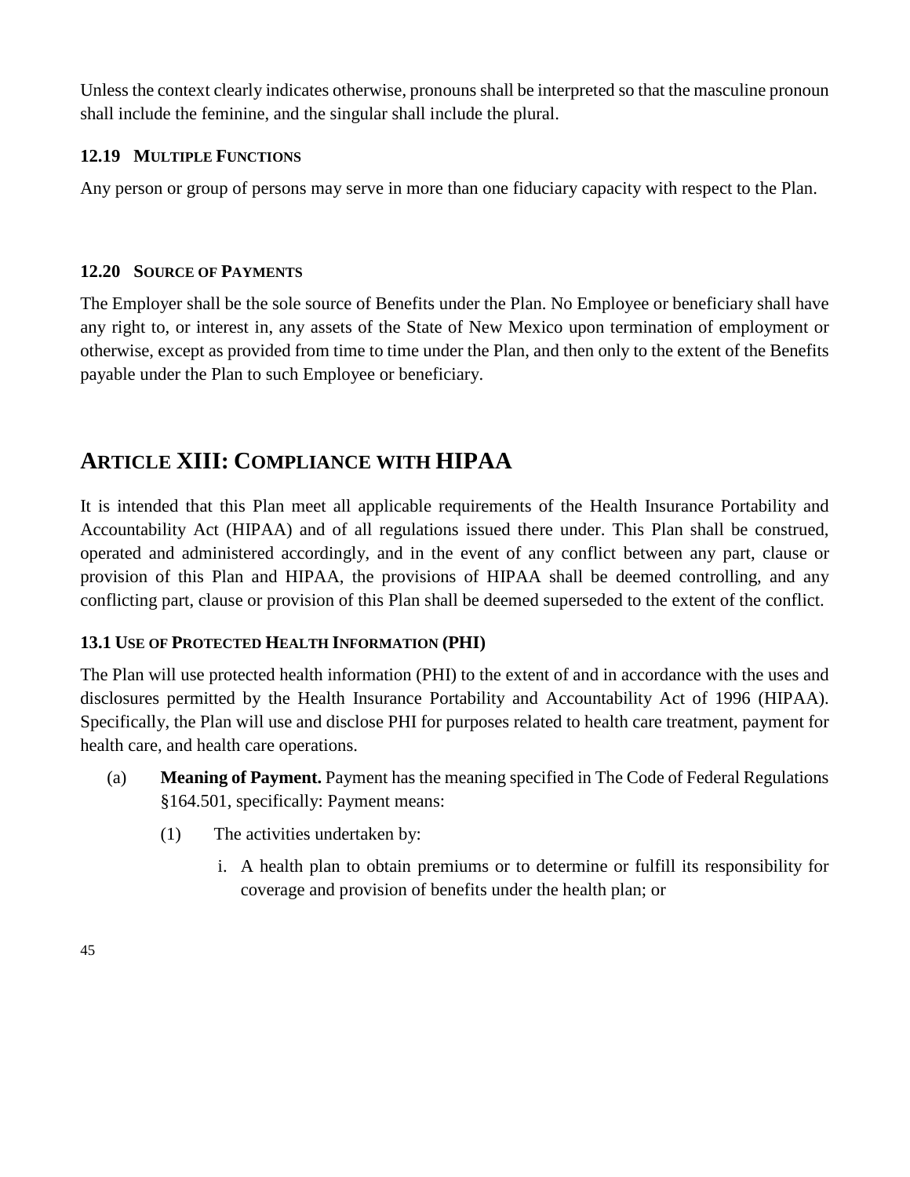Unless the context clearly indicates otherwise, pronouns shall be interpreted so that the masculine pronoun shall include the feminine, and the singular shall include the plural.

### 12.19 MULTIPLE FUNCTIONS

Any person or group of persons may serve in more than one fiduciary capacity with respect to the Plan.

### 12.20 SOURCE OF PAYMENTS

The Employer shall be the sole source of Benefits under the Plan. No Employee or beneficiary shall have any right to, or interest in, any assets of the State of New Mexico upon termination of employment or otherwise, except as provided from time to time under the Plan, and then only to the extent of the Benefits payable under the Plan to such Employee or beneficiary.

## ARTICLE XIII: COMPLIANCE WITH HIPAA

It is intended that this Plan meet all applicable requirements of the Health Insurance Portability and Accountability Act (HIPAA) and of all regulations issued there under. This Plan shall be construed, operated and administered accordingly, and in the event of any conflict between any part, clause or provision of this Plan and HIPAA, the provisions of HIPAA shall be deemed controlling, and any conflicting part, clause or provision of this Plan shall be deemed superseded to the extent of the conflict.

### 13.1 USE OF PROTECTED HEALTH INFORMATION (PHI)

The Plan will use protected health information (PHI) to the extent of and in accordance with the uses and disclosures permitted by the Health Insurance Portability and Accountability Act of 1996 (HIPAA). Specifically, the Plan will use and disclose PHI for purposes related to health care treatment, payment for health care, and health care operations.

(a) **Meaning of Payment.** Payment has the meaning specified in The Code of Federal Regulations §164.501, specifically: Payment means:

(1) The activities undertaken by:

i. A health plan to obtain premiums or to determine or fulfill its responsibility for coverage and provision of benefits under the health plan; or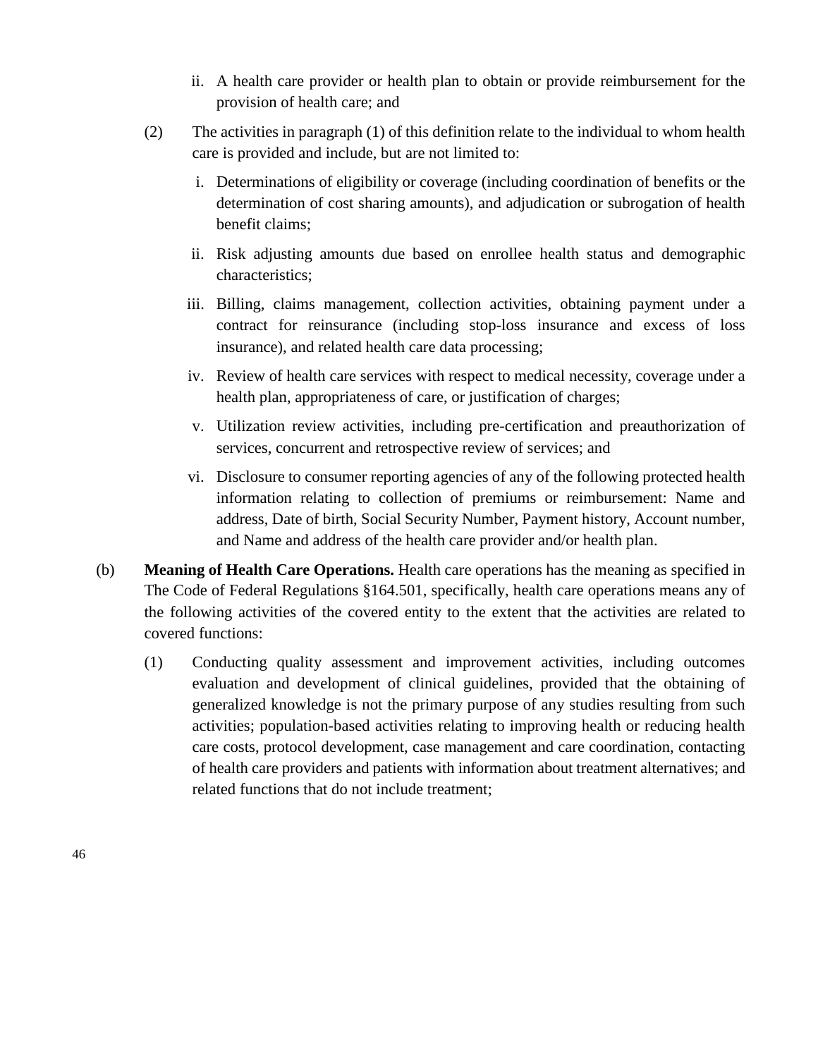ii. A health care provider or health plan to obtain or provide reimbursement for the provision of health care; and

(2) The activities in paragraph (1) of this definition relate to the individual to whom health care is provided and include, but are not limited to:

   i. Determinations of eligibility or coverage (including coordination of benefits or the determination of cost sharing amounts), and adjudication or subrogation of health benefit claims;

   ii. Risk adjusting amounts due based on enrollee health status and demographic characteristics;

   iii. Billing, claims management, collection activities, obtaining payment under a contract for reinsurance (including stop-loss insurance and excess of loss insurance), and related health care data processing;

   iv. Review of health care services with respect to medical necessity, coverage under a health plan, appropriateness of care, or justification of charges;

   v. Utilization review activities, including pre-certification and preauthorization of services, concurrent and retrospective review of services; and

   vi. Disclosure to consumer reporting agencies of any of the following protected health information relating to collection of premiums or reimbursement: Name and address, Date of birth, Social Security Number, Payment history, Account number, and Name and address of the health care provider and/or health plan.

(b) **Meaning of Health Care Operations.** Health care operations has the meaning as specified in The Code of Federal Regulations §164.501, specifically, health care operations means any of the following activities of the covered entity to the extent that the activities are related to covered functions:

(1) Conducting quality assessment and improvement activities, including outcomes evaluation and development of clinical guidelines, provided that the obtaining of generalized knowledge is not the primary purpose of any studies resulting from such activities; population-based activities relating to improving health or reducing health care costs, protocol development, case management and care coordination, contacting of health care providers and patients with information about treatment alternatives; and related functions that do not include treatment;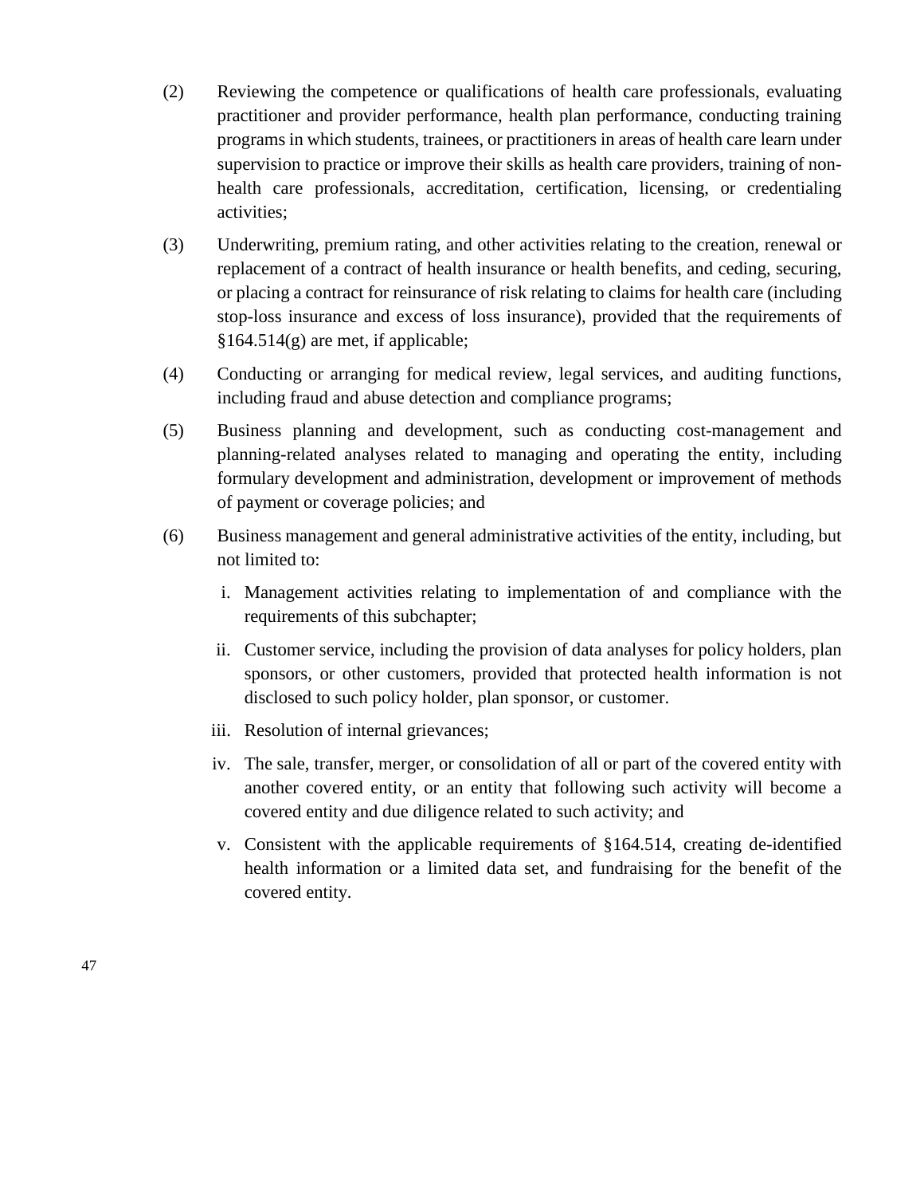(2) Reviewing the competence or qualifications of health care professionals, evaluating practitioner and provider performance, health plan performance, conducting training programs in which students, trainees, or practitioners in areas of health care learn under supervision to practice or improve their skills as health care providers, training of non-health care professionals, accreditation, certification, licensing, or credentialing activities;

(3) Underwriting, premium rating, and other activities relating to the creation, renewal or replacement of a contract of health insurance or health benefits, and ceding, securing, or placing a contract for reinsurance of risk relating to claims for health care (including stop-loss insurance and excess of loss insurance), provided that the requirements of §164.514(g) are met, if applicable;

(4) Conducting or arranging for medical review, legal services, and auditing functions, including fraud and abuse detection and compliance programs;

(5) Business planning and development, such as conducting cost-management and planning-related analyses related to managing and operating the entity, including formulary development and administration, development or improvement of methods of payment or coverage policies; and

(6) Business management and general administrative activities of the entity, including, but not limited to:

   i. Management activities relating to implementation of and compliance with the requirements of this subchapter;

   ii. Customer service, including the provision of data analyses for policy holders, plan sponsors, or other customers, provided that protected health information is not disclosed to such policy holder, plan sponsor, or customer.

   iii. Resolution of internal grievances;

   iv. The sale, transfer, merger, or consolidation of all or part of the covered entity with another covered entity, or an entity that following such activity will become a covered entity and due diligence related to such activity; and

   v. Consistent with the applicable requirements of §164.514, creating de-identified health information or a limited data set, and fundraising for the benefit of the covered entity.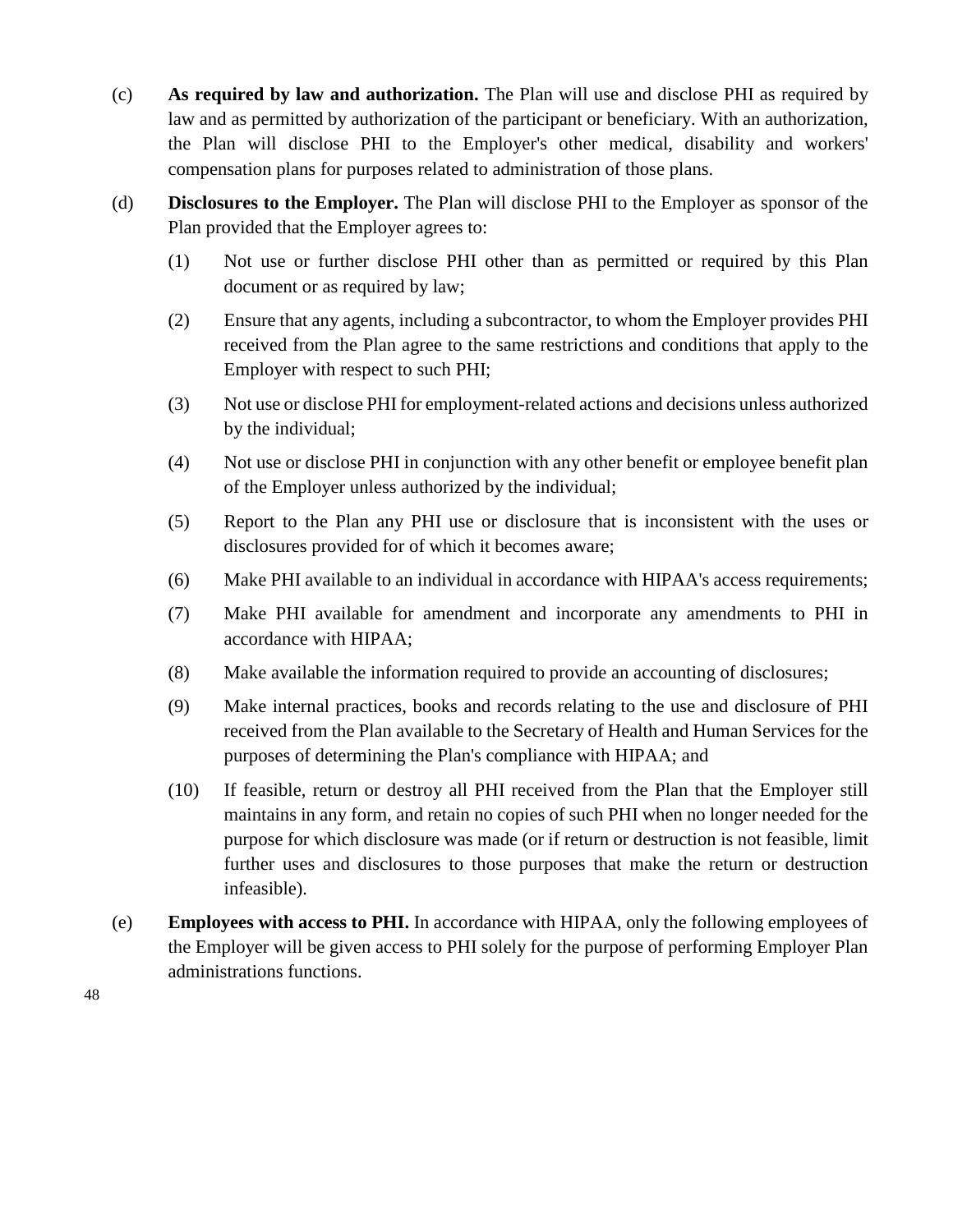(c) **As required by law and authorization.** The Plan will use and disclose PHI as required by law and as permitted by authorization of the participant or beneficiary. With an authorization, the Plan will disclose PHI to the Employer's other medical, disability and workers' compensation plans for purposes related to administration of those plans.

(d) **Disclosures to the Employer.** The Plan will disclose PHI to the Employer as sponsor of the Plan provided that the Employer agrees to:

(1) Not use or further disclose PHI other than as permitted or required by this Plan document or as required by law;

(2) Ensure that any agents, including a subcontractor, to whom the Employer provides PHI received from the Plan agree to the same restrictions and conditions that apply to the Employer with respect to such PHI;

(3) Not use or disclose PHI for employment-related actions and decisions unless authorized by the individual;

(4) Not use or disclose PHI in conjunction with any other benefit or employee benefit plan of the Employer unless authorized by the individual;

(5) Report to the Plan any PHI use or disclosure that is inconsistent with the uses or disclosures provided for of which it becomes aware;

(6) Make PHI available to an individual in accordance with HIPAA's access requirements;

(7) Make PHI available for amendment and incorporate any amendments to PHI in accordance with HIPAA;

(8) Make available the information required to provide an accounting of disclosures;

(9) Make internal practices, books and records relating to the use and disclosure of PHI received from the Plan available to the Secretary of Health and Human Services for the purposes of determining the Plan's compliance with HIPAA; and

(10) If feasible, return or destroy all PHI received from the Plan that the Employer still maintains in any form, and retain no copies of such PHI when no longer needed for the purpose for which disclosure was made (or if return or destruction is not feasible, limit further uses and disclosures to those purposes that make the return or destruction infeasible).

(e) **Employees with access to PHI.** In accordance with HIPAA, only the following employees of the Employer will be given access to PHI solely for the purpose of performing Employer Plan administrations functions.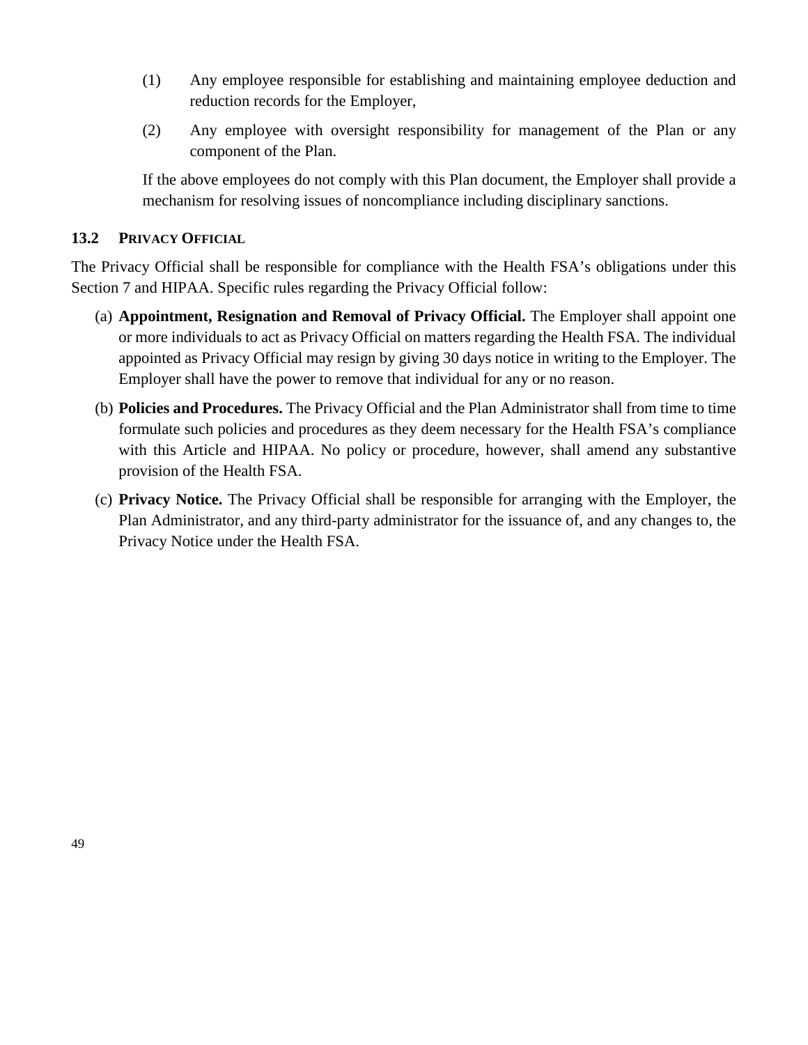(1) Any employee responsible for establishing and maintaining employee deduction and reduction records for the Employer,

(2) Any employee with oversight responsibility for management of the Plan or any component of the Plan.

If the above employees do not comply with this Plan document, the Employer shall provide a mechanism for resolving issues of noncompliance including disciplinary sanctions.

### 13.2 PRIVACY OFFICIAL

The Privacy Official shall be responsible for compliance with the Health FSA's obligations under this Section 7 and HIPAA. Specific rules regarding the Privacy Official follow:

(a) **Appointment, Resignation and Removal of Privacy Official.** The Employer shall appoint one or more individuals to act as Privacy Official on matters regarding the Health FSA. The individual appointed as Privacy Official may resign by giving 30 days notice in writing to the Employer. The Employer shall have the power to remove that individual for any or no reason.

(b) **Policies and Procedures.** The Privacy Official and the Plan Administrator shall from time to time formulate such policies and procedures as they deem necessary for the Health FSA's compliance with this Article and HIPAA. No policy or procedure, however, shall amend any substantive provision of the Health FSA.

(c) **Privacy Notice.** The Privacy Official shall be responsible for arranging with the Employer, the Plan Administrator, and any third-party administrator for the issuance of, and any changes to, the Privacy Notice under the Health FSA.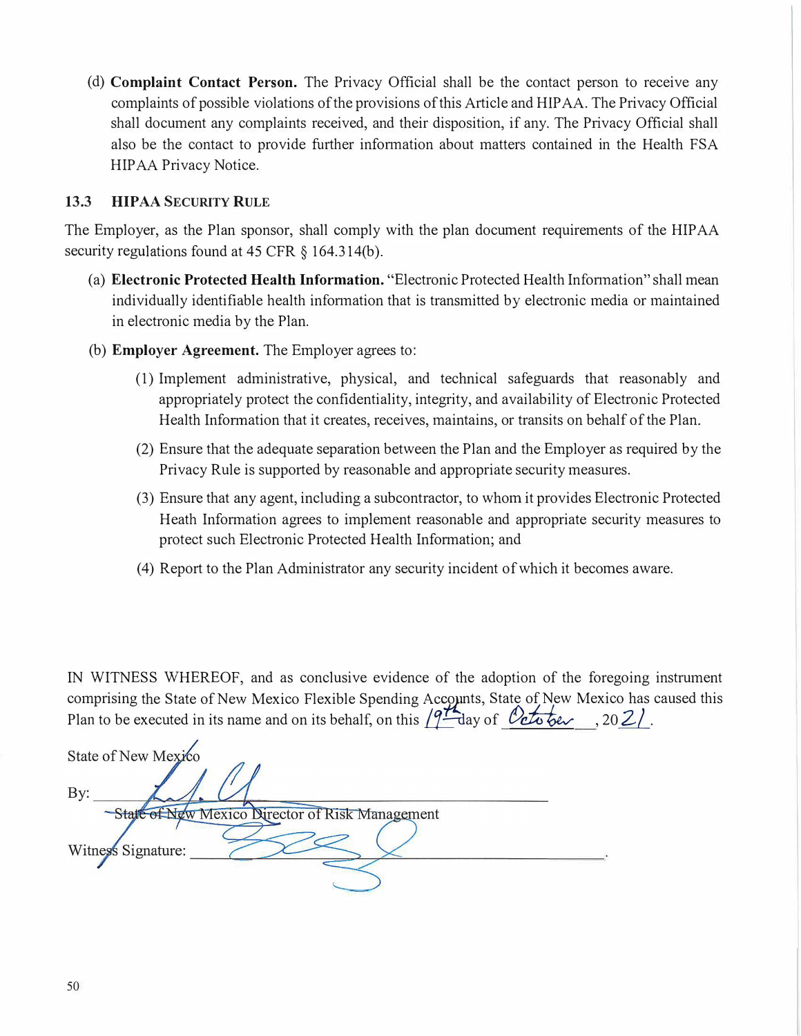(d) **Complaint Contact Person.** The Privacy Official shall be the contact person to receive any complaints of possible violations of the provisions of this Article and HIPAA. The Privacy Official shall document any complaints received, and their disposition, if any. The Privacy Official shall also be the contact to provide further information about matters contained in the Health FSA HIPAA Privacy Notice.

### 13.3 HIPAA SECURITY RULE

The Employer, as the Plan sponsor, shall comply with the plan document requirements of the HIPAA security regulations found at 45 CFR § 164.314(b).

(a) **Electronic Protected Health Information.** "Electronic Protected Health Information" shall mean individually identifiable health information that is transmitted by electronic media or maintained in electronic media by the Plan.

(b) **Employer Agreement.** The Employer agrees to:

(1) Implement administrative, physical, and technical safeguards that reasonably and appropriately protect the confidentiality, integrity, and availability of Electronic Protected Health Information that it creates, receives, maintains, or transits on behalf of the Plan.

(2) Ensure that the adequate separation between the Plan and the Employer as required by the Privacy Rule is supported by reasonable and appropriate security measures.

(3) Ensure that any agent, including a subcontractor, to whom it provides Electronic Protected Heath Information agrees to implement reasonable and appropriate security measures to protect such Electronic Protected Health Information; and

(4) Report to the Plan Administrator any security incident of which it becomes aware.

IN WITNESS WHEREOF, and as conclusive evidence of the adoption of the foregoing instrument comprising the State of New Mexico Flexible Spending Accounts, State of New Mexico has caused this Plan to be executed in its name and on its behalf, on this 19th day of October, 2021.

State of New Mexico

By: ______________________________

State of New Mexico Director of Risk Management

Witness Signature: ______________________________.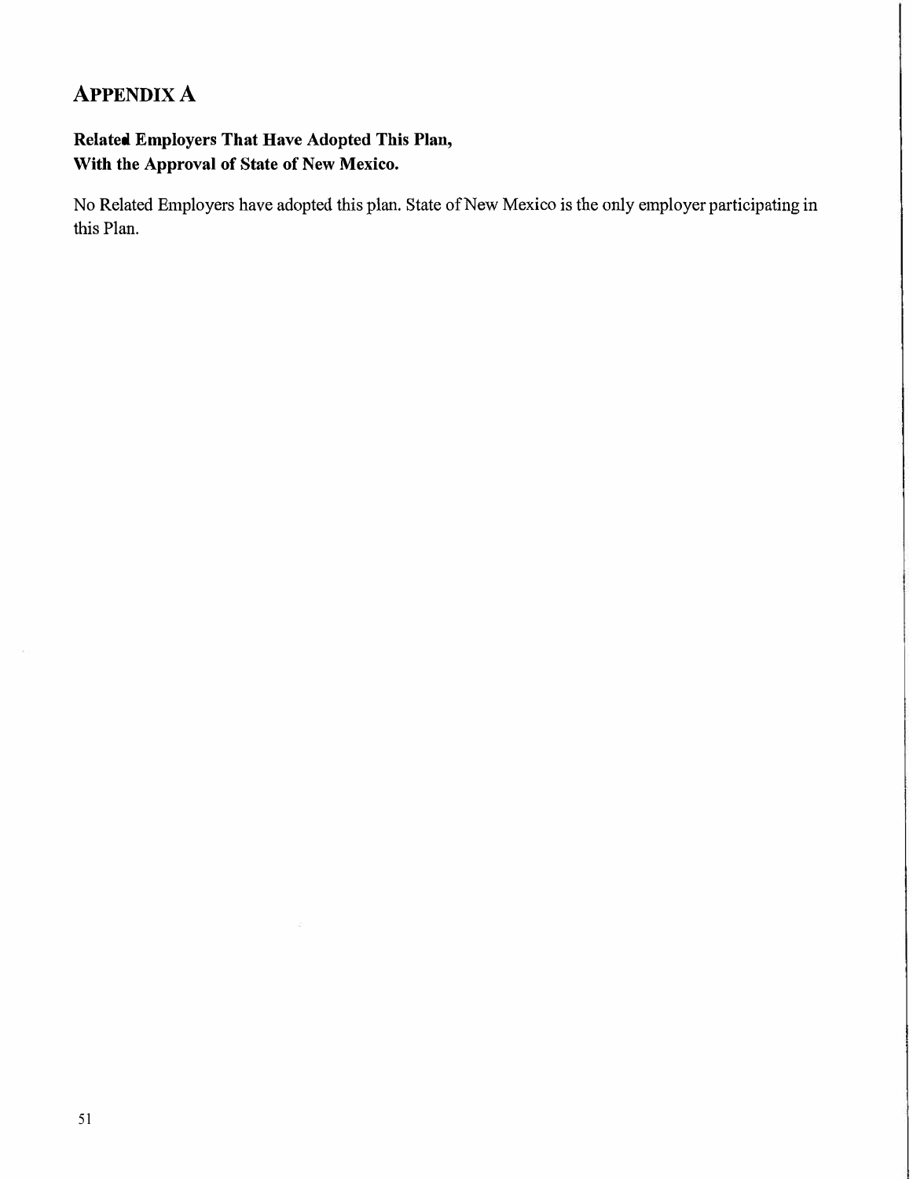## APPENDIX A

**Related Employers That Have Adopted This Plan, With the Approval of State of New Mexico.**

No Related Employers have adopted this plan. State of New Mexico is the only employer participating in this Plan.